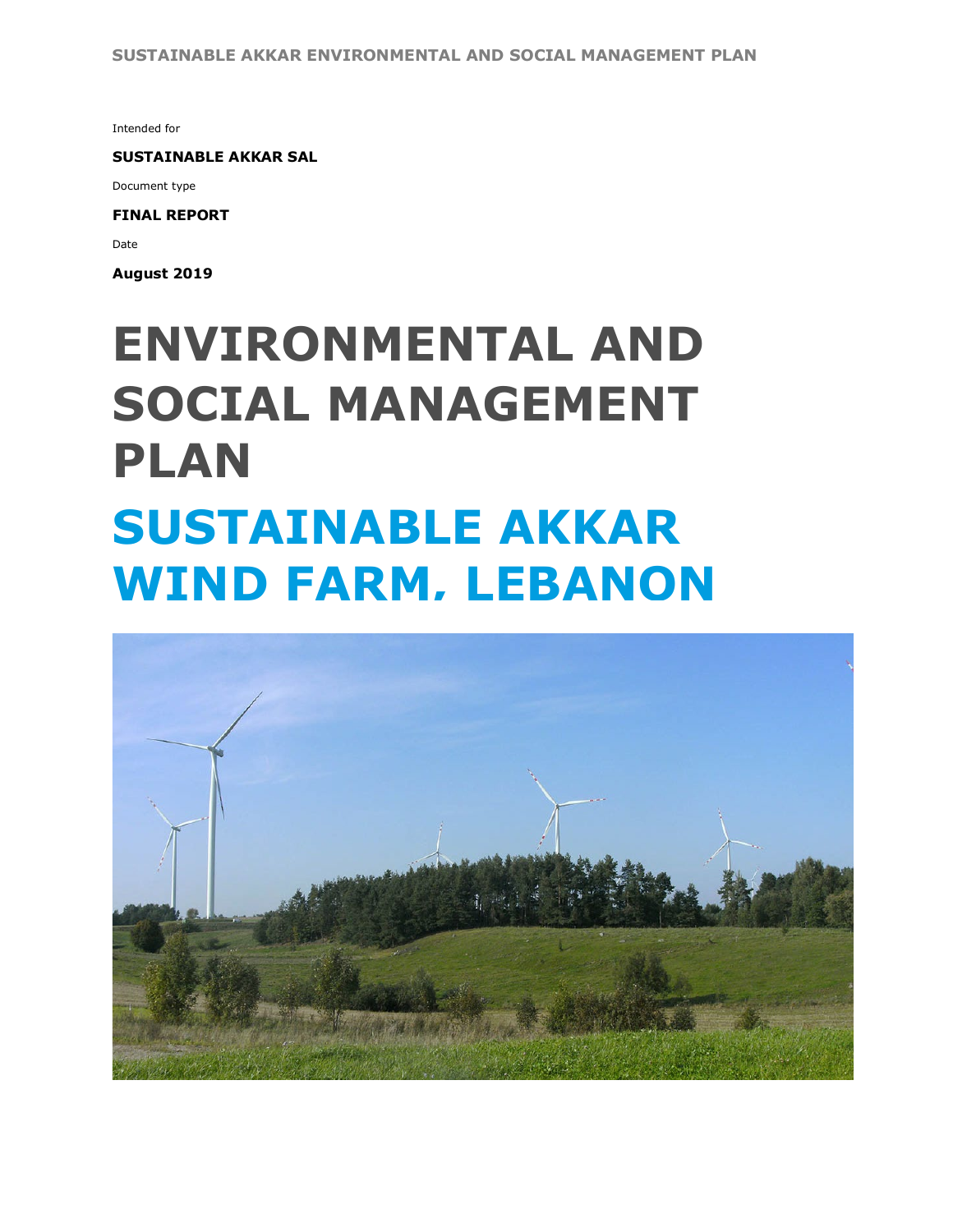Intended for

**SUSTAINABLE AKKAR SAL**

Document type

**FINAL REPORT**

Date

**August 2019**

# ENVIRONMENTAL AND SOCIAL MANAGEMENT PLAN

# SUSTAINABLE AKKAR WIND FARM, LEBANON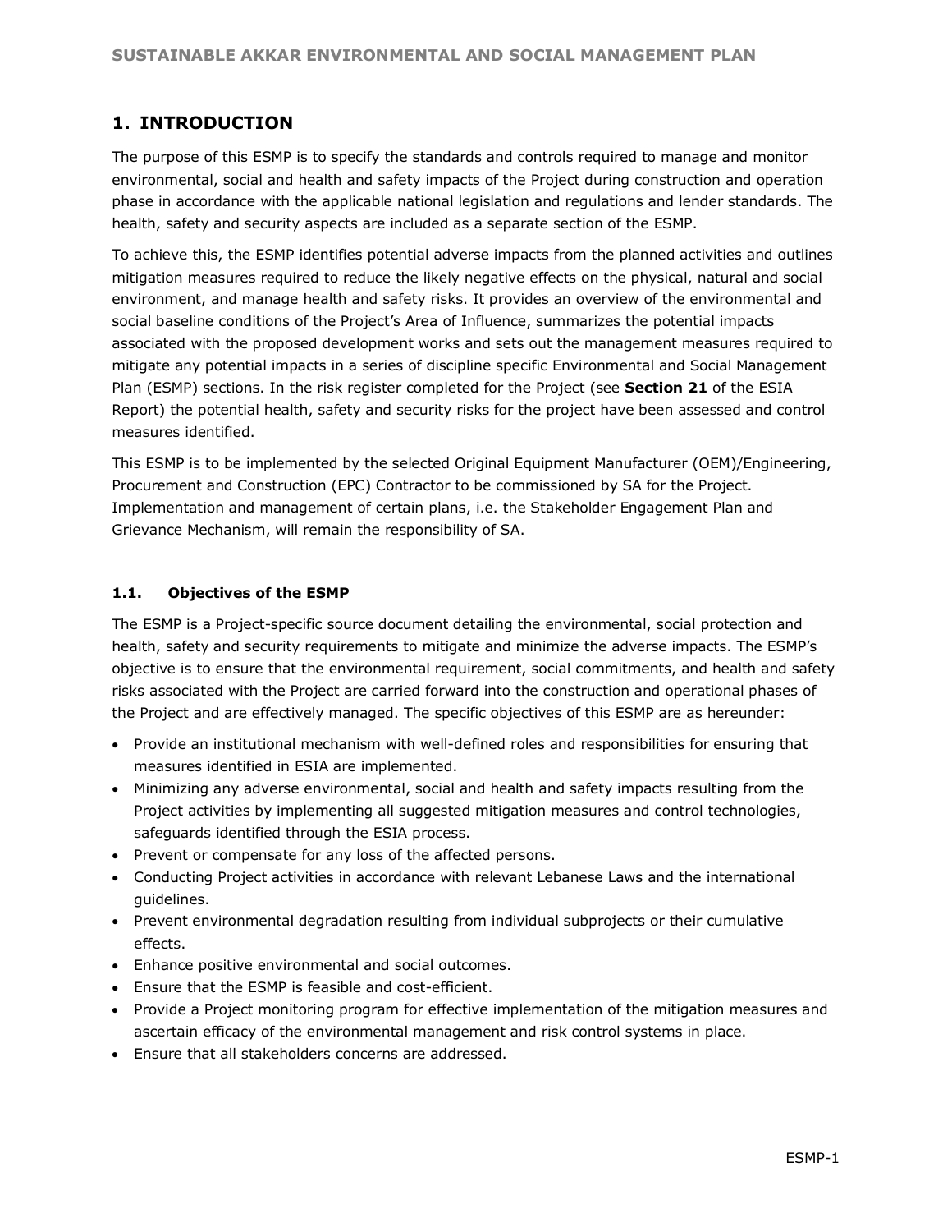# 1. INTRODUCTION

The purpose of this ESMP is to specify the standards and controls required to manage and monitor environmental, social and health and safety impacts of the Project during construction and operation phase in accordance with the applicable national legislation and regulations and lender standards. The health, safety and security aspects are included as a separate section of the ESMP.

To achieve this, the ESMP identifies potential adverse impacts from the planned activities and outlines mitigation measures required to reduce the likely negative effects on the physical, natural and social environment, and manage health and safety risks. It provides an overview of the environmental and social baseline conditions of the Project's Area of Influence, summarizes the potential impacts associated with the proposed development works and sets out the management measures required to mitigate any potential impacts in a series of discipline specific Environmental and Social Management Plan (ESMP) sections. In the risk register completed for the Project (see **Section 21** of the ESIA Report) the potential health, safety and security risks for the project have been assessed and control measures identified.

This ESMP is to be implemented by the selected Original Equipment Manufacturer (OEM)/Engineering, Procurement and Construction (EPC) Contractor to be commissioned by SA for the Project. Implementation and management of certain plans, i.e. the Stakeholder Engagement Plan and Grievance Mechanism, will remain the responsibility of SA.

## 1.1. Objectives of the ESMP

The ESMP is a Project-specific source document detailing the environmental, social protection and health, safety and security requirements to mitigate and minimize the adverse impacts. The ESMP's objective is to ensure that the environmental requirement, social commitments, and health and safety risks associated with the Project are carried forward into the construction and operational phases of the Project and are effectively managed. The specific objectives of this ESMP are as hereunder:

- Provide an institutional mechanism with well-defined roles and responsibilities for ensuring that measures identified in ESIA are implemented.
- Minimizing any adverse environmental, social and health and safety impacts resulting from the Project activities by implementing all suggested mitigation measures and control technologies, safeguards identified through the ESIA process.
- Prevent or compensate for any loss of the affected persons.
- Conducting Project activities in accordance with relevant Lebanese Laws and the international guidelines.
- Prevent environmental degradation resulting from individual subprojects or their cumulative effects.
- Enhance positive environmental and social outcomes.
- Ensure that the ESMP is feasible and cost-efficient.
- Provide a Project monitoring program for effective implementation of the mitigation measures and ascertain efficacy of the environmental management and risk control systems in place.
- Ensure that all stakeholders concerns are addressed.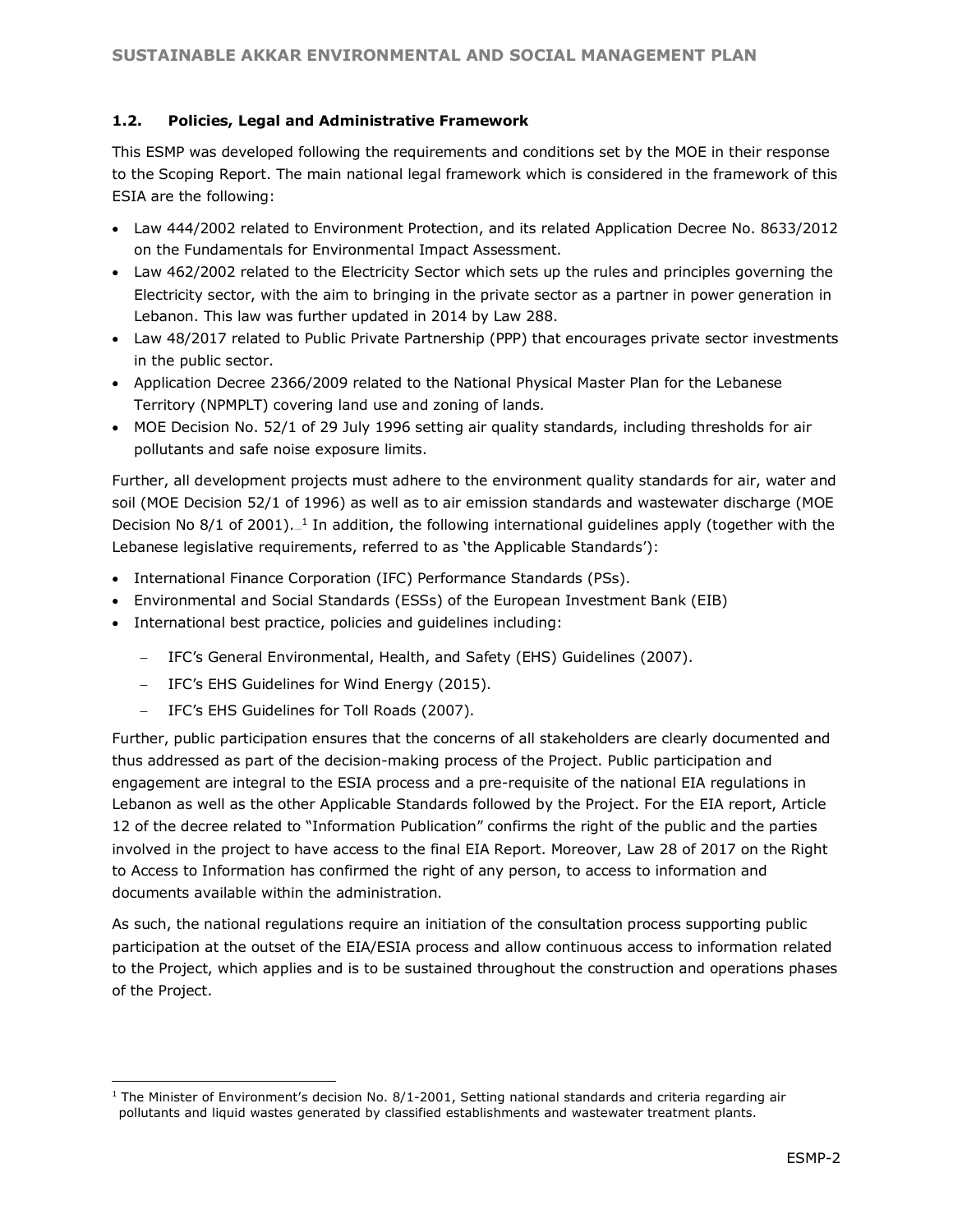## 1.2. Policies, Legal and Administrative Framework

This ESMP was developed following the requirements and conditions set by the MOE in their response to the Scoping Report. The main national legal framework which is considered in the framework of this ESIA are the following:

- Law 444/2002 related to Environment Protection, and its related Application Decree No. 8633/2012 on the Fundamentals for Environmental Impact Assessment.
- Law 462/2002 related to the Electricity Sector which sets up the rules and principles governing the Electricity sector, with the aim to bringing in the private sector as a partner in power generation in Lebanon. This law was further updated in 2014 by Law 288.
- Law 48/2017 related to Public Private Partnership (PPP) that encourages private sector investments in the public sector.
- Application Decree 2366/2009 related to the National Physical Master Plan for the Lebanese Territory (NPMPLT) covering land use and zoning of lands.
- MOE Decision No. 52/1 of 29 July 1996 setting air quality standards, including thresholds for air pollutants and safe noise exposure limits.

Further, all development projects must adhere to the environment quality standards for air, water and soil (MOE Decision 52/1 of 1996) as well as to air emission standards and wastewater discharge (MOE Decision No 8/1 of 2001).[1] In addition, the following international guidelines apply (together with the Lebanese legislative requirements, referred to as 'the Applicable Standards'):

- International Finance Corporation (IFC) Performance Standards (PSs).
- Environmental and Social Standards (ESSs) of the European Investment Bank (EIB)
- International best practice, policies and guidelines including:
  - IFC's General Environmental, Health, and Safety (EHS) Guidelines (2007).
  - IFC's EHS Guidelines for Wind Energy (2015).
  - IFC's EHS Guidelines for Toll Roads (2007).

Further, public participation ensures that the concerns of all stakeholders are clearly documented and thus addressed as part of the decision-making process of the Project. Public participation and engagement are integral to the ESIA process and a pre-requisite of the national EIA regulations in Lebanon as well as the other Applicable Standards followed by the Project. For the EIA report, Article 12 of the decree related to "Information Publication" confirms the right of the public and the parties involved in the project to have access to the final EIA Report. Moreover, Law 28 of 2017 on the Right to Access to Information has confirmed the right of any person, to access to information and documents available within the administration.

As such, the national regulations require an initiation of the consultation process supporting public participation at the outset of the EIA/ESIA process and allow continuous access to information related to the Project, which applies and is to be sustained throughout the construction and operations phases of the Project.

[1] The Minister of Environment's decision No. 8/1-2001, Setting national standards and criteria regarding air pollutants and liquid wastes generated by classified establishments and wastewater treatment plants.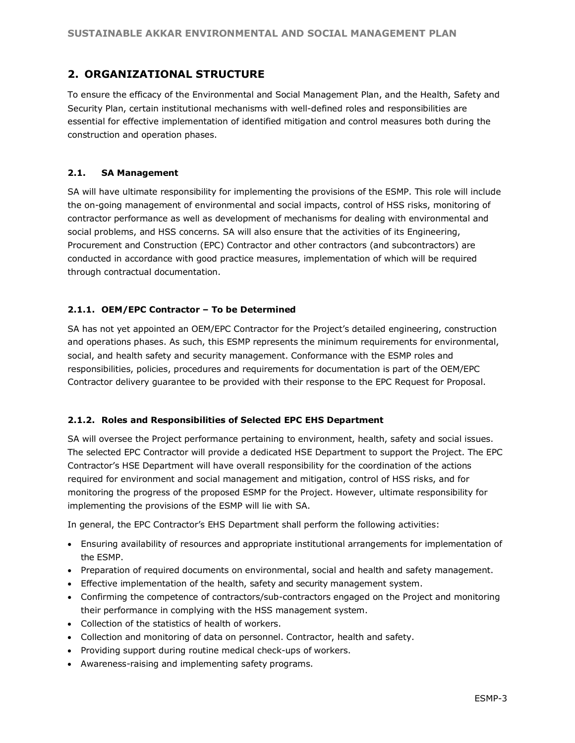## 2. ORGANIZATIONAL STRUCTURE

To ensure the efficacy of the Environmental and Social Management Plan, and the Health, Safety and Security Plan, certain institutional mechanisms with well-defined roles and responsibilities are essential for effective implementation of identified mitigation and control measures both during the construction and operation phases.

### 2.1. SA Management

SA will have ultimate responsibility for implementing the provisions of the ESMP. This role will include the on-going management of environmental and social impacts, control of HSS risks, monitoring of contractor performance as well as development of mechanisms for dealing with environmental and social problems, and HSS concerns. SA will also ensure that the activities of its Engineering, Procurement and Construction (EPC) Contractor and other contractors (and subcontractors) are conducted in accordance with good practice measures, implementation of which will be required through contractual documentation.

#### 2.1.1. OEM/EPC Contractor – To be Determined

SA has not yet appointed an OEM/EPC Contractor for the Project's detailed engineering, construction and operations phases. As such, this ESMP represents the minimum requirements for environmental, social, and health safety and security management. Conformance with the ESMP roles and responsibilities, policies, procedures and requirements for documentation is part of the OEM/EPC Contractor delivery guarantee to be provided with their response to the EPC Request for Proposal.

#### 2.1.2. Roles and Responsibilities of Selected EPC EHS Department

SA will oversee the Project performance pertaining to environment, health, safety and social issues. The selected EPC Contractor will provide a dedicated HSE Department to support the Project. The EPC Contractor's HSE Department will have overall responsibility for the coordination of the actions required for environment and social management and mitigation, control of HSS risks, and for monitoring the progress of the proposed ESMP for the Project. However, ultimate responsibility for implementing the provisions of the ESMP will lie with SA.

In general, the EPC Contractor's EHS Department shall perform the following activities:

- Ensuring availability of resources and appropriate institutional arrangements for implementation of the ESMP.
- Preparation of required documents on environmental, social and health and safety management.
- Effective implementation of the health, safety and security management system.
- Confirming the competence of contractors/sub-contractors engaged on the Project and monitoring their performance in complying with the HSS management system.
- Collection of the statistics of health of workers.
- Collection and monitoring of data on personnel. Contractor, health and safety.
- Providing support during routine medical check-ups of workers.
- Awareness-raising and implementing safety programs.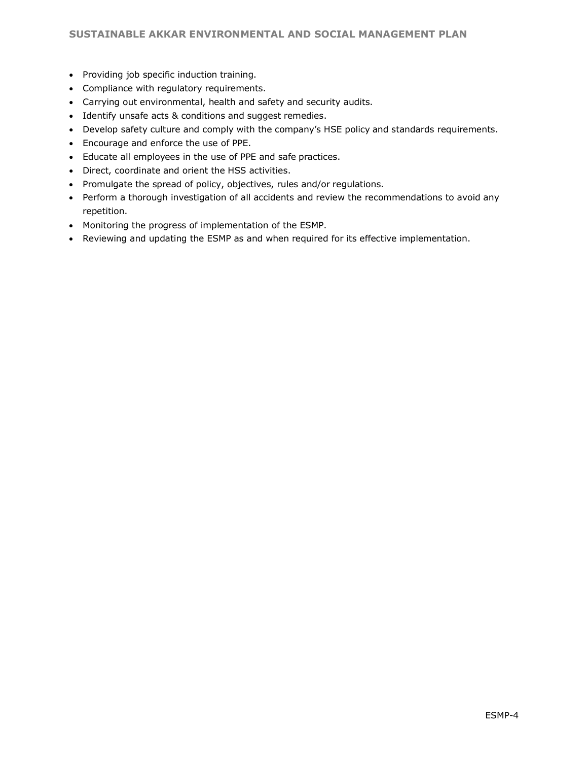- Providing job specific induction training.
- Compliance with regulatory requirements.
- Carrying out environmental, health and safety and security audits.
- Identify unsafe acts & conditions and suggest remedies.
- Develop safety culture and comply with the company's HSE policy and standards requirements.
- Encourage and enforce the use of PPE.
- Educate all employees in the use of PPE and safe practices.
- Direct, coordinate and orient the HSS activities.
- Promulgate the spread of policy, objectives, rules and/or regulations.
- Perform a thorough investigation of all accidents and review the recommendations to avoid any repetition.
- Monitoring the progress of implementation of the ESMP.
- Reviewing and updating the ESMP as and when required for its effective implementation.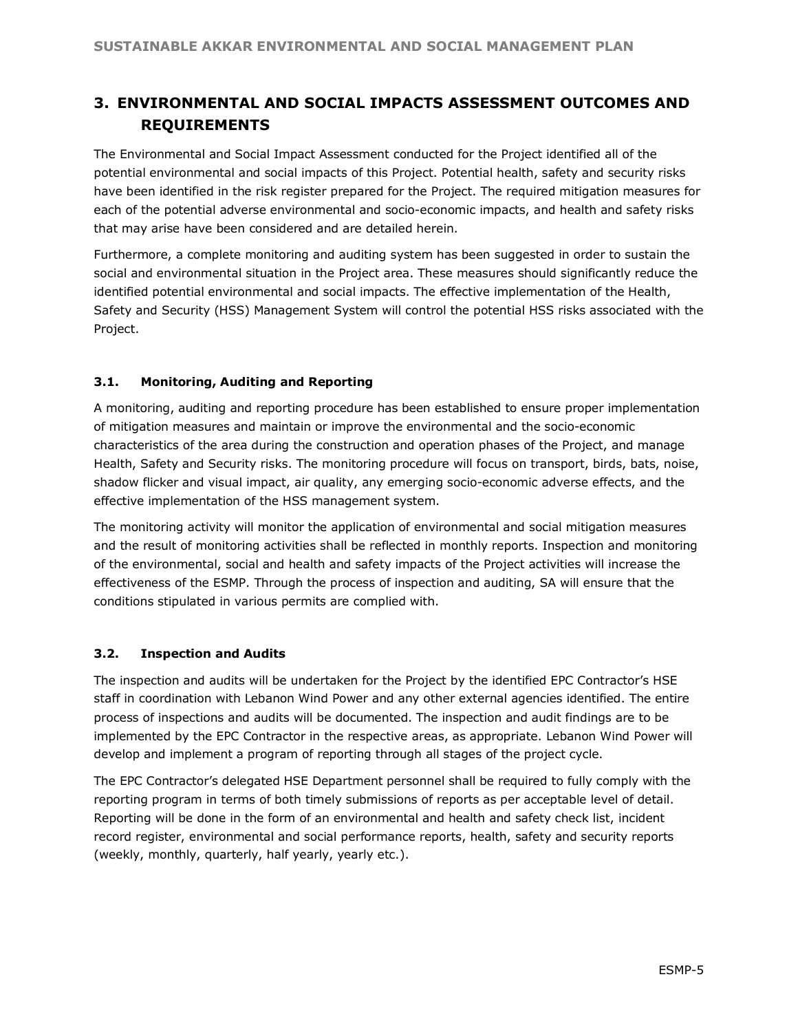## 3. ENVIRONMENTAL AND SOCIAL IMPACTS ASSESSMENT OUTCOMES AND REQUIREMENTS

The Environmental and Social Impact Assessment conducted for the Project identified all of the potential environmental and social impacts of this Project. Potential health, safety and security risks have been identified in the risk register prepared for the Project. The required mitigation measures for each of the potential adverse environmental and socio-economic impacts, and health and safety risks that may arise have been considered and are detailed herein.

Furthermore, a complete monitoring and auditing system has been suggested in order to sustain the social and environmental situation in the Project area. These measures should significantly reduce the identified potential environmental and social impacts. The effective implementation of the Health, Safety and Security (HSS) Management System will control the potential HSS risks associated with the Project.

### 3.1. Monitoring, Auditing and Reporting

A monitoring, auditing and reporting procedure has been established to ensure proper implementation of mitigation measures and maintain or improve the environmental and the socio-economic characteristics of the area during the construction and operation phases of the Project, and manage Health, Safety and Security risks. The monitoring procedure will focus on transport, birds, bats, noise, shadow flicker and visual impact, air quality, any emerging socio-economic adverse effects, and the effective implementation of the HSS management system.

The monitoring activity will monitor the application of environmental and social mitigation measures and the result of monitoring activities shall be reflected in monthly reports. Inspection and monitoring of the environmental, social and health and safety impacts of the Project activities will increase the effectiveness of the ESMP. Through the process of inspection and auditing, SA will ensure that the conditions stipulated in various permits are complied with.

### 3.2. Inspection and Audits

The inspection and audits will be undertaken for the Project by the identified EPC Contractor's HSE staff in coordination with Lebanon Wind Power and any other external agencies identified. The entire process of inspections and audits will be documented. The inspection and audit findings are to be implemented by the EPC Contractor in the respective areas, as appropriate. Lebanon Wind Power will develop and implement a program of reporting through all stages of the project cycle.

The EPC Contractor's delegated HSE Department personnel shall be required to fully comply with the reporting program in terms of both timely submissions of reports as per acceptable level of detail. Reporting will be done in the form of an environmental and health and safety check list, incident record register, environmental and social performance reports, health, safety and security reports (weekly, monthly, quarterly, half yearly, yearly etc.).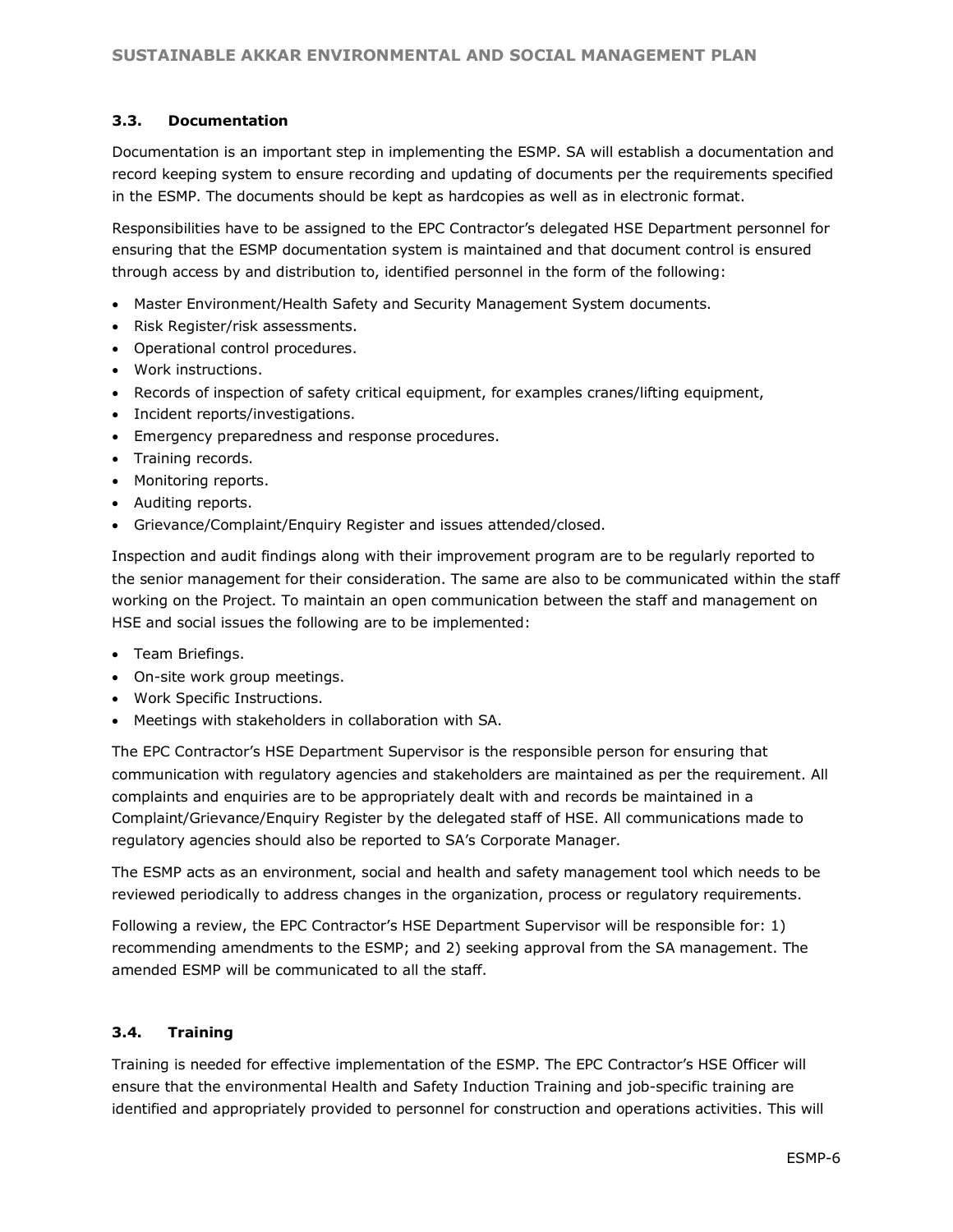### 3.3. Documentation

Documentation is an important step in implementing the ESMP. SA will establish a documentation and record keeping system to ensure recording and updating of documents per the requirements specified in the ESMP. The documents should be kept as hardcopies as well as in electronic format.

Responsibilities have to be assigned to the EPC Contractor's delegated HSE Department personnel for ensuring that the ESMP documentation system is maintained and that document control is ensured through access by and distribution to, identified personnel in the form of the following:

- Master Environment/Health Safety and Security Management System documents.
- Risk Register/risk assessments.
- Operational control procedures.
- Work instructions.
- Records of inspection of safety critical equipment, for examples cranes/lifting equipment,
- Incident reports/investigations.
- Emergency preparedness and response procedures.
- Training records.
- Monitoring reports.
- Auditing reports.
- Grievance/Complaint/Enquiry Register and issues attended/closed.

Inspection and audit findings along with their improvement program are to be regularly reported to the senior management for their consideration. The same are also to be communicated within the staff working on the Project. To maintain an open communication between the staff and management on HSE and social issues the following are to be implemented:

- Team Briefings.
- On-site work group meetings.
- Work Specific Instructions.
- Meetings with stakeholders in collaboration with SA.

The EPC Contractor's HSE Department Supervisor is the responsible person for ensuring that communication with regulatory agencies and stakeholders are maintained as per the requirement. All complaints and enquiries are to be appropriately dealt with and records be maintained in a Complaint/Grievance/Enquiry Register by the delegated staff of HSE. All communications made to regulatory agencies should also be reported to SA's Corporate Manager.

The ESMP acts as an environment, social and health and safety management tool which needs to be reviewed periodically to address changes in the organization, process or regulatory requirements.

Following a review, the EPC Contractor's HSE Department Supervisor will be responsible for: 1) recommending amendments to the ESMP; and 2) seeking approval from the SA management. The amended ESMP will be communicated to all the staff.

### 3.4. Training

Training is needed for effective implementation of the ESMP. The EPC Contractor's HSE Officer will ensure that the environmental Health and Safety Induction Training and job-specific training are identified and appropriately provided to personnel for construction and operations activities. This will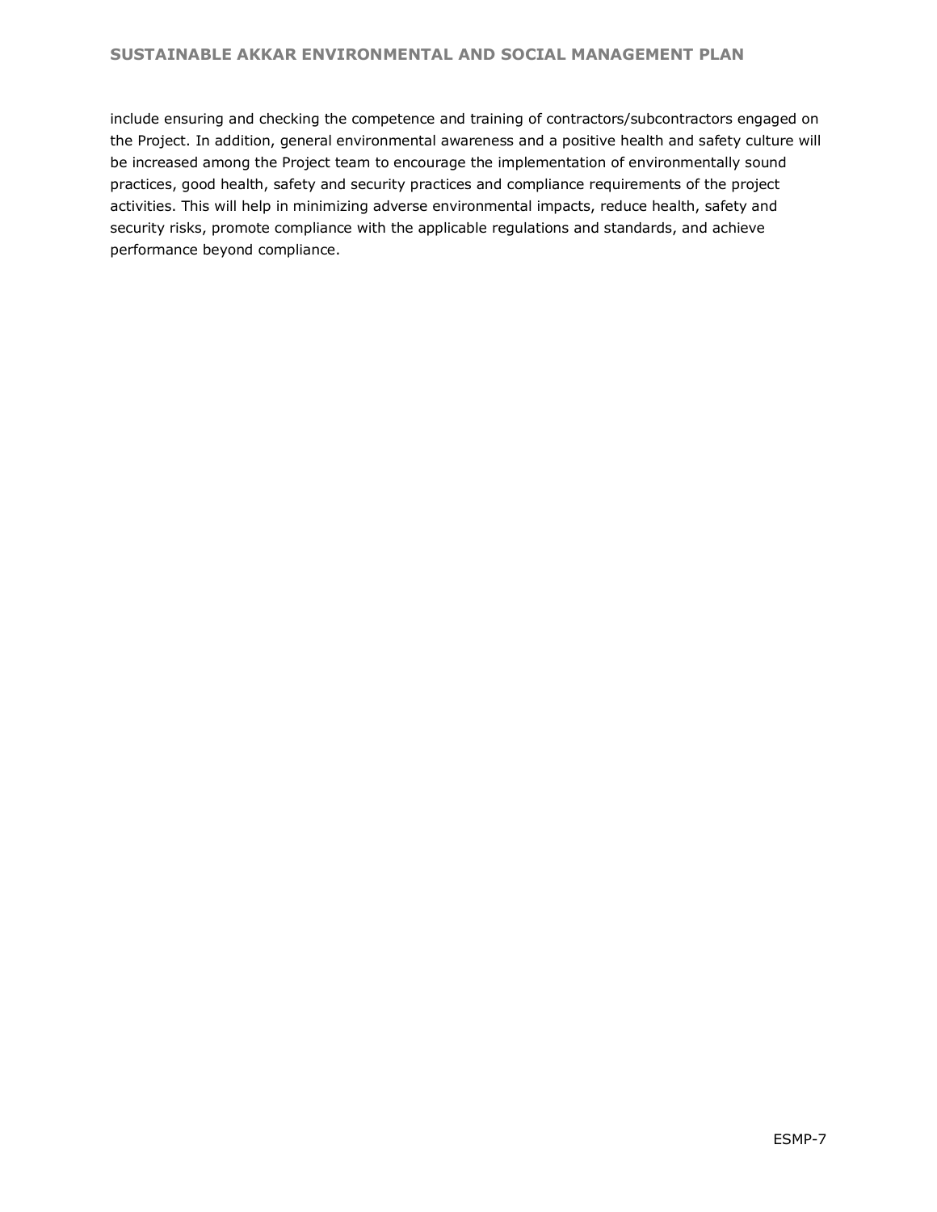include ensuring and checking the competence and training of contractors/subcontractors engaged on the Project. In addition, general environmental awareness and a positive health and safety culture will be increased among the Project team to encourage the implementation of environmentally sound practices, good health, safety and security practices and compliance requirements of the project activities. This will help in minimizing adverse environmental impacts, reduce health, safety and security risks, promote compliance with the applicable regulations and standards, and achieve performance beyond compliance.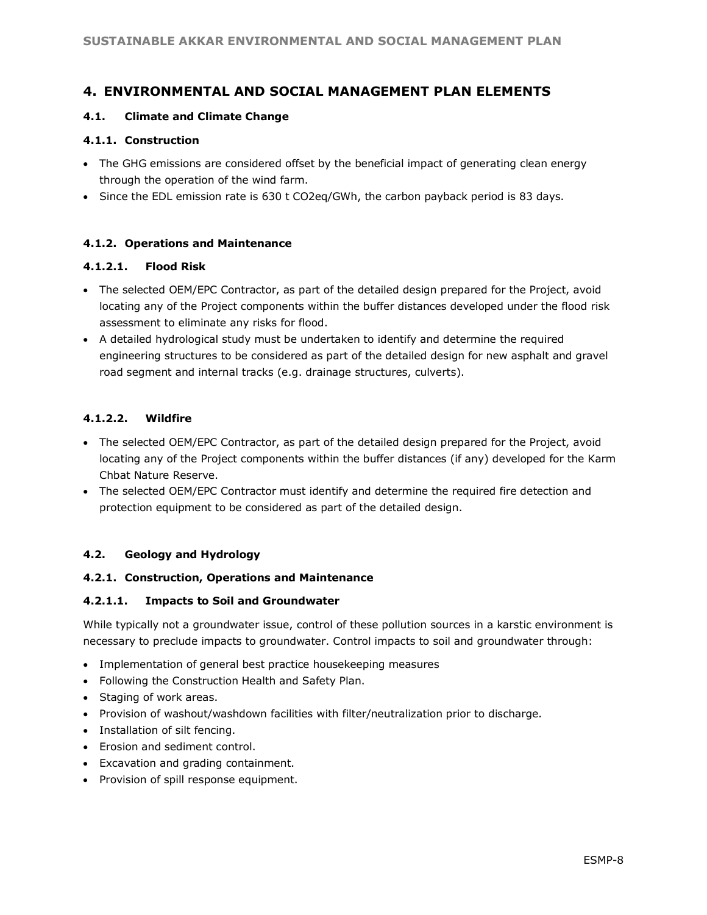# 4. ENVIRONMENTAL AND SOCIAL MANAGEMENT PLAN ELEMENTS

## 4.1. Climate and Climate Change

### 4.1.1. Construction

- The GHG emissions are considered offset by the beneficial impact of generating clean energy through the operation of the wind farm.
- Since the EDL emission rate is 630 t $CO_2eq$/GWh, the carbon payback period is 83 days.

### 4.1.2. Operations and Maintenance

#### 4.1.2.1. Flood Risk

- The selected OEM/EPC Contractor, as part of the detailed design prepared for the Project, avoid locating any of the Project components within the buffer distances developed under the flood risk assessment to eliminate any risks for flood.
- A detailed hydrological study must be undertaken to identify and determine the required engineering structures to be considered as part of the detailed design for new asphalt and gravel road segment and internal tracks (e.g. drainage structures, culverts).

#### 4.1.2.2. Wildfire

- The selected OEM/EPC Contractor, as part of the detailed design prepared for the Project, avoid locating any of the Project components within the buffer distances (if any) developed for the Karm Chbat Nature Reserve.
- The selected OEM/EPC Contractor must identify and determine the required fire detection and protection equipment to be considered as part of the detailed design.

## 4.2. Geology and Hydrology

### 4.2.1. Construction, Operations and Maintenance

#### 4.2.1.1. Impacts to Soil and Groundwater

While typically not a groundwater issue, control of these pollution sources in a karstic environment is necessary to preclude impacts to groundwater. Control impacts to soil and groundwater through:

- Implementation of general best practice housekeeping measures
- Following the Construction Health and Safety Plan.
- Staging of work areas.
- Provision of washout/washdown facilities with filter/neutralization prior to discharge.
- Installation of silt fencing.
- Erosion and sediment control.
- Excavation and grading containment.
- Provision of spill response equipment.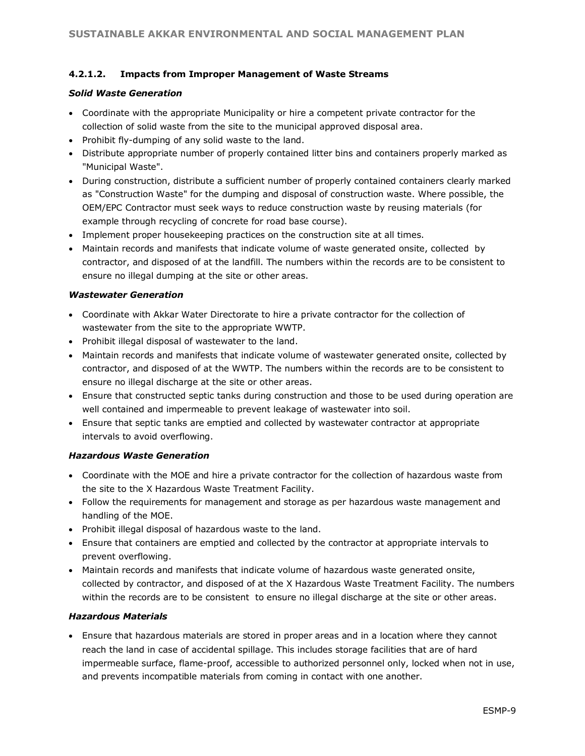#### 4.2.1.2. Impacts from Improper Management of Waste Streams

***Solid Waste Generation***

- Coordinate with the appropriate Municipality or hire a competent private contractor for the collection of solid waste from the site to the municipal approved disposal area.
- Prohibit fly-dumping of any solid waste to the land.
- Distribute appropriate number of properly contained litter bins and containers properly marked as "Municipal Waste".
- During construction, distribute a sufficient number of properly contained containers clearly marked as "Construction Waste" for the dumping and disposal of construction waste. Where possible, the OEM/EPC Contractor must seek ways to reduce construction waste by reusing materials (for example through recycling of concrete for road base course).
- Implement proper housekeeping practices on the construction site at all times.
- Maintain records and manifests that indicate volume of waste generated onsite, collected by contractor, and disposed of at the landfill. The numbers within the records are to be consistent to ensure no illegal dumping at the site or other areas.

***Wastewater Generation***

- Coordinate with Akkar Water Directorate to hire a private contractor for the collection of wastewater from the site to the appropriate WWTP.
- Prohibit illegal disposal of wastewater to the land.
- Maintain records and manifests that indicate volume of wastewater generated onsite, collected by contractor, and disposed of at the WWTP. The numbers within the records are to be consistent to ensure no illegal discharge at the site or other areas.
- Ensure that constructed septic tanks during construction and those to be used during operation are well contained and impermeable to prevent leakage of wastewater into soil.
- Ensure that septic tanks are emptied and collected by wastewater contractor at appropriate intervals to avoid overflowing.

***Hazardous Waste Generation***

- Coordinate with the MOE and hire a private contractor for the collection of hazardous waste from the site to the X Hazardous Waste Treatment Facility.
- Follow the requirements for management and storage as per hazardous waste management and handling of the MOE.
- Prohibit illegal disposal of hazardous waste to the land.
- Ensure that containers are emptied and collected by the contractor at appropriate intervals to prevent overflowing.
- Maintain records and manifests that indicate volume of hazardous waste generated onsite, collected by contractor, and disposed of at the X Hazardous Waste Treatment Facility. The numbers within the records are to be consistent to ensure no illegal discharge at the site or other areas.

***Hazardous Materials***

- Ensure that hazardous materials are stored in proper areas and in a location where they cannot reach the land in case of accidental spillage. This includes storage facilities that are of hard impermeable surface, flame-proof, accessible to authorized personnel only, locked when not in use, and prevents incompatible materials from coming in contact with one another.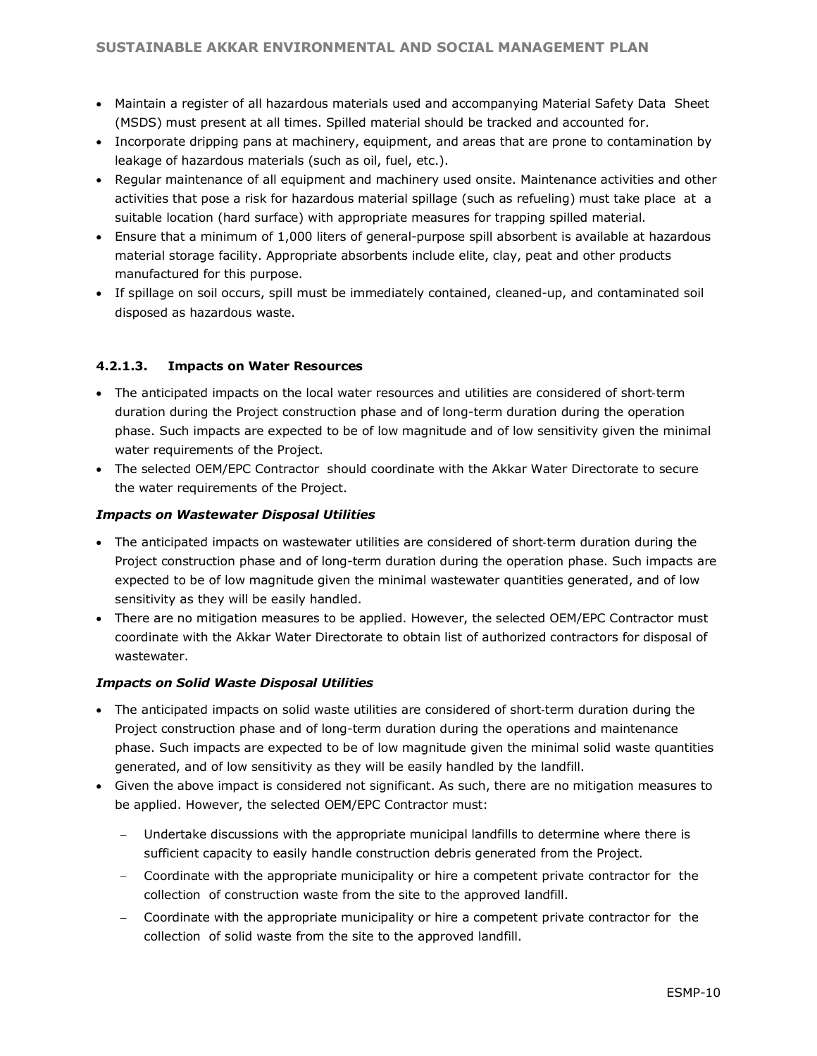- Maintain a register of all hazardous materials used and accompanying Material Safety Data Sheet (MSDS) must present at all times. Spilled material should be tracked and accounted for.
- Incorporate dripping pans at machinery, equipment, and areas that are prone to contamination by leakage of hazardous materials (such as oil, fuel, etc.).
- Regular maintenance of all equipment and machinery used onsite. Maintenance activities and other activities that pose a risk for hazardous material spillage (such as refueling) must take place at a suitable location (hard surface) with appropriate measures for trapping spilled material.
- Ensure that a minimum of 1,000 liters of general-purpose spill absorbent is available at hazardous material storage facility. Appropriate absorbents include elite, clay, peat and other products manufactured for this purpose.
- If spillage on soil occurs, spill must be immediately contained, cleaned-up, and contaminated soil disposed as hazardous waste.

#### 4.2.1.3. Impacts on Water Resources

- The anticipated impacts on the local water resources and utilities are considered of short-term duration during the Project construction phase and of long-term duration during the operation phase. Such impacts are expected to be of low magnitude and of low sensitivity given the minimal water requirements of the Project.
- The selected OEM/EPC Contractor should coordinate with the Akkar Water Directorate to secure the water requirements of the Project.

***Impacts on Wastewater Disposal Utilities***

- The anticipated impacts on wastewater utilities are considered of short-term duration during the Project construction phase and of long-term duration during the operation phase. Such impacts are expected to be of low magnitude given the minimal wastewater quantities generated, and of low sensitivity as they will be easily handled.
- There are no mitigation measures to be applied. However, the selected OEM/EPC Contractor must coordinate with the Akkar Water Directorate to obtain list of authorized contractors for disposal of wastewater.

***Impacts on Solid Waste Disposal Utilities***

- The anticipated impacts on solid waste utilities are considered of short-term duration during the Project construction phase and of long-term duration during the operations and maintenance phase. Such impacts are expected to be of low magnitude given the minimal solid waste quantities generated, and of low sensitivity as they will be easily handled by the landfill.
- Given the above impact is considered not significant. As such, there are no mitigation measures to be applied. However, the selected OEM/EPC Contractor must:
  - Undertake discussions with the appropriate municipal landfills to determine where there is sufficient capacity to easily handle construction debris generated from the Project.
  - Coordinate with the appropriate municipality or hire a competent private contractor for the collection of construction waste from the site to the approved landfill.
  - Coordinate with the appropriate municipality or hire a competent private contractor for the collection of solid waste from the site to the approved landfill.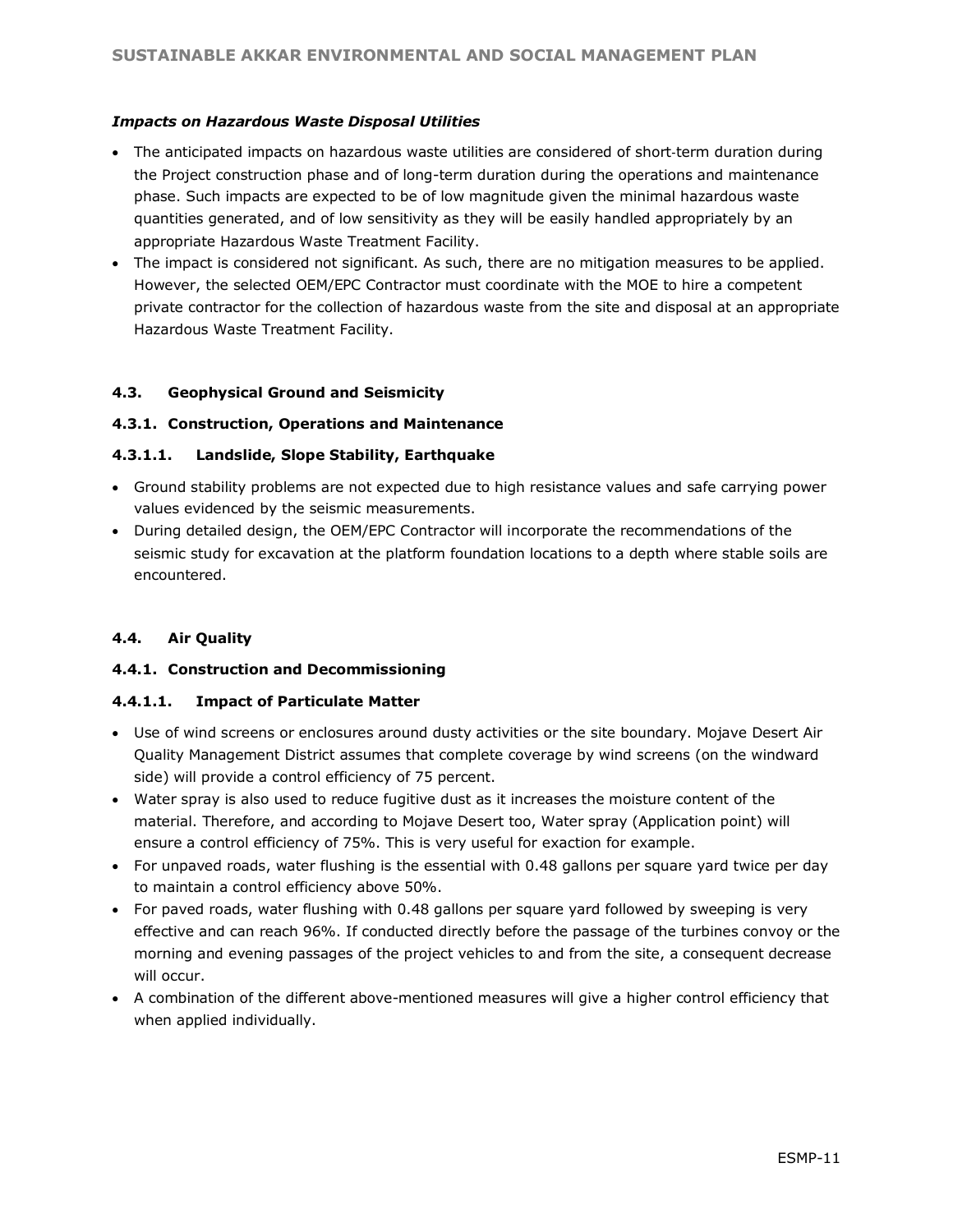*Impacts on Hazardous Waste Disposal Utilities*

- The anticipated impacts on hazardous waste utilities are considered of short-term duration during the Project construction phase and of long-term duration during the operations and maintenance phase. Such impacts are expected to be of low magnitude given the minimal hazardous waste quantities generated, and of low sensitivity as they will be easily handled appropriately by an appropriate Hazardous Waste Treatment Facility.
- The impact is considered not significant. As such, there are no mitigation measures to be applied. However, the selected OEM/EPC Contractor must coordinate with the MOE to hire a competent private contractor for the collection of hazardous waste from the site and disposal at an appropriate Hazardous Waste Treatment Facility.

## 4.3. Geophysical Ground and Seismicity

### 4.3.1. Construction, Operations and Maintenance

#### 4.3.1.1. Landslide, Slope Stability, Earthquake

- Ground stability problems are not expected due to high resistance values and safe carrying power values evidenced by the seismic measurements.
- During detailed design, the OEM/EPC Contractor will incorporate the recommendations of the seismic study for excavation at the platform foundation locations to a depth where stable soils are encountered.

## 4.4. Air Quality

### 4.4.1. Construction and Decommissioning

#### 4.4.1.1. Impact of Particulate Matter

- Use of wind screens or enclosures around dusty activities or the site boundary. Mojave Desert Air Quality Management District assumes that complete coverage by wind screens (on the windward side) will provide a control efficiency of 75 percent.
- Water spray is also used to reduce fugitive dust as it increases the moisture content of the material. Therefore, and according to Mojave Desert too, Water spray (Application point) will ensure a control efficiency of 75%. This is very useful for exaction for example.
- For unpaved roads, water flushing is the essential with 0.48 gallons per square yard twice per day to maintain a control efficiency above 50%.
- For paved roads, water flushing with 0.48 gallons per square yard followed by sweeping is very effective and can reach 96%. If conducted directly before the passage of the turbines convoy or the morning and evening passages of the project vehicles to and from the site, a consequent decrease will occur.
- A combination of the different above-mentioned measures will give a higher control efficiency that when applied individually.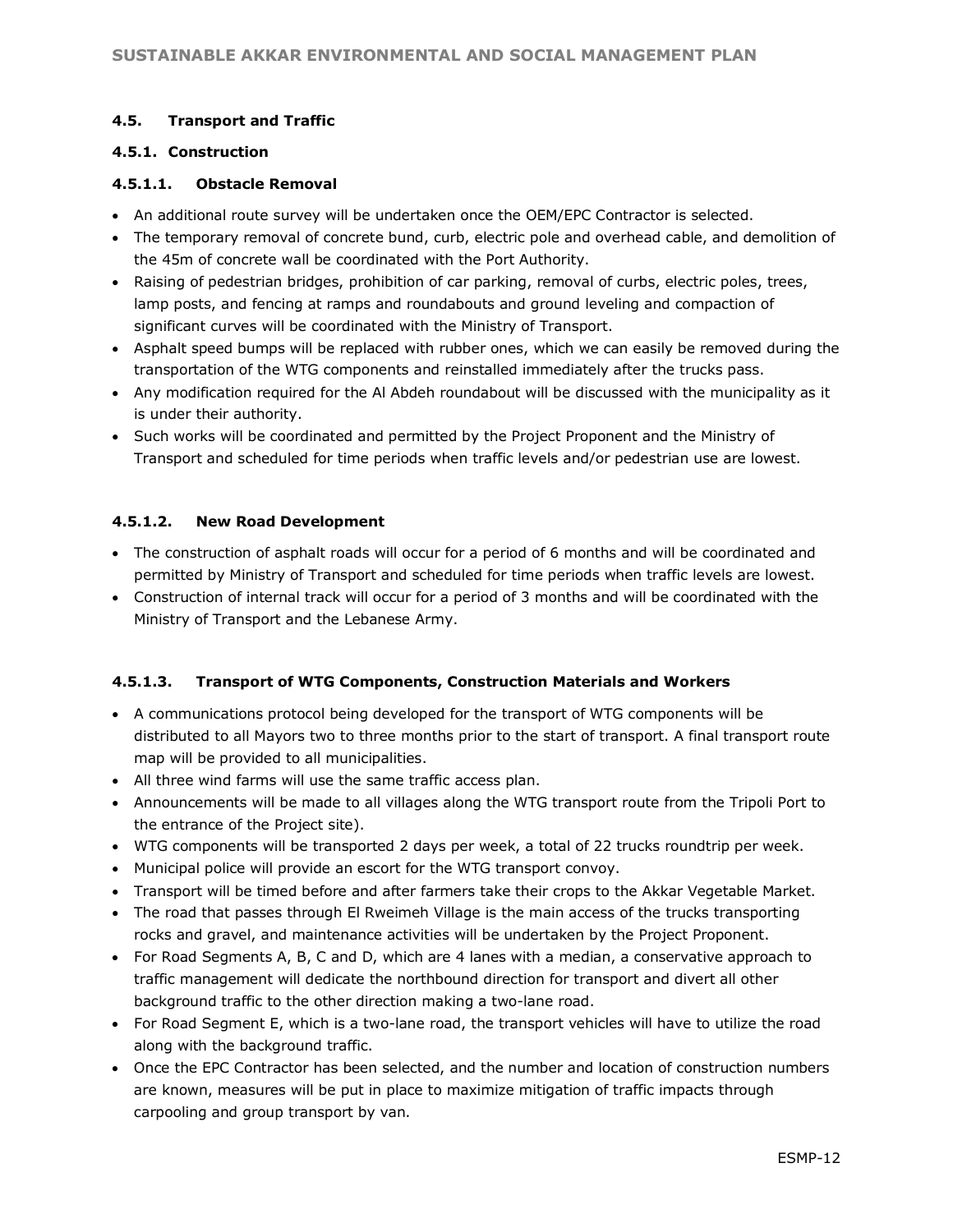### 4.5. Transport and Traffic

#### 4.5.1. Construction

##### 4.5.1.1. Obstacle Removal

- An additional route survey will be undertaken once the OEM/EPC Contractor is selected.
- The temporary removal of concrete bund, curb, electric pole and overhead cable, and demolition of the 45m of concrete wall be coordinated with the Port Authority.
- Raising of pedestrian bridges, prohibition of car parking, removal of curbs, electric poles, trees, lamp posts, and fencing at ramps and roundabouts and ground leveling and compaction of significant curves will be coordinated with the Ministry of Transport.
- Asphalt speed bumps will be replaced with rubber ones, which we can easily be removed during the transportation of the WTG components and reinstalled immediately after the trucks pass.
- Any modification required for the Al Abdeh roundabout will be discussed with the municipality as it is under their authority.
- Such works will be coordinated and permitted by the Project Proponent and the Ministry of Transport and scheduled for time periods when traffic levels and/or pedestrian use are lowest.

##### 4.5.1.2. New Road Development

- The construction of asphalt roads will occur for a period of 6 months and will be coordinated and permitted by Ministry of Transport and scheduled for time periods when traffic levels are lowest.
- Construction of internal track will occur for a period of 3 months and will be coordinated with the Ministry of Transport and the Lebanese Army.

##### 4.5.1.3. Transport of WTG Components, Construction Materials and Workers

- A communications protocol being developed for the transport of WTG components will be distributed to all Mayors two to three months prior to the start of transport. A final transport route map will be provided to all municipalities.
- All three wind farms will use the same traffic access plan.
- Announcements will be made to all villages along the WTG transport route from the Tripoli Port to the entrance of the Project site).
- WTG components will be transported 2 days per week, a total of 22 trucks roundtrip per week.
- Municipal police will provide an escort for the WTG transport convoy.
- Transport will be timed before and after farmers take their crops to the Akkar Vegetable Market.
- The road that passes through El Rweimeh Village is the main access of the trucks transporting rocks and gravel, and maintenance activities will be undertaken by the Project Proponent.
- For Road Segments A, B, C and D, which are 4 lanes with a median, a conservative approach to traffic management will dedicate the northbound direction for transport and divert all other background traffic to the other direction making a two-lane road.
- For Road Segment E, which is a two-lane road, the transport vehicles will have to utilize the road along with the background traffic.
- Once the EPC Contractor has been selected, and the number and location of construction numbers are known, measures will be put in place to maximize mitigation of traffic impacts through carpooling and group transport by van.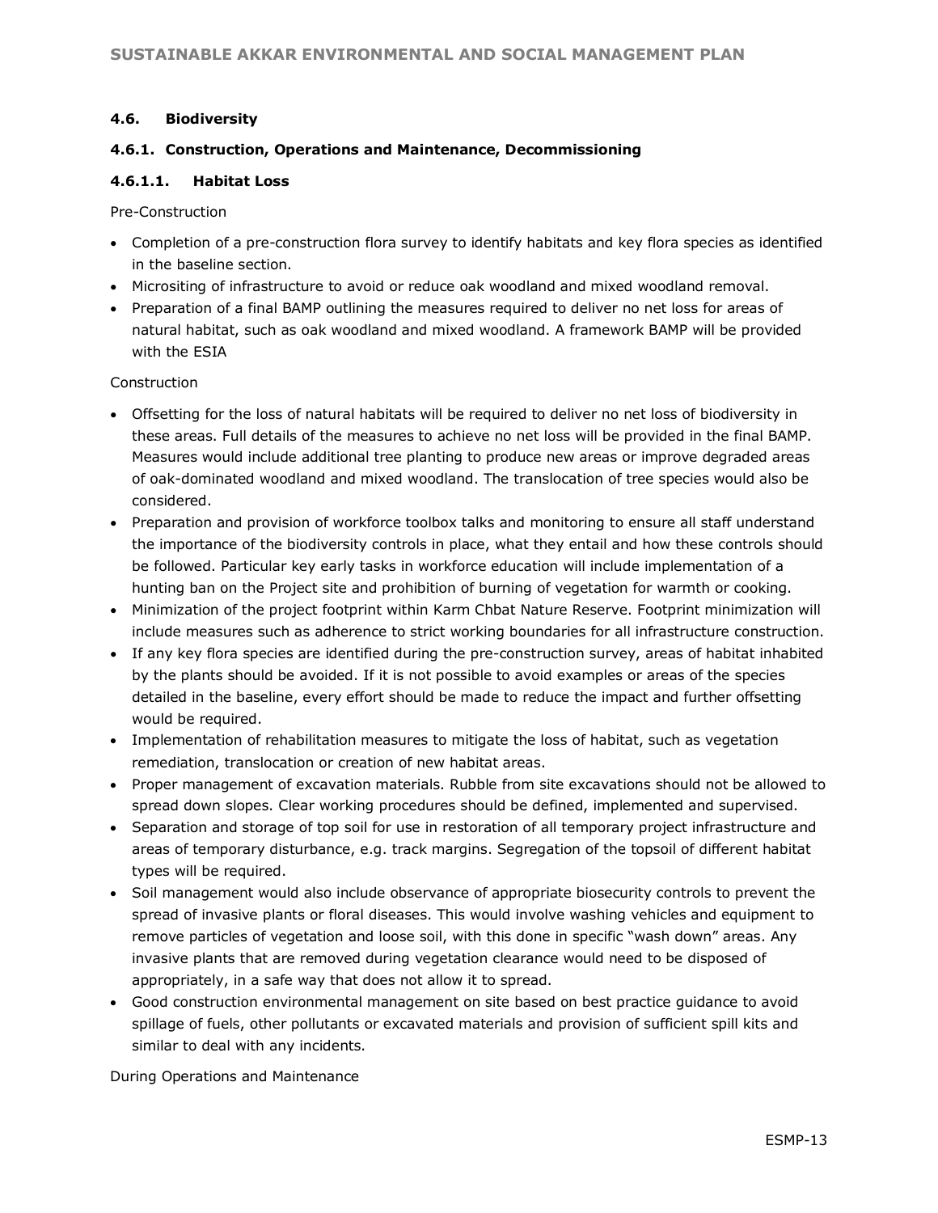### 4.6. Biodiversity

#### 4.6.1. Construction, Operations and Maintenance, Decommissioning

##### 4.6.1.1. Habitat Loss

Pre-Construction

- Completion of a pre-construction flora survey to identify habitats and key flora species as identified in the baseline section.
- Micrositing of infrastructure to avoid or reduce oak woodland and mixed woodland removal.
- Preparation of a final BAMP outlining the measures required to deliver no net loss for areas of natural habitat, such as oak woodland and mixed woodland. A framework BAMP will be provided with the ESIA

Construction

- Offsetting for the loss of natural habitats will be required to deliver no net loss of biodiversity in these areas. Full details of the measures to achieve no net loss will be provided in the final BAMP. Measures would include additional tree planting to produce new areas or improve degraded areas of oak-dominated woodland and mixed woodland. The translocation of tree species would also be considered.
- Preparation and provision of workforce toolbox talks and monitoring to ensure all staff understand the importance of the biodiversity controls in place, what they entail and how these controls should be followed. Particular key early tasks in workforce education will include implementation of a hunting ban on the Project site and prohibition of burning of vegetation for warmth or cooking.
- Minimization of the project footprint within Karm Chbat Nature Reserve. Footprint minimization will include measures such as adherence to strict working boundaries for all infrastructure construction.
- If any key flora species are identified during the pre-construction survey, areas of habitat inhabited by the plants should be avoided. If it is not possible to avoid examples or areas of the species detailed in the baseline, every effort should be made to reduce the impact and further offsetting would be required.
- Implementation of rehabilitation measures to mitigate the loss of habitat, such as vegetation remediation, translocation or creation of new habitat areas.
- Proper management of excavation materials. Rubble from site excavations should not be allowed to spread down slopes. Clear working procedures should be defined, implemented and supervised.
- Separation and storage of top soil for use in restoration of all temporary project infrastructure and areas of temporary disturbance, e.g. track margins. Segregation of the topsoil of different habitat types will be required.
- Soil management would also include observance of appropriate biosecurity controls to prevent the spread of invasive plants or floral diseases. This would involve washing vehicles and equipment to remove particles of vegetation and loose soil, with this done in specific "wash down" areas. Any invasive plants that are removed during vegetation clearance would need to be disposed of appropriately, in a safe way that does not allow it to spread.
- Good construction environmental management on site based on best practice guidance to avoid spillage of fuels, other pollutants or excavated materials and provision of sufficient spill kits and similar to deal with any incidents.

During Operations and Maintenance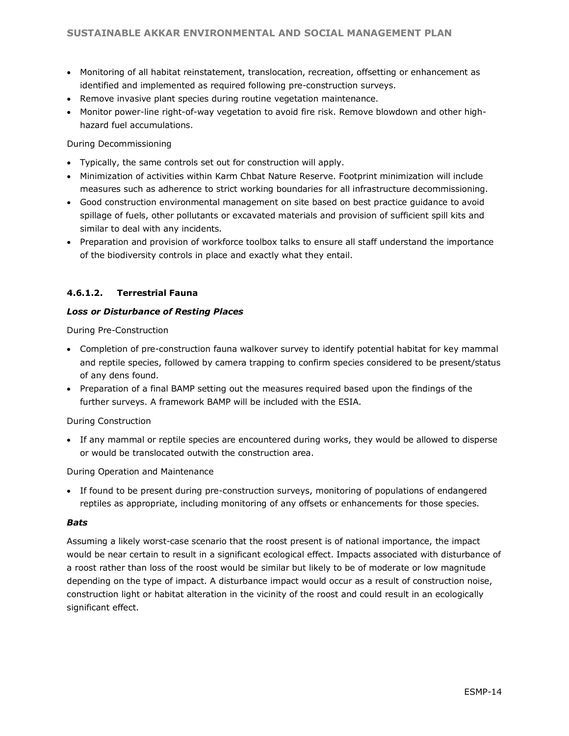- Monitoring of all habitat reinstatement, translocation, recreation, offsetting or enhancement as identified and implemented as required following pre-construction surveys.
- Remove invasive plant species during routine vegetation maintenance.
- Monitor power-line right-of-way vegetation to avoid fire risk. Remove blowdown and other high-hazard fuel accumulations.

During Decommissioning

- Typically, the same controls set out for construction will apply.
- Minimization of activities within Karm Chbat Nature Reserve. Footprint minimization will include measures such as adherence to strict working boundaries for all infrastructure decommissioning.
- Good construction environmental management on site based on best practice guidance to avoid spillage of fuels, other pollutants or excavated materials and provision of sufficient spill kits and similar to deal with any incidents.
- Preparation and provision of workforce toolbox talks to ensure all staff understand the importance of the biodiversity controls in place and exactly what they entail.

#### 4.6.1.2. Terrestrial Fauna

***Loss or Disturbance of Resting Places***

During Pre-Construction

- Completion of pre-construction fauna walkover survey to identify potential habitat for key mammal and reptile species, followed by camera trapping to confirm species considered to be present/status of any dens found.
- Preparation of a final BAMP setting out the measures required based upon the findings of the further surveys. A framework BAMP will be included with the ESIA.

During Construction

- If any mammal or reptile species are encountered during works, they would be allowed to disperse or would be translocated outwith the construction area.

During Operation and Maintenance

- If found to be present during pre-construction surveys, monitoring of populations of endangered reptiles as appropriate, including monitoring of any offsets or enhancements for those species.

***Bats***

Assuming a likely worst-case scenario that the roost present is of national importance, the impact would be near certain to result in a significant ecological effect. Impacts associated with disturbance of a roost rather than loss of the roost would be similar but likely to be of moderate or low magnitude depending on the type of impact. A disturbance impact would occur as a result of construction noise, construction light or habitat alteration in the vicinity of the roost and could result in an ecologically significant effect.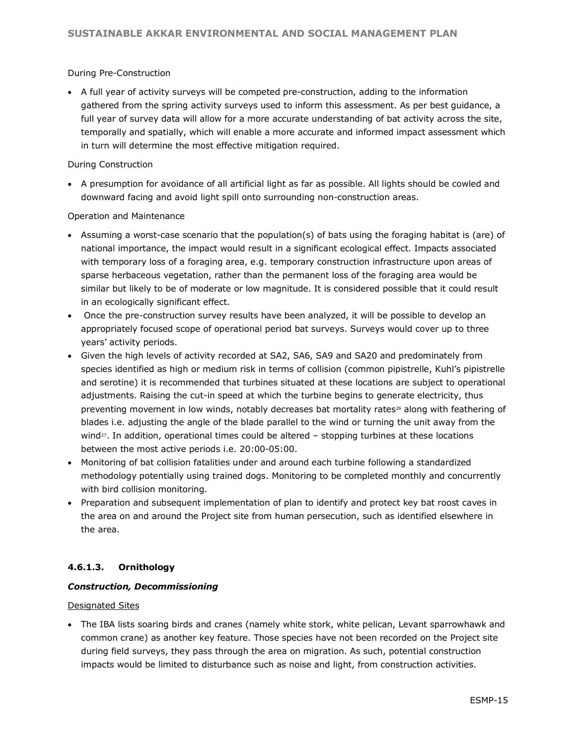During Pre-Construction

- A full year of activity surveys will be competed pre-construction, adding to the information gathered from the spring activity surveys used to inform this assessment. As per best guidance, a full year of survey data will allow for a more accurate understanding of bat activity across the site, temporally and spatially, which will enable a more accurate and informed impact assessment which in turn will determine the most effective mitigation required.

During Construction

- A presumption for avoidance of all artificial light as far as possible. All lights should be cowled and downward facing and avoid light spill onto surrounding non-construction areas.

Operation and Maintenance

- Assuming a worst-case scenario that the population(s) of bats using the foraging habitat is (are) of national importance, the impact would result in a significant ecological effect. Impacts associated with temporary loss of a foraging area, e.g. temporary construction infrastructure upon areas of sparse herbaceous vegetation, rather than the permanent loss of the foraging area would be similar but likely to be of moderate or low magnitude. It is considered possible that it could result in an ecologically significant effect.
- Once the pre-construction survey results have been analyzed, it will be possible to develop an appropriately focused scope of operational period bat surveys. Surveys would cover up to three years' activity periods.
- Given the high levels of activity recorded at SA2, SA6, SA9 and SA20 and predominately from species identified as high or medium risk in terms of collision (common pipistrelle, Kuhl's pipistrelle and serotine) it is recommended that turbines situated at these locations are subject to operational adjustments. Raising the cut-in speed at which the turbine begins to generate electricity, thus preventing movement in low winds, notably decreases bat mortality rates[26] along with feathering of blades i.e. adjusting the angle of the blade parallel to the wind or turning the unit away from the wind[27]. In addition, operational times could be altered – stopping turbines at these locations between the most active periods i.e. 20:00-05:00.
- Monitoring of bat collision fatalities under and around each turbine following a standardized methodology potentially using trained dogs. Monitoring to be completed monthly and concurrently with bird collision monitoring.
- Preparation and subsequent implementation of plan to identify and protect key bat roost caves in the area on and around the Project site from human persecution, such as identified elsewhere in the area.

#### 4.6.1.3. Ornithology

***Construction, Decommissioning***

Designated Sites

- The IBA lists soaring birds and cranes (namely white stork, white pelican, Levant sparrowhawk and common crane) as another key feature. Those species have not been recorded on the Project site during field surveys, they pass through the area on migration. As such, potential construction impacts would be limited to disturbance such as noise and light, from construction activities.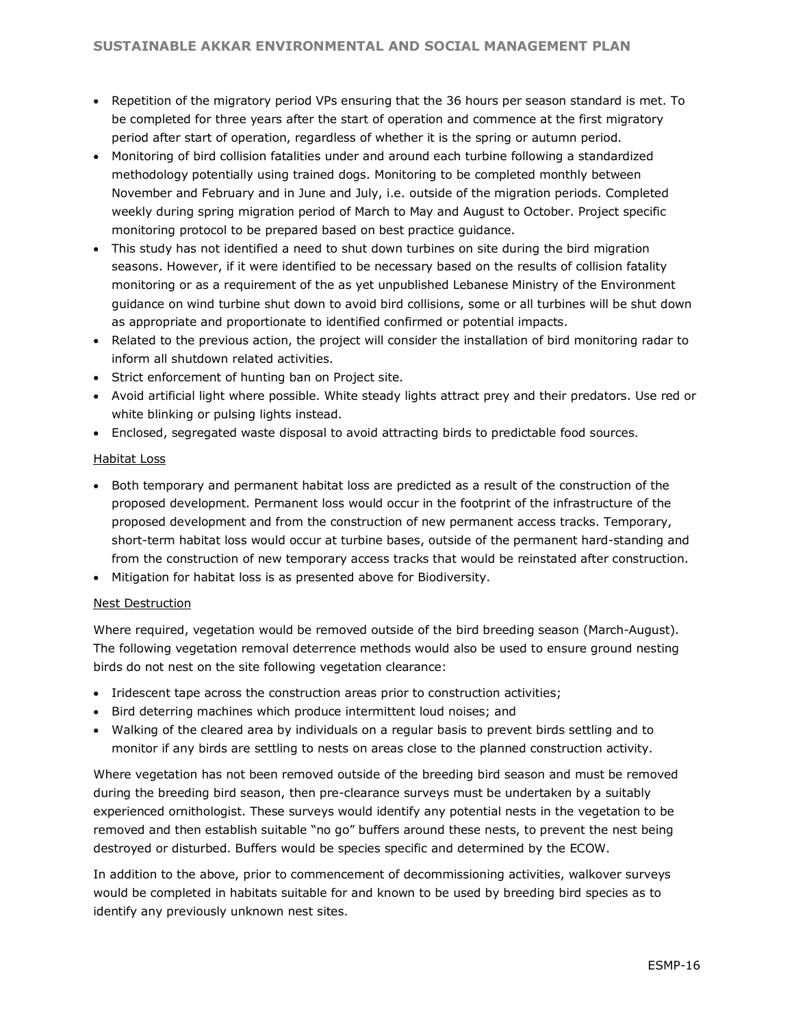- Repetition of the migratory period VPs ensuring that the 36 hours per season standard is met. To be completed for three years after the start of operation and commence at the first migratory period after start of operation, regardless of whether it is the spring or autumn period.
- Monitoring of bird collision fatalities under and around each turbine following a standardized methodology potentially using trained dogs. Monitoring to be completed monthly between November and February and in June and July, i.e. outside of the migration periods. Completed weekly during spring migration period of March to May and August to October. Project specific monitoring protocol to be prepared based on best practice guidance.
- This study has not identified a need to shut down turbines on site during the bird migration seasons. However, if it were identified to be necessary based on the results of collision fatality monitoring or as a requirement of the as yet unpublished Lebanese Ministry of the Environment guidance on wind turbine shut down to avoid bird collisions, some or all turbines will be shut down as appropriate and proportionate to identified confirmed or potential impacts.
- Related to the previous action, the project will consider the installation of bird monitoring radar to inform all shutdown related activities.
- Strict enforcement of hunting ban on Project site.
- Avoid artificial light where possible. White steady lights attract prey and their predators. Use red or white blinking or pulsing lights instead.
- Enclosed, segregated waste disposal to avoid attracting birds to predictable food sources.

<u>Habitat Loss</u>

- Both temporary and permanent habitat loss are predicted as a result of the construction of the proposed development. Permanent loss would occur in the footprint of the infrastructure of the proposed development and from the construction of new permanent access tracks. Temporary, short-term habitat loss would occur at turbine bases, outside of the permanent hard-standing and from the construction of new temporary access tracks that would be reinstated after construction.
- Mitigation for habitat loss is as presented above for Biodiversity.

<u>Nest Destruction</u>

Where required, vegetation would be removed outside of the bird breeding season (March-August). The following vegetation removal deterrence methods would also be used to ensure ground nesting birds do not nest on the site following vegetation clearance:

- Iridescent tape across the construction areas prior to construction activities;
- Bird deterring machines which produce intermittent loud noises; and
- Walking of the cleared area by individuals on a regular basis to prevent birds settling and to monitor if any birds are settling to nests on areas close to the planned construction activity.

Where vegetation has not been removed outside of the breeding bird season and must be removed during the breeding bird season, then pre-clearance surveys must be undertaken by a suitably experienced ornithologist. These surveys would identify any potential nests in the vegetation to be removed and then establish suitable "no go" buffers around these nests, to prevent the nest being destroyed or disturbed. Buffers would be species specific and determined by the ECOW.

In addition to the above, prior to commencement of decommissioning activities, walkover surveys would be completed in habitats suitable for and known to be used by breeding bird species as to identify any previously unknown nest sites.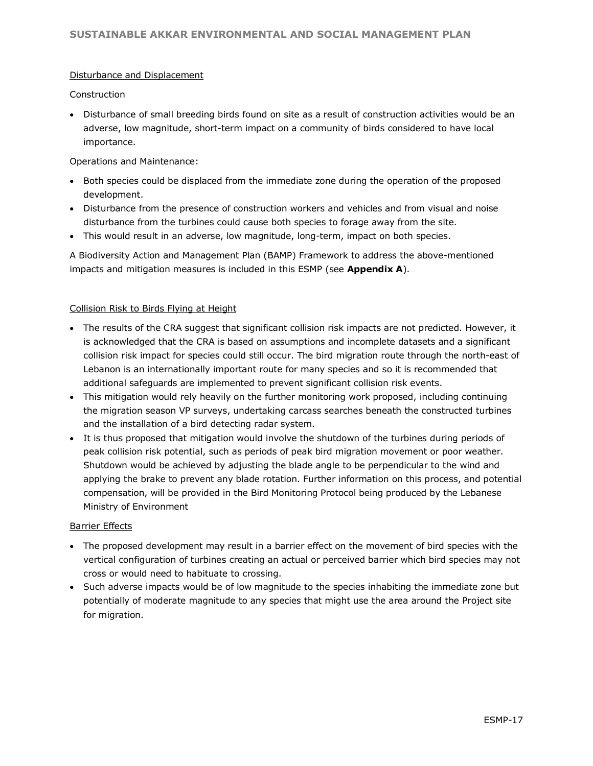Disturbance and Displacement

Construction

- Disturbance of small breeding birds found on site as a result of construction activities would be an adverse, low magnitude, short-term impact on a community of birds considered to have local importance.

Operations and Maintenance:

- Both species could be displaced from the immediate zone during the operation of the proposed development.
- Disturbance from the presence of construction workers and vehicles and from visual and noise disturbance from the turbines could cause both species to forage away from the site.
- This would result in an adverse, low magnitude, long-term, impact on both species.

A Biodiversity Action and Management Plan (BAMP) Framework to address the above-mentioned impacts and mitigation measures is included in this ESMP (see **Appendix A**).

Collision Risk to Birds Flying at Height

- The results of the CRA suggest that significant collision risk impacts are not predicted. However, it is acknowledged that the CRA is based on assumptions and incomplete datasets and a significant collision risk impact for species could still occur. The bird migration route through the north-east of Lebanon is an internationally important route for many species and so it is recommended that additional safeguards are implemented to prevent significant collision risk events.
- This mitigation would rely heavily on the further monitoring work proposed, including continuing the migration season VP surveys, undertaking carcass searches beneath the constructed turbines and the installation of a bird detecting radar system.
- It is thus proposed that mitigation would involve the shutdown of the turbines during periods of peak collision risk potential, such as periods of peak bird migration movement or poor weather. Shutdown would be achieved by adjusting the blade angle to be perpendicular to the wind and applying the brake to prevent any blade rotation. Further information on this process, and potential compensation, will be provided in the Bird Monitoring Protocol being produced by the Lebanese Ministry of Environment

Barrier Effects

- The proposed development may result in a barrier effect on the movement of bird species with the vertical configuration of turbines creating an actual or perceived barrier which bird species may not cross or would need to habituate to crossing.
- Such adverse impacts would be of low magnitude to the species inhabiting the immediate zone but potentially of moderate magnitude to any species that might use the area around the Project site for migration.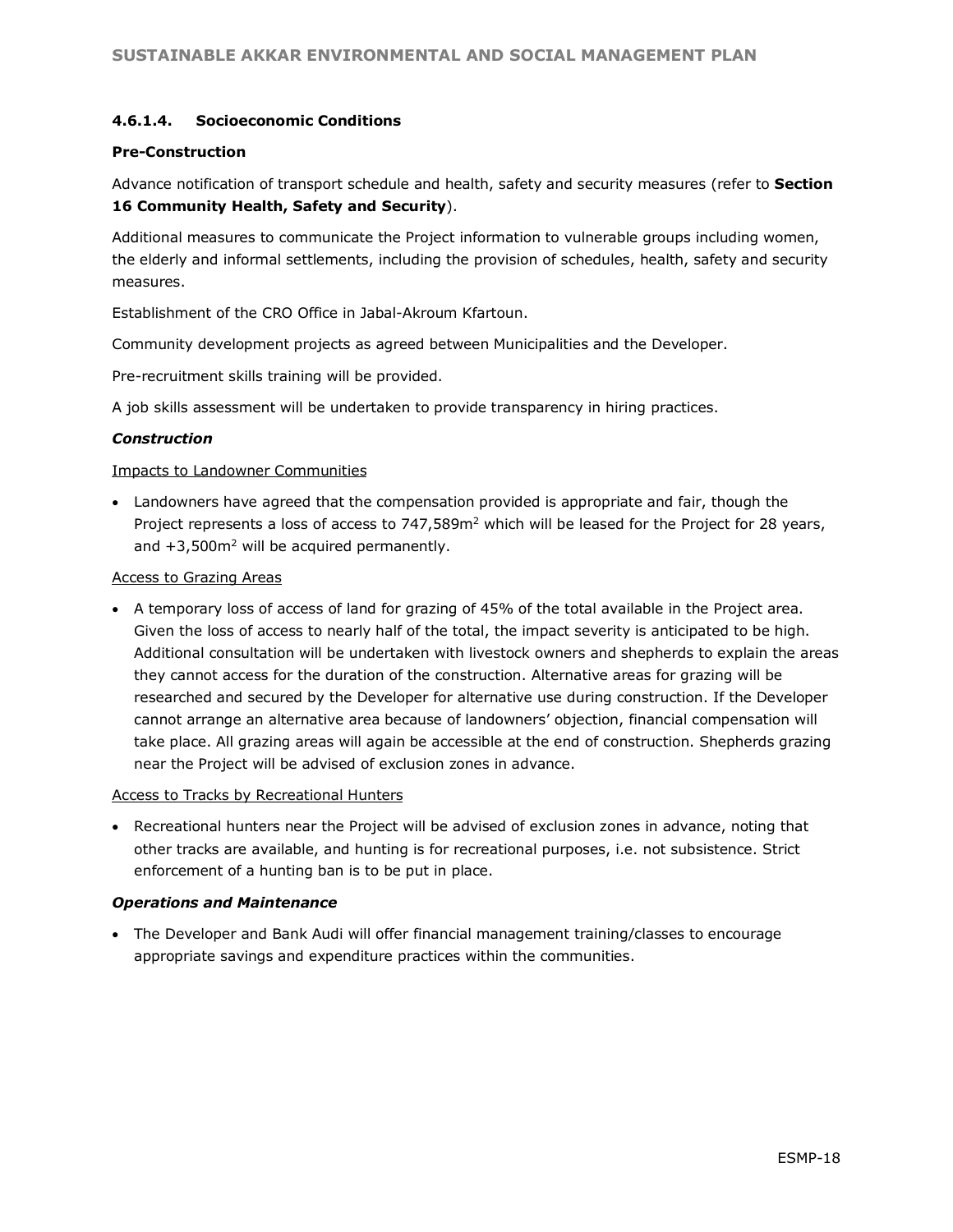#### 4.6.1.4. Socioeconomic Conditions

**Pre-Construction**

Advance notification of transport schedule and health, safety and security measures (refer to **Section 16 Community Health, Safety and Security**).

Additional measures to communicate the Project information to vulnerable groups including women, the elderly and informal settlements, including the provision of schedules, health, safety and security measures.

Establishment of the CRO Office in Jabal-Akroum Kfartoun.

Community development projects as agreed between Municipalities and the Developer.

Pre-recruitment skills training will be provided.

A job skills assessment will be undertaken to provide transparency in hiring practices.

***Construction***

Impacts to Landowner Communities

- Landowners have agreed that the compensation provided is appropriate and fair, though the Project represents a loss of access to 747,589m$^2$ which will be leased for the Project for 28 years, and +3,500m$^2$ will be acquired permanently.

Access to Grazing Areas

- A temporary loss of access of land for grazing of 45% of the total available in the Project area. Given the loss of access to nearly half of the total, the impact severity is anticipated to be high. Additional consultation will be undertaken with livestock owners and shepherds to explain the areas they cannot access for the duration of the construction. Alternative areas for grazing will be researched and secured by the Developer for alternative use during construction. If the Developer cannot arrange an alternative area because of landowners' objection, financial compensation will take place. All grazing areas will again be accessible at the end of construction. Shepherds grazing near the Project will be advised of exclusion zones in advance.

Access to Tracks by Recreational Hunters

- Recreational hunters near the Project will be advised of exclusion zones in advance, noting that other tracks are available, and hunting is for recreational purposes, i.e. not subsistence. Strict enforcement of a hunting ban is to be put in place.

***Operations and Maintenance***

- The Developer and Bank Audi will offer financial management training/classes to encourage appropriate savings and expenditure practices within the communities.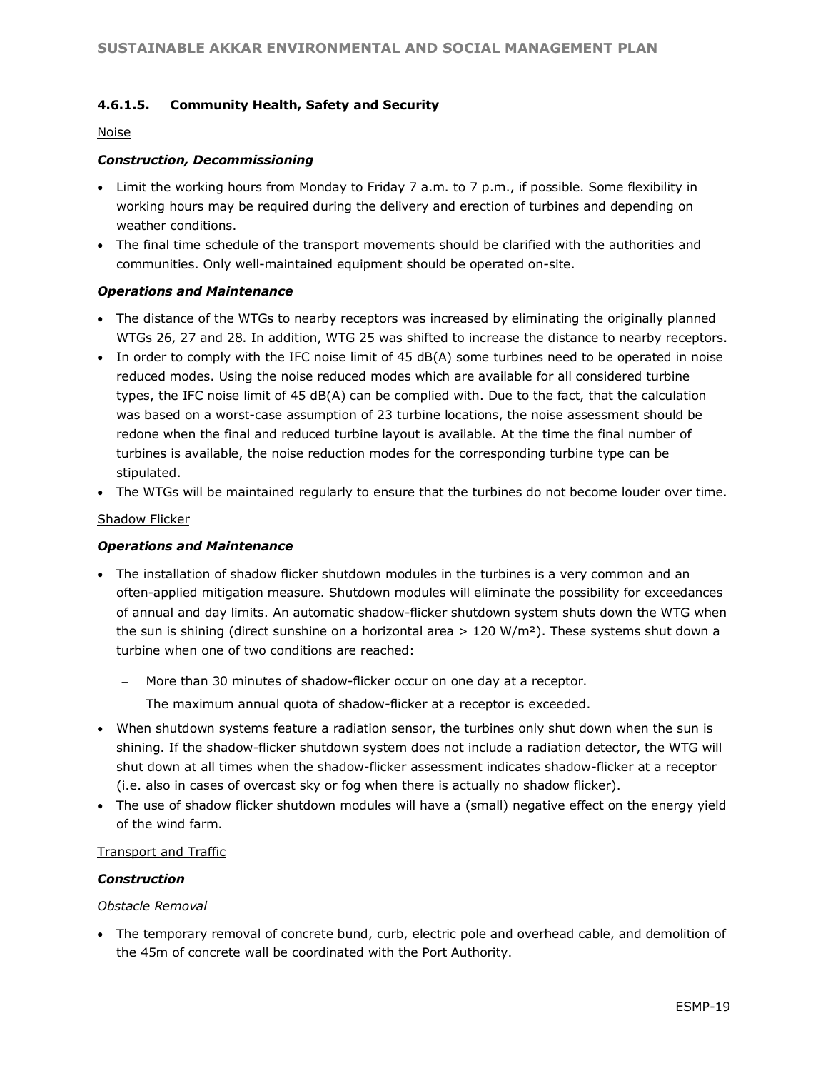#### 4.6.1.5. Community Health, Safety and Security

Noise

***Construction, Decommissioning***

- Limit the working hours from Monday to Friday 7 a.m. to 7 p.m., if possible. Some flexibility in working hours may be required during the delivery and erection of turbines and depending on weather conditions.
- The final time schedule of the transport movements should be clarified with the authorities and communities. Only well-maintained equipment should be operated on-site.

***Operations and Maintenance***

- The distance of the WTGs to nearby receptors was increased by eliminating the originally planned WTGs 26, 27 and 28. In addition, WTG 25 was shifted to increase the distance to nearby receptors.
- In order to comply with the IFC noise limit of 45 dB(A) some turbines need to be operated in noise reduced modes. Using the noise reduced modes which are available for all considered turbine types, the IFC noise limit of 45 dB(A) can be complied with. Due to the fact, that the calculation was based on a worst-case assumption of 23 turbine locations, the noise assessment should be redone when the final and reduced turbine layout is available. At the time the final number of turbines is available, the noise reduction modes for the corresponding turbine type can be stipulated.
- The WTGs will be maintained regularly to ensure that the turbines do not become louder over time.

Shadow Flicker

***Operations and Maintenance***

- The installation of shadow flicker shutdown modules in the turbines is a very common and an often-applied mitigation measure. Shutdown modules will eliminate the possibility for exceedances of annual and day limits. An automatic shadow-flicker shutdown system shuts down the WTG when the sun is shining (direct sunshine on a horizontal area > 120 W/m²). These systems shut down a turbine when one of two conditions are reached:
  - More than 30 minutes of shadow-flicker occur on one day at a receptor.
  - The maximum annual quota of shadow-flicker at a receptor is exceeded.
- When shutdown systems feature a radiation sensor, the turbines only shut down when the sun is shining. If the shadow-flicker shutdown system does not include a radiation detector, the WTG will shut down at all times when the shadow-flicker assessment indicates shadow-flicker at a receptor (i.e. also in cases of overcast sky or fog when there is actually no shadow flicker).
- The use of shadow flicker shutdown modules will have a (small) negative effect on the energy yield of the wind farm.

Transport and Traffic

***Construction***

*Obstacle Removal*

- The temporary removal of concrete bund, curb, electric pole and overhead cable, and demolition of the 45m of concrete wall be coordinated with the Port Authority.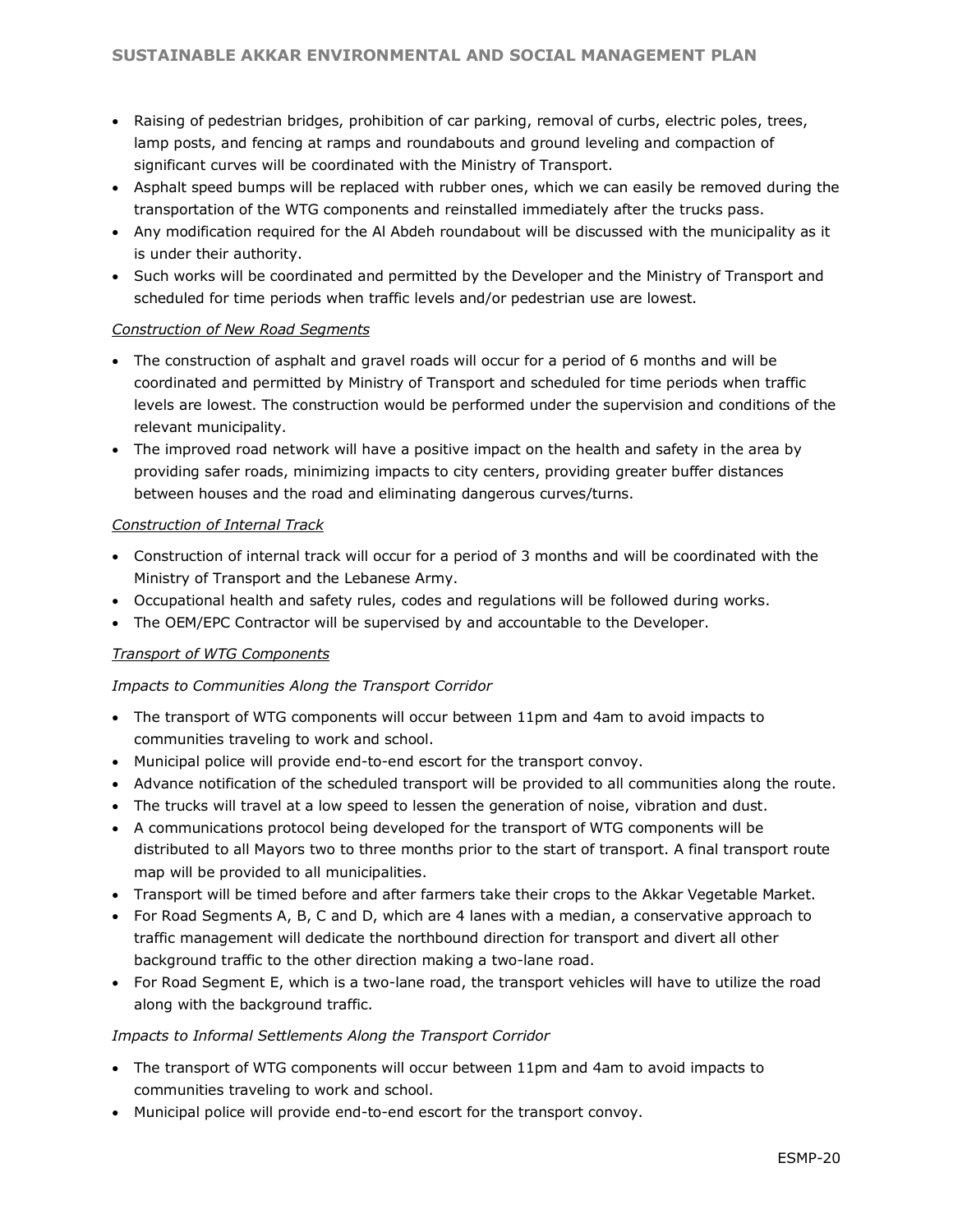- Raising of pedestrian bridges, prohibition of car parking, removal of curbs, electric poles, trees, lamp posts, and fencing at ramps and roundabouts and ground leveling and compaction of significant curves will be coordinated with the Ministry of Transport.
- Asphalt speed bumps will be replaced with rubber ones, which we can easily be removed during the transportation of the WTG components and reinstalled immediately after the trucks pass.
- Any modification required for the Al Abdeh roundabout will be discussed with the municipality as it is under their authority.
- Such works will be coordinated and permitted by the Developer and the Ministry of Transport and scheduled for time periods when traffic levels and/or pedestrian use are lowest.

<u>*Construction of New Road Segments*</u>

- The construction of asphalt and gravel roads will occur for a period of 6 months and will be coordinated and permitted by Ministry of Transport and scheduled for time periods when traffic levels are lowest. The construction would be performed under the supervision and conditions of the relevant municipality.
- The improved road network will have a positive impact on the health and safety in the area by providing safer roads, minimizing impacts to city centers, providing greater buffer distances between houses and the road and eliminating dangerous curves/turns.

<u>*Construction of Internal Track*</u>

- Construction of internal track will occur for a period of 3 months and will be coordinated with the Ministry of Transport and the Lebanese Army.
- Occupational health and safety rules, codes and regulations will be followed during works.
- The OEM/EPC Contractor will be supervised by and accountable to the Developer.

<u>*Transport of WTG Components*</u>

*Impacts to Communities Along the Transport Corridor*

- The transport of WTG components will occur between 11pm and 4am to avoid impacts to communities traveling to work and school.
- Municipal police will provide end-to-end escort for the transport convoy.
- Advance notification of the scheduled transport will be provided to all communities along the route.
- The trucks will travel at a low speed to lessen the generation of noise, vibration and dust.
- A communications protocol being developed for the transport of WTG components will be distributed to all Mayors two to three months prior to the start of transport. A final transport route map will be provided to all municipalities.
- Transport will be timed before and after farmers take their crops to the Akkar Vegetable Market.
- For Road Segments A, B, C and D, which are 4 lanes with a median, a conservative approach to traffic management will dedicate the northbound direction for transport and divert all other background traffic to the other direction making a two-lane road.
- For Road Segment E, which is a two-lane road, the transport vehicles will have to utilize the road along with the background traffic.

*Impacts to Informal Settlements Along the Transport Corridor*

- The transport of WTG components will occur between 11pm and 4am to avoid impacts to communities traveling to work and school.
- Municipal police will provide end-to-end escort for the transport convoy.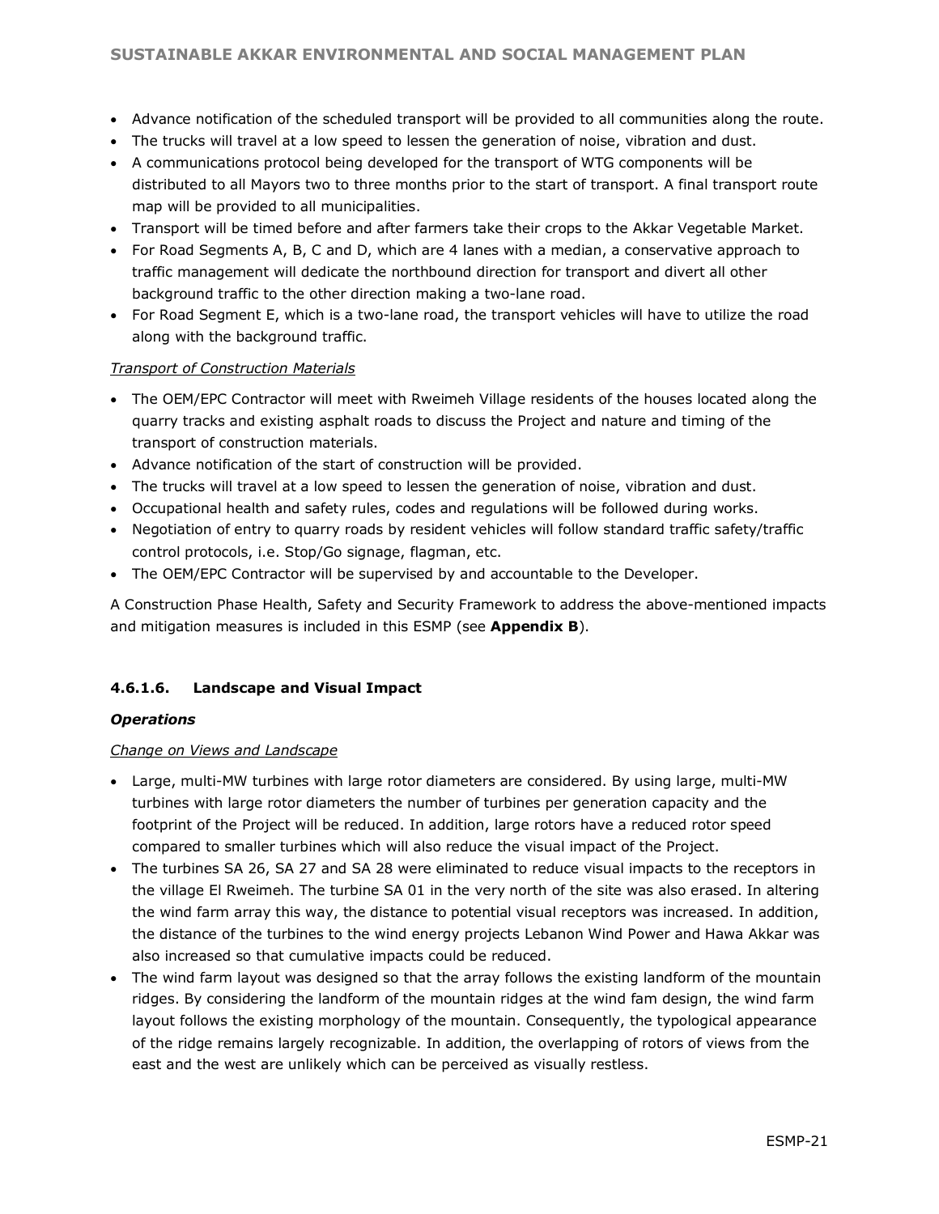- Advance notification of the scheduled transport will be provided to all communities along the route.
- The trucks will travel at a low speed to lessen the generation of noise, vibration and dust.
- A communications protocol being developed for the transport of WTG components will be distributed to all Mayors two to three months prior to the start of transport. A final transport route map will be provided to all municipalities.
- Transport will be timed before and after farmers take their crops to the Akkar Vegetable Market.
- For Road Segments A, B, C and D, which are 4 lanes with a median, a conservative approach to traffic management will dedicate the northbound direction for transport and divert all other background traffic to the other direction making a two-lane road.
- For Road Segment E, which is a two-lane road, the transport vehicles will have to utilize the road along with the background traffic.

_Transport of Construction Materials_

- The OEM/EPC Contractor will meet with Rweimeh Village residents of the houses located along the quarry tracks and existing asphalt roads to discuss the Project and nature and timing of the transport of construction materials.
- Advance notification of the start of construction will be provided.
- The trucks will travel at a low speed to lessen the generation of noise, vibration and dust.
- Occupational health and safety rules, codes and regulations will be followed during works.
- Negotiation of entry to quarry roads by resident vehicles will follow standard traffic safety/traffic control protocols, i.e. Stop/Go signage, flagman, etc.
- The OEM/EPC Contractor will be supervised by and accountable to the Developer.

A Construction Phase Health, Safety and Security Framework to address the above-mentioned impacts and mitigation measures is included in this ESMP (see **Appendix B**).

#### 4.6.1.6. Landscape and Visual Impact

***Operations***

_Change on Views and Landscape_

- Large, multi-MW turbines with large rotor diameters are considered. By using large, multi-MW turbines with large rotor diameters the number of turbines per generation capacity and the footprint of the Project will be reduced. In addition, large rotors have a reduced rotor speed compared to smaller turbines which will also reduce the visual impact of the Project.
- The turbines SA 26, SA 27 and SA 28 were eliminated to reduce visual impacts to the receptors in the village El Rweimeh. The turbine SA 01 in the very north of the site was also erased. In altering the wind farm array this way, the distance to potential visual receptors was increased. In addition, the distance of the turbines to the wind energy projects Lebanon Wind Power and Hawa Akkar was also increased so that cumulative impacts could be reduced.
- The wind farm layout was designed so that the array follows the existing landform of the mountain ridges. By considering the landform of the mountain ridges at the wind fam design, the wind farm layout follows the existing morphology of the mountain. Consequently, the typological appearance of the ridge remains largely recognizable. In addition, the overlapping of rotors of views from the east and the west are unlikely which can be perceived as visually restless.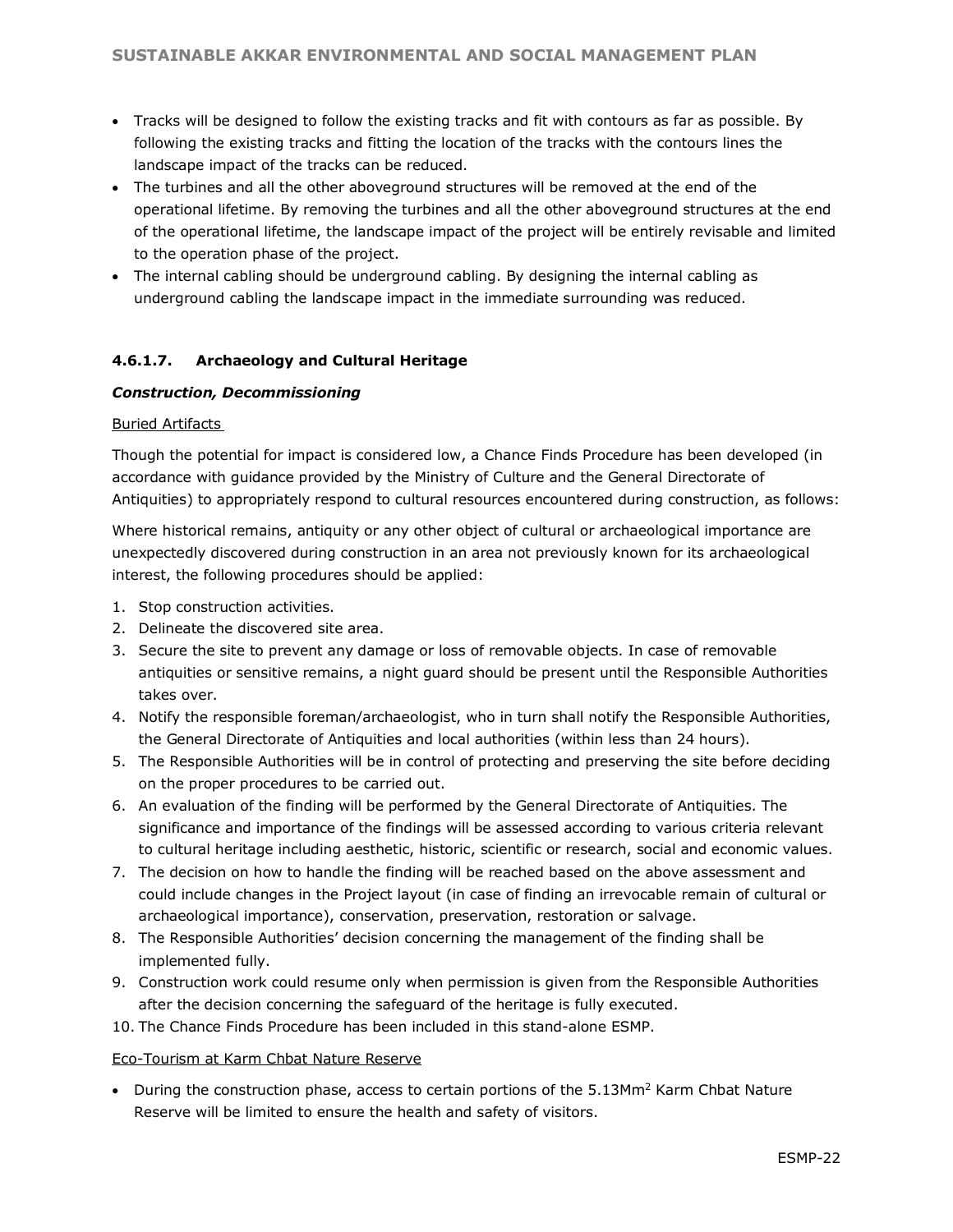- Tracks will be designed to follow the existing tracks and fit with contours as far as possible. By following the existing tracks and fitting the location of the tracks with the contours lines the landscape impact of the tracks can be reduced.
- The turbines and all the other aboveground structures will be removed at the end of the operational lifetime. By removing the turbines and all the other aboveground structures at the end of the operational lifetime, the landscape impact of the project will be entirely revisable and limited to the operation phase of the project.
- The internal cabling should be underground cabling. By designing the internal cabling as underground cabling the landscape impact in the immediate surrounding was reduced.

#### 4.6.1.7. Archaeology and Cultural Heritage

***Construction, Decommissioning***

Buried Artifacts

Though the potential for impact is considered low, a Chance Finds Procedure has been developed (in accordance with guidance provided by the Ministry of Culture and the General Directorate of Antiquities) to appropriately respond to cultural resources encountered during construction, as follows:

Where historical remains, antiquity or any other object of cultural or archaeological importance are unexpectedly discovered during construction in an area not previously known for its archaeological interest, the following procedures should be applied:

1. Stop construction activities.
2. Delineate the discovered site area.
3. Secure the site to prevent any damage or loss of removable objects. In case of removable antiquities or sensitive remains, a night guard should be present until the Responsible Authorities takes over.
4. Notify the responsible foreman/archaeologist, who in turn shall notify the Responsible Authorities, the General Directorate of Antiquities and local authorities (within less than 24 hours).
5. The Responsible Authorities will be in control of protecting and preserving the site before deciding on the proper procedures to be carried out.
6. An evaluation of the finding will be performed by the General Directorate of Antiquities. The significance and importance of the findings will be assessed according to various criteria relevant to cultural heritage including aesthetic, historic, scientific or research, social and economic values.
7. The decision on how to handle the finding will be reached based on the above assessment and could include changes in the Project layout (in case of finding an irrevocable remain of cultural or archaeological importance), conservation, preservation, restoration or salvage.
8. The Responsible Authorities' decision concerning the management of the finding shall be implemented fully.
9. Construction work could resume only when permission is given from the Responsible Authorities after the decision concerning the safeguard of the heritage is fully executed.
10. The Chance Finds Procedure has been included in this stand-alone ESMP.

Eco-Tourism at Karm Chbat Nature Reserve

- During the construction phase, access to certain portions of the 5.13Mm$^2$ Karm Chbat Nature Reserve will be limited to ensure the health and safety of visitors.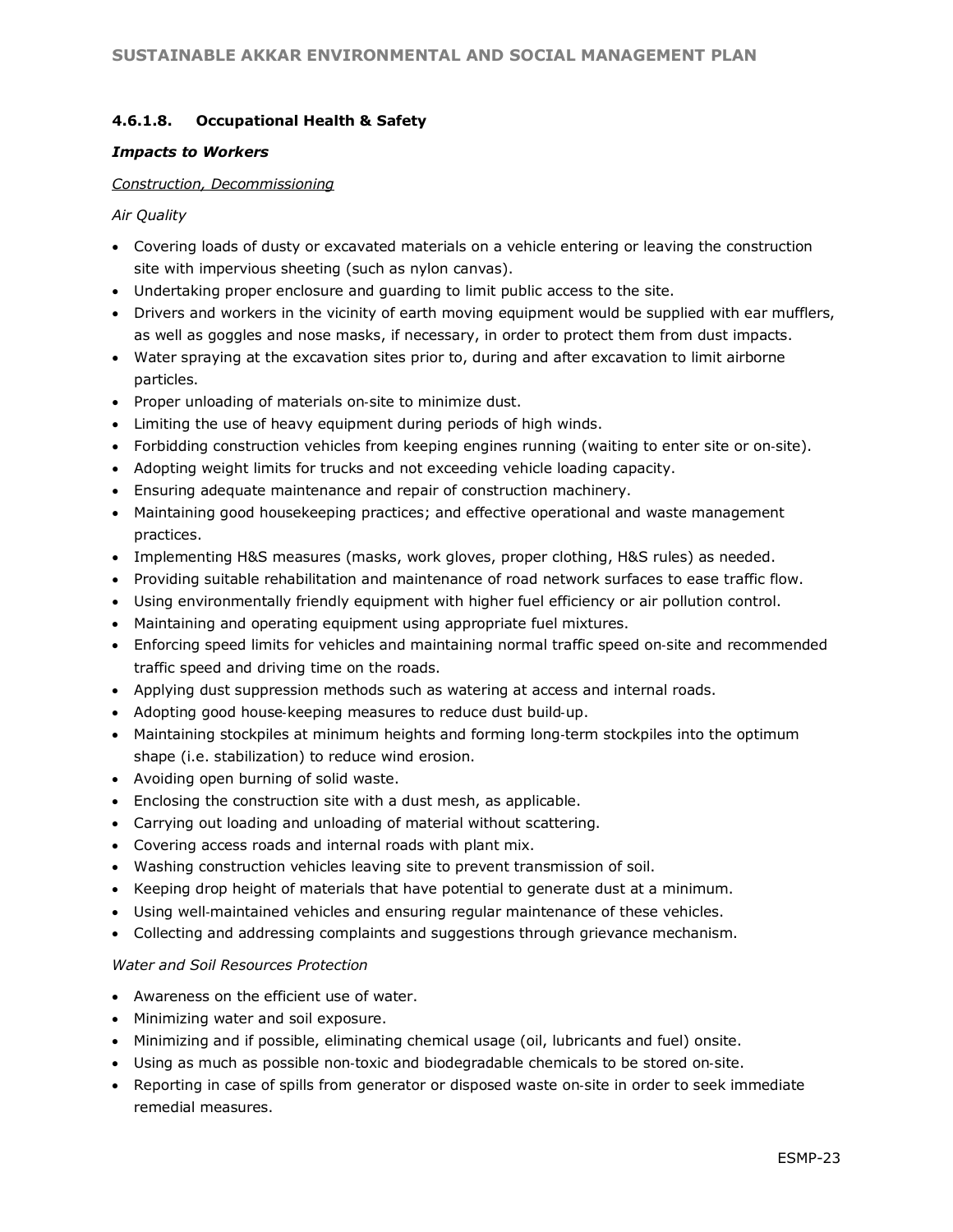#### 4.6.1.8. Occupational Health & Safety

***Impacts to Workers***

<u>Construction, Decommissioning</u>

*Air Quality*

- Covering loads of dusty or excavated materials on a vehicle entering or leaving the construction site with impervious sheeting (such as nylon canvas).
- Undertaking proper enclosure and guarding to limit public access to the site.
- Drivers and workers in the vicinity of earth moving equipment would be supplied with ear mufflers, as well as goggles and nose masks, if necessary, in order to protect them from dust impacts.
- Water spraying at the excavation sites prior to, during and after excavation to limit airborne particles.
- Proper unloading of materials on-site to minimize dust.
- Limiting the use of heavy equipment during periods of high winds.
- Forbidding construction vehicles from keeping engines running (waiting to enter site or on-site).
- Adopting weight limits for trucks and not exceeding vehicle loading capacity.
- Ensuring adequate maintenance and repair of construction machinery.
- Maintaining good housekeeping practices; and effective operational and waste management practices.
- Implementing H&S measures (masks, work gloves, proper clothing, H&S rules) as needed.
- Providing suitable rehabilitation and maintenance of road network surfaces to ease traffic flow.
- Using environmentally friendly equipment with higher fuel efficiency or air pollution control.
- Maintaining and operating equipment using appropriate fuel mixtures.
- Enforcing speed limits for vehicles and maintaining normal traffic speed on-site and recommended traffic speed and driving time on the roads.
- Applying dust suppression methods such as watering at access and internal roads.
- Adopting good house-keeping measures to reduce dust build-up.
- Maintaining stockpiles at minimum heights and forming long-term stockpiles into the optimum shape (i.e. stabilization) to reduce wind erosion.
- Avoiding open burning of solid waste.
- Enclosing the construction site with a dust mesh, as applicable.
- Carrying out loading and unloading of material without scattering.
- Covering access roads and internal roads with plant mix.
- Washing construction vehicles leaving site to prevent transmission of soil.
- Keeping drop height of materials that have potential to generate dust at a minimum.
- Using well-maintained vehicles and ensuring regular maintenance of these vehicles.
- Collecting and addressing complaints and suggestions through grievance mechanism.

*Water and Soil Resources Protection*

- Awareness on the efficient use of water.
- Minimizing water and soil exposure.
- Minimizing and if possible, eliminating chemical usage (oil, lubricants and fuel) onsite.
- Using as much as possible non-toxic and biodegradable chemicals to be stored on-site.
- Reporting in case of spills from generator or disposed waste on-site in order to seek immediate remedial measures.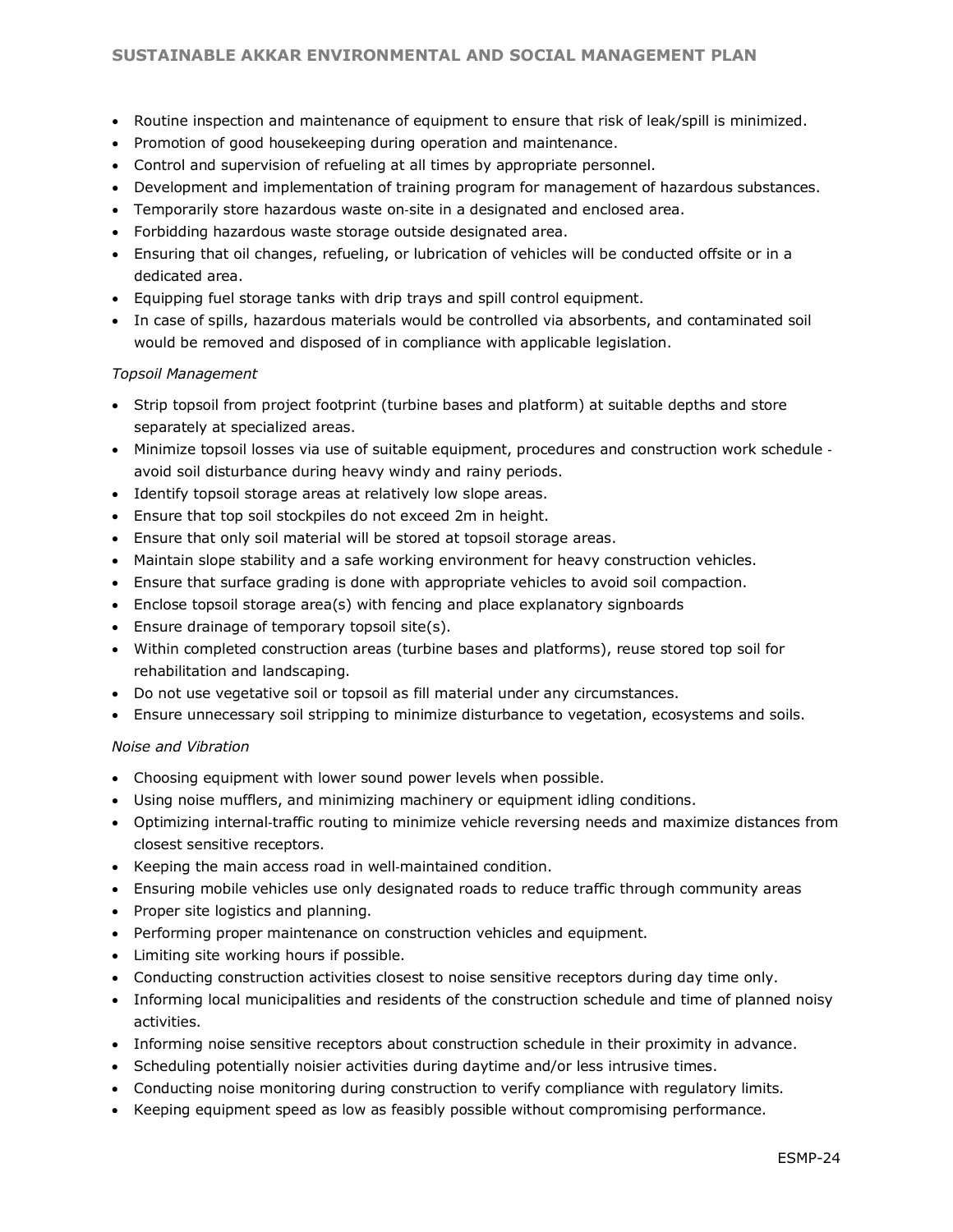- Routine inspection and maintenance of equipment to ensure that risk of leak/spill is minimized.
- Promotion of good housekeeping during operation and maintenance.
- Control and supervision of refueling at all times by appropriate personnel.
- Development and implementation of training program for management of hazardous substances.
- Temporarily store hazardous waste on-site in a designated and enclosed area.
- Forbidding hazardous waste storage outside designated area.
- Ensuring that oil changes, refueling, or lubrication of vehicles will be conducted offsite or in a dedicated area.
- Equipping fuel storage tanks with drip trays and spill control equipment.
- In case of spills, hazardous materials would be controlled via absorbents, and contaminated soil would be removed and disposed of in compliance with applicable legislation.

*Topsoil Management*

- Strip topsoil from project footprint (turbine bases and platform) at suitable depths and store separately at specialized areas.
- Minimize topsoil losses via use of suitable equipment, procedures and construction work schedule - avoid soil disturbance during heavy windy and rainy periods.
- Identify topsoil storage areas at relatively low slope areas.
- Ensure that top soil stockpiles do not exceed 2m in height.
- Ensure that only soil material will be stored at topsoil storage areas.
- Maintain slope stability and a safe working environment for heavy construction vehicles.
- Ensure that surface grading is done with appropriate vehicles to avoid soil compaction.
- Enclose topsoil storage area(s) with fencing and place explanatory signboards
- Ensure drainage of temporary topsoil site(s).
- Within completed construction areas (turbine bases and platforms), reuse stored top soil for rehabilitation and landscaping.
- Do not use vegetative soil or topsoil as fill material under any circumstances.
- Ensure unnecessary soil stripping to minimize disturbance to vegetation, ecosystems and soils.

*Noise and Vibration*

- Choosing equipment with lower sound power levels when possible.
- Using noise mufflers, and minimizing machinery or equipment idling conditions.
- Optimizing internal-traffic routing to minimize vehicle reversing needs and maximize distances from closest sensitive receptors.
- Keeping the main access road in well-maintained condition.
- Ensuring mobile vehicles use only designated roads to reduce traffic through community areas
- Proper site logistics and planning.
- Performing proper maintenance on construction vehicles and equipment.
- Limiting site working hours if possible.
- Conducting construction activities closest to noise sensitive receptors during day time only.
- Informing local municipalities and residents of the construction schedule and time of planned noisy activities.
- Informing noise sensitive receptors about construction schedule in their proximity in advance.
- Scheduling potentially noisier activities during daytime and/or less intrusive times.
- Conducting noise monitoring during construction to verify compliance with regulatory limits.
- Keeping equipment speed as low as feasibly possible without compromising performance.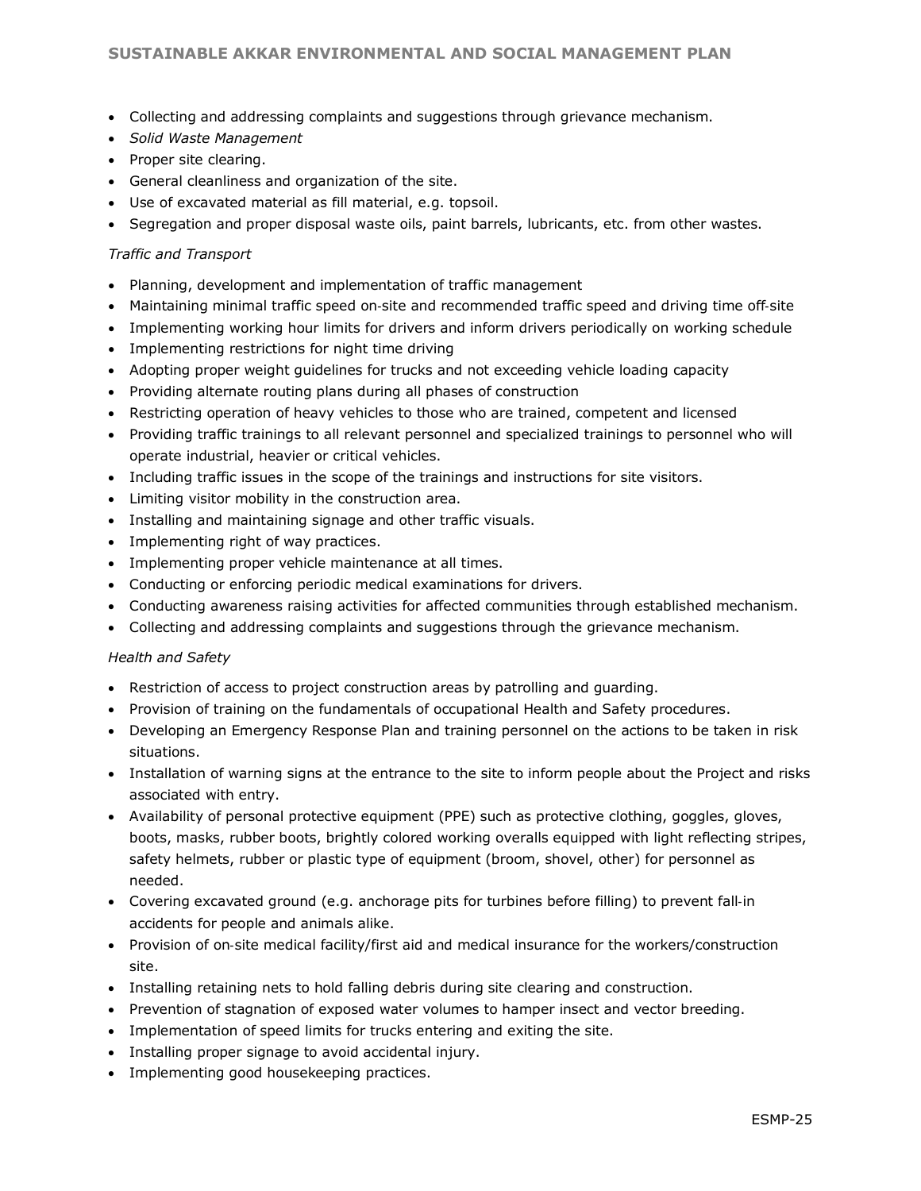- Collecting and addressing complaints and suggestions through grievance mechanism.
- *Solid Waste Management*
- Proper site clearing.
- General cleanliness and organization of the site.
- Use of excavated material as fill material, e.g. topsoil.
- Segregation and proper disposal waste oils, paint barrels, lubricants, etc. from other wastes.

*Traffic and Transport*

- Planning, development and implementation of traffic management
- Maintaining minimal traffic speed on-site and recommended traffic speed and driving time off-site
- Implementing working hour limits for drivers and inform drivers periodically on working schedule
- Implementing restrictions for night time driving
- Adopting proper weight guidelines for trucks and not exceeding vehicle loading capacity
- Providing alternate routing plans during all phases of construction
- Restricting operation of heavy vehicles to those who are trained, competent and licensed
- Providing traffic trainings to all relevant personnel and specialized trainings to personnel who will operate industrial, heavier or critical vehicles.
- Including traffic issues in the scope of the trainings and instructions for site visitors.
- Limiting visitor mobility in the construction area.
- Installing and maintaining signage and other traffic visuals.
- Implementing right of way practices.
- Implementing proper vehicle maintenance at all times.
- Conducting or enforcing periodic medical examinations for drivers.
- Conducting awareness raising activities for affected communities through established mechanism.
- Collecting and addressing complaints and suggestions through the grievance mechanism.

*Health and Safety*

- Restriction of access to project construction areas by patrolling and guarding.
- Provision of training on the fundamentals of occupational Health and Safety procedures.
- Developing an Emergency Response Plan and training personnel on the actions to be taken in risk situations.
- Installation of warning signs at the entrance to the site to inform people about the Project and risks associated with entry.
- Availability of personal protective equipment (PPE) such as protective clothing, goggles, gloves, boots, masks, rubber boots, brightly colored working overalls equipped with light reflecting stripes, safety helmets, rubber or plastic type of equipment (broom, shovel, other) for personnel as needed.
- Covering excavated ground (e.g. anchorage pits for turbines before filling) to prevent fall-in accidents for people and animals alike.
- Provision of on-site medical facility/first aid and medical insurance for the workers/construction site.
- Installing retaining nets to hold falling debris during site clearing and construction.
- Prevention of stagnation of exposed water volumes to hamper insect and vector breeding.
- Implementation of speed limits for trucks entering and exiting the site.
- Installing proper signage to avoid accidental injury.
- Implementing good housekeeping practices.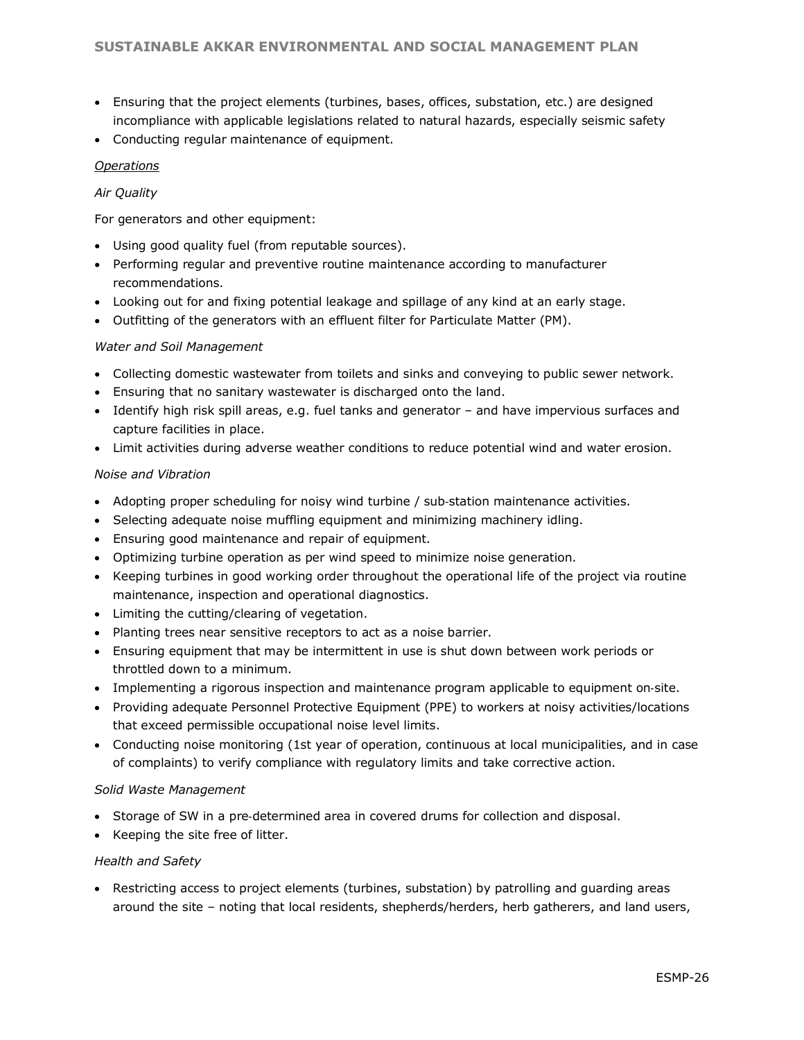- Ensuring that the project elements (turbines, bases, offices, substation, etc.) are designed incompliance with applicable legislations related to natural hazards, especially seismic safety
- Conducting regular maintenance of equipment.

<u>*Operations*</u>

*Air Quality*

For generators and other equipment:

- Using good quality fuel (from reputable sources).
- Performing regular and preventive routine maintenance according to manufacturer recommendations.
- Looking out for and fixing potential leakage and spillage of any kind at an early stage.
- Outfitting of the generators with an effluent filter for Particulate Matter (PM).

*Water and Soil Management*

- Collecting domestic wastewater from toilets and sinks and conveying to public sewer network.
- Ensuring that no sanitary wastewater is discharged onto the land.
- Identify high risk spill areas, e.g. fuel tanks and generator – and have impervious surfaces and capture facilities in place.
- Limit activities during adverse weather conditions to reduce potential wind and water erosion.

*Noise and Vibration*

- Adopting proper scheduling for noisy wind turbine / sub-station maintenance activities.
- Selecting adequate noise muffling equipment and minimizing machinery idling.
- Ensuring good maintenance and repair of equipment.
- Optimizing turbine operation as per wind speed to minimize noise generation.
- Keeping turbines in good working order throughout the operational life of the project via routine maintenance, inspection and operational diagnostics.
- Limiting the cutting/clearing of vegetation.
- Planting trees near sensitive receptors to act as a noise barrier.
- Ensuring equipment that may be intermittent in use is shut down between work periods or throttled down to a minimum.
- Implementing a rigorous inspection and maintenance program applicable to equipment on-site.
- Providing adequate Personnel Protective Equipment (PPE) to workers at noisy activities/locations that exceed permissible occupational noise level limits.
- Conducting noise monitoring (1st year of operation, continuous at local municipalities, and in case of complaints) to verify compliance with regulatory limits and take corrective action.

*Solid Waste Management*

- Storage of SW in a pre-determined area in covered drums for collection and disposal.
- Keeping the site free of litter.

*Health and Safety*

- Restricting access to project elements (turbines, substation) by patrolling and guarding areas around the site – noting that local residents, shepherds/herders, herb gatherers, and land users,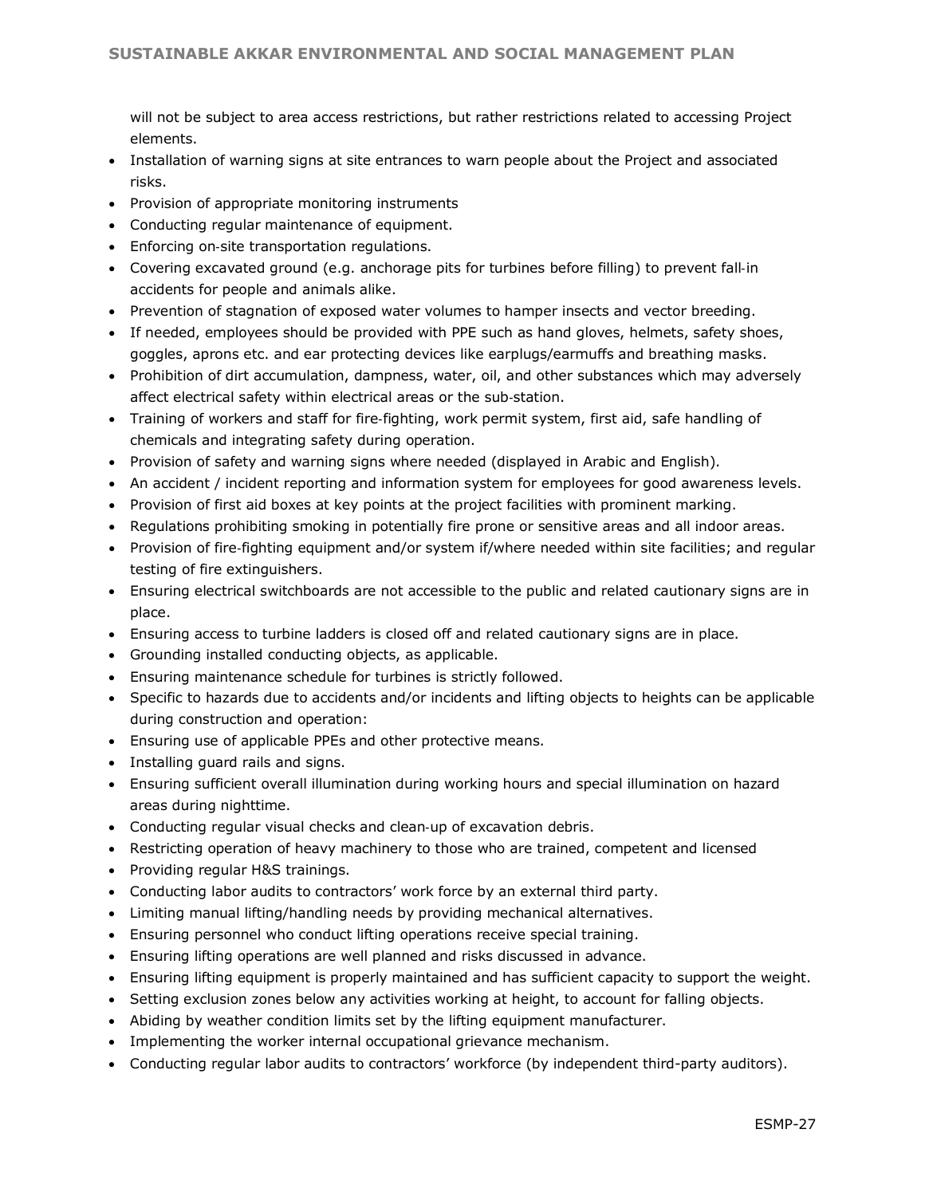will not be subject to area access restrictions, but rather restrictions related to accessing Project elements.

- Installation of warning signs at site entrances to warn people about the Project and associated risks.
- Provision of appropriate monitoring instruments
- Conducting regular maintenance of equipment.
- Enforcing on-site transportation regulations.
- Covering excavated ground (e.g. anchorage pits for turbines before filling) to prevent fall-in accidents for people and animals alike.
- Prevention of stagnation of exposed water volumes to hamper insects and vector breeding.
- If needed, employees should be provided with PPE such as hand gloves, helmets, safety shoes, goggles, aprons etc. and ear protecting devices like earplugs/earmuffs and breathing masks.
- Prohibition of dirt accumulation, dampness, water, oil, and other substances which may adversely affect electrical safety within electrical areas or the sub-station.
- Training of workers and staff for fire-fighting, work permit system, first aid, safe handling of chemicals and integrating safety during operation.
- Provision of safety and warning signs where needed (displayed in Arabic and English).
- An accident / incident reporting and information system for employees for good awareness levels.
- Provision of first aid boxes at key points at the project facilities with prominent marking.
- Regulations prohibiting smoking in potentially fire prone or sensitive areas and all indoor areas.
- Provision of fire-fighting equipment and/or system if/where needed within site facilities; and regular testing of fire extinguishers.
- Ensuring electrical switchboards are not accessible to the public and related cautionary signs are in place.
- Ensuring access to turbine ladders is closed off and related cautionary signs are in place.
- Grounding installed conducting objects, as applicable.
- Ensuring maintenance schedule for turbines is strictly followed.
- Specific to hazards due to accidents and/or incidents and lifting objects to heights can be applicable during construction and operation:
- Ensuring use of applicable PPEs and other protective means.
- Installing guard rails and signs.
- Ensuring sufficient overall illumination during working hours and special illumination on hazard areas during nighttime.
- Conducting regular visual checks and clean-up of excavation debris.
- Restricting operation of heavy machinery to those who are trained, competent and licensed
- Providing regular H&S trainings.
- Conducting labor audits to contractors' work force by an external third party.
- Limiting manual lifting/handling needs by providing mechanical alternatives.
- Ensuring personnel who conduct lifting operations receive special training.
- Ensuring lifting operations are well planned and risks discussed in advance.
- Ensuring lifting equipment is properly maintained and has sufficient capacity to support the weight.
- Setting exclusion zones below any activities working at height, to account for falling objects.
- Abiding by weather condition limits set by the lifting equipment manufacturer.
- Implementing the worker internal occupational grievance mechanism.
- Conducting regular labor audits to contractors' workforce (by independent third-party auditors).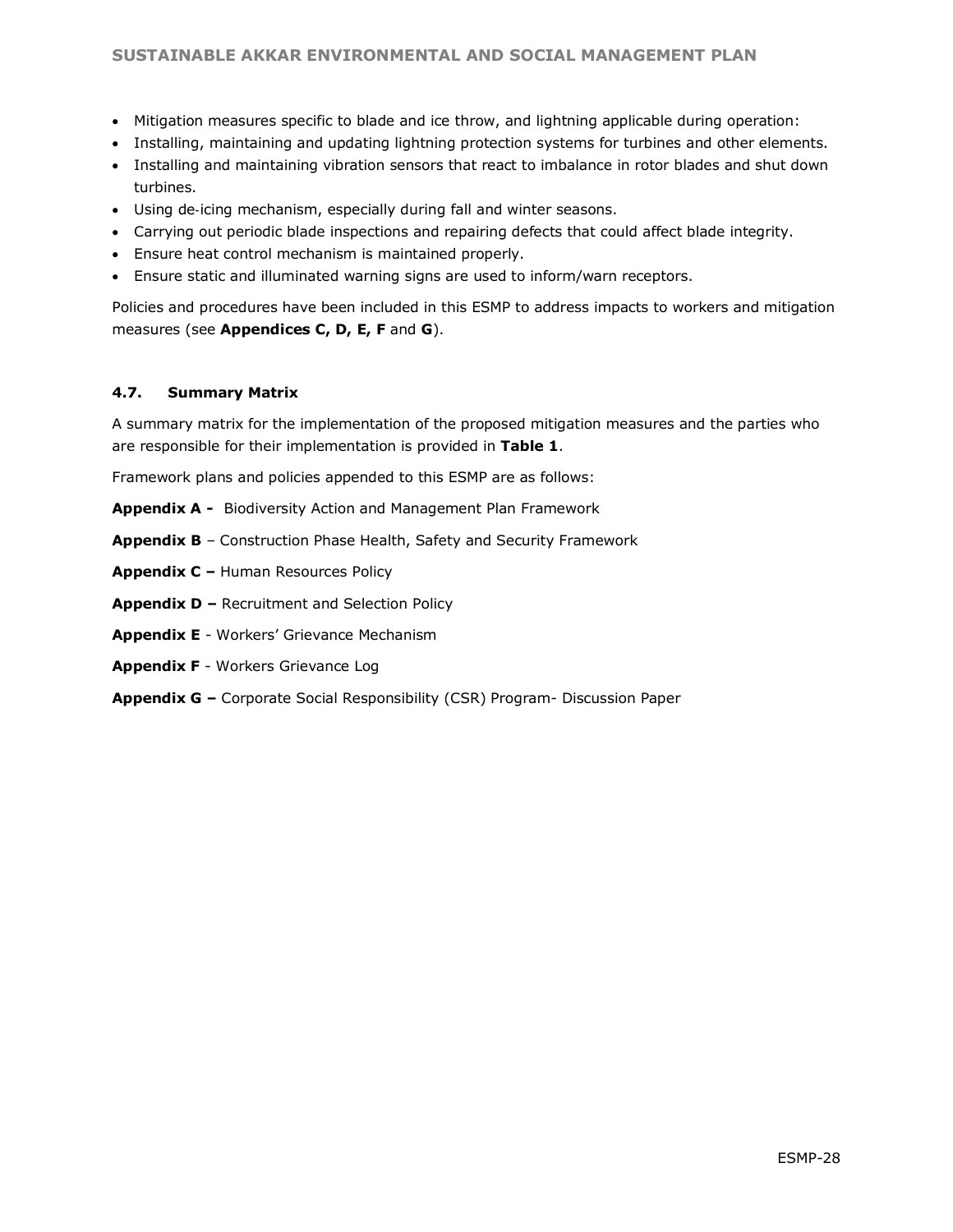- Mitigation measures specific to blade and ice throw, and lightning applicable during operation:
- Installing, maintaining and updating lightning protection systems for turbines and other elements.
- Installing and maintaining vibration sensors that react to imbalance in rotor blades and shut down turbines.
- Using de-icing mechanism, especially during fall and winter seasons.
- Carrying out periodic blade inspections and repairing defects that could affect blade integrity.
- Ensure heat control mechanism is maintained properly.
- Ensure static and illuminated warning signs are used to inform/warn receptors.

Policies and procedures have been included in this ESMP to address impacts to workers and mitigation measures (see **Appendices C, D, E, F** and **G**).

### 4.7. Summary Matrix

A summary matrix for the implementation of the proposed mitigation measures and the parties who are responsible for their implementation is provided in **Table 1**.

Framework plans and policies appended to this ESMP are as follows:

**Appendix A -** Biodiversity Action and Management Plan Framework

**Appendix B** – Construction Phase Health, Safety and Security Framework

**Appendix C –** Human Resources Policy

**Appendix D –** Recruitment and Selection Policy

**Appendix E** - Workers' Grievance Mechanism

**Appendix F** - Workers Grievance Log

**Appendix G –** Corporate Social Responsibility (CSR) Program- Discussion Paper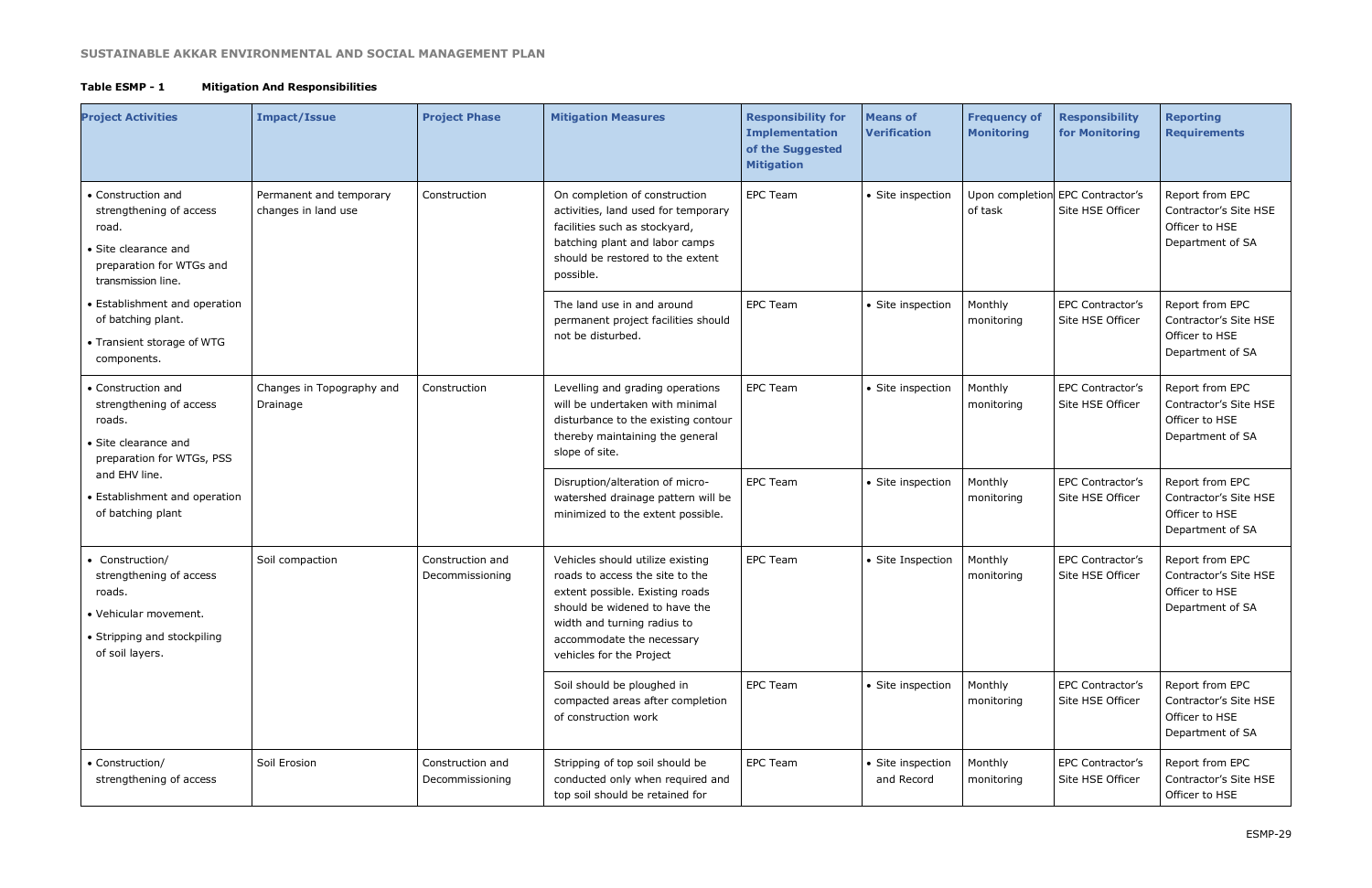**Table ESMP - 1 Mitigation And Responsibilities**

| Project Activities | Impact/Issue | Project Phase | Mitigation Measures | Responsibility for Implementation of the Suggested Mitigation | Means of Verification | Frequency of Monitoring | Responsibility for Monitoring | Reporting Requirements |
|---|---|---|---|---|---|---|---|---|
| • Construction and strengthening of access road.<br>• Site clearance and preparation for WTGs and transmission line.<br>• Establishment and operation of batching plant.<br>• Transient storage of WTG components. | Permanent and temporary changes in land use | Construction | On completion of construction activities, land used for temporary facilities such as stockyard, batching plant and labor camps should be restored to the extent possible. | EPC Team | • Site inspection | Upon completion of task | EPC Contractor's Site HSE Officer | Report from EPC Contractor's Site HSE Officer to HSE Department of SA |
| | | | The land use in and around permanent project facilities should not be disturbed. | EPC Team | • Site inspection | Monthly monitoring | EPC Contractor's Site HSE Officer | Report from EPC Contractor's Site HSE Officer to HSE Department of SA |
| • Construction and strengthening of access roads.<br>• Site clearance and preparation for WTGs, PSS and EHV line.<br>• Establishment and operation of batching plant | Changes in Topography and Drainage | Construction | Levelling and grading operations will be undertaken with minimal disturbance to the existing contour thereby maintaining the general slope of site. | EPC Team | • Site inspection | Monthly monitoring | EPC Contractor's Site HSE Officer | Report from EPC Contractor's Site HSE Officer to HSE Department of SA |
| | | | Disruption/alteration of micro-watershed drainage pattern will be minimized to the extent possible. | EPC Team | • Site inspection | Monthly monitoring | EPC Contractor's Site HSE Officer | Report from EPC Contractor's Site HSE Officer to HSE Department of SA |
| • Construction/ strengthening of access roads.<br>• Vehicular movement.<br>• Stripping and stockpiling of soil layers. | Soil compaction | Construction and Decommissioning | Vehicles should utilize existing roads to access the site to the extent possible. Existing roads should be widened to have the width and turning radius to accommodate the necessary vehicles for the Project | EPC Team | • Site Inspection | Monthly monitoring | EPC Contractor's Site HSE Officer | Report from EPC Contractor's Site HSE Officer to HSE Department of SA |
| | | | Soil should be ploughed in compacted areas after completion of construction work | EPC Team | • Site inspection | Monthly monitoring | EPC Contractor's Site HSE Officer | Report from EPC Contractor's Site HSE Officer to HSE Department of SA |
| • Construction/ strengthening of access | Soil Erosion | Construction and Decommissioning | Stripping of top soil should be conducted only when required and top soil should be retained for | EPC Team | • Site inspection and Record | Monthly monitoring | EPC Contractor's Site HSE Officer | Report from EPC Contractor's Site HSE Officer to HSE |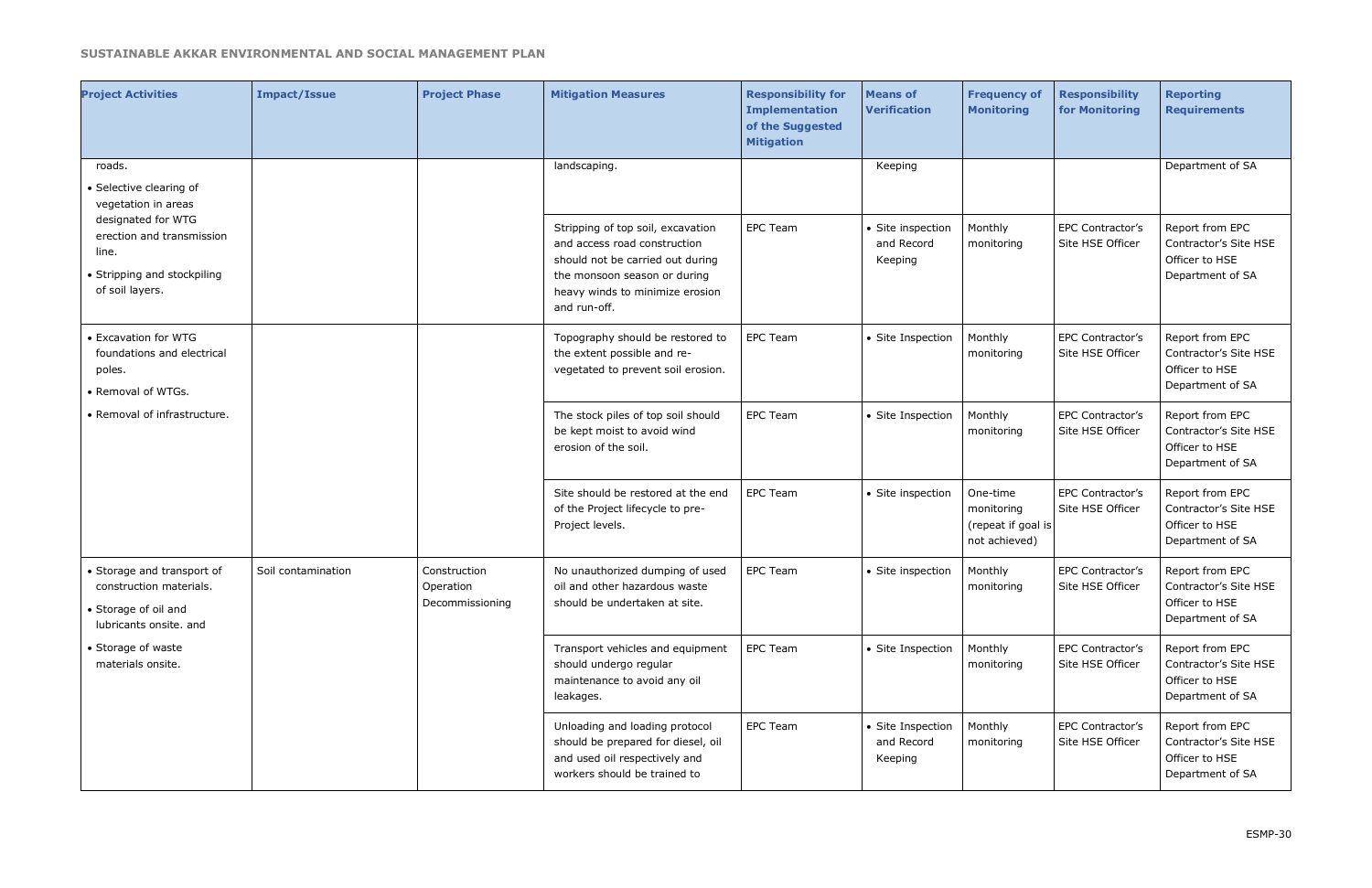| Project Activities | Impact/Issue | Project Phase | Mitigation Measures | Responsibility for Implementation of the Suggested Mitigation | Means of Verification | Frequency of Monitoring | Responsibility for Monitoring | Reporting Requirements |
|---|---|---|---|---|---|---|---|---|
| roads.<br>• Selective clearing of vegetation in areas designated for WTG erection and transmission line.<br>• Stripping and stockpiling of soil layers. | | | landscaping. | | Keeping | | | Department of SA |
| | | | Stripping of top soil, excavation and access road construction should not be carried out during the monsoon season or during heavy winds to minimize erosion and run-off. | EPC Team | • Site inspection and Record Keeping | Monthly monitoring | EPC Contractor's Site HSE Officer | Report from EPC Contractor's Site HSE Officer to HSE Department of SA |
| • Excavation for WTG foundations and electrical poles.<br>• Removal of WTGs.<br>• Removal of infrastructure. | | | Topography should be restored to the extent possible and re-vegetated to prevent soil erosion. | EPC Team | • Site Inspection | Monthly monitoring | EPC Contractor's Site HSE Officer | Report from EPC Contractor's Site HSE Officer to HSE Department of SA |
| | | | The stock piles of top soil should be kept moist to avoid wind erosion of the soil. | EPC Team | • Site Inspection | Monthly monitoring | EPC Contractor's Site HSE Officer | Report from EPC Contractor's Site HSE Officer to HSE Department of SA |
| | | | Site should be restored at the end of the Project lifecycle to pre-Project levels. | EPC Team | • Site inspection | One-time monitoring (repeat if goal is not achieved) | EPC Contractor's Site HSE Officer | Report from EPC Contractor's Site HSE Officer to HSE Department of SA |
| • Storage and transport of construction materials.<br>• Storage of oil and lubricants onsite. and<br>• Storage of waste materials onsite. | Soil contamination | Construction<br>Operation<br>Decommissioning | No unauthorized dumping of used oil and other hazardous waste should be undertaken at site. | EPC Team | • Site inspection | Monthly monitoring | EPC Contractor's Site HSE Officer | Report from EPC Contractor's Site HSE Officer to HSE Department of SA |
| | | | Transport vehicles and equipment should undergo regular maintenance to avoid any oil leakages. | EPC Team | • Site Inspection | Monthly monitoring | EPC Contractor's Site HSE Officer | Report from EPC Contractor's Site HSE Officer to HSE Department of SA |
| | | | Unloading and loading protocol should be prepared for diesel, oil and used oil respectively and workers should be trained to | EPC Team | • Site Inspection and Record Keeping | Monthly monitoring | EPC Contractor's Site HSE Officer | Report from EPC Contractor's Site HSE Officer to HSE Department of SA |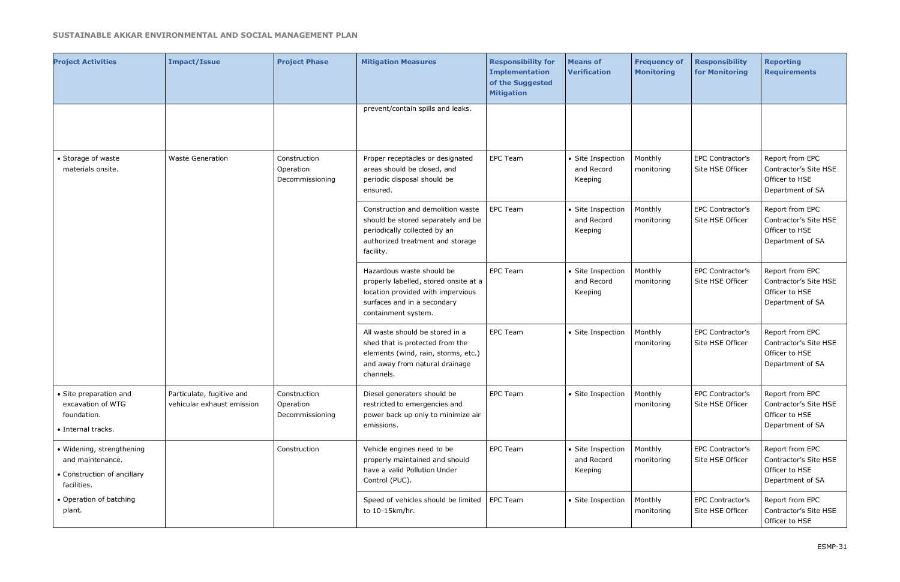| Project Activities | Impact/Issue | Project Phase | Mitigation Measures | Responsibility for Implementation of the Suggested Mitigation | Means of Verification | Frequency of Monitoring | Responsibility for Monitoring | Reporting Requirements |
|---|---|---|---|---|---|---|---|---|
| | | | prevent/contain spills and leaks. | | | | | |
| • Storage of waste materials onsite. | Waste Generation | Construction Operation Decommissioning | Proper receptacles or designated areas should be closed, and periodic disposal should be ensured. | EPC Team | • Site Inspection and Record Keeping | Monthly monitoring | EPC Contractor's Site HSE Officer | Report from EPC Contractor's Site HSE Officer to HSE Department of SA |
| | | | Construction and demolition waste should be stored separately and be periodically collected by an authorized treatment and storage facility. | EPC Team | • Site Inspection and Record Keeping | Monthly monitoring | EPC Contractor's Site HSE Officer | Report from EPC Contractor's Site HSE Officer to HSE Department of SA |
| | | | Hazardous waste should be properly labelled, stored onsite at a location provided with impervious surfaces and in a secondary containment system. | EPC Team | • Site Inspection and Record Keeping | Monthly monitoring | EPC Contractor's Site HSE Officer | Report from EPC Contractor's Site HSE Officer to HSE Department of SA |
| | | | All waste should be stored in a shed that is protected from the elements (wind, rain, storms, etc.) and away from natural drainage channels. | EPC Team | • Site Inspection | Monthly monitoring | EPC Contractor's Site HSE Officer | Report from EPC Contractor's Site HSE Officer to HSE Department of SA |
| • Site preparation and excavation of WTG foundation.<br>• Internal tracks. | Particulate, fugitive and vehicular exhaust emission | Construction Operation Decommissioning | Diesel generators should be restricted to emergencies and power back up only to minimize air emissions. | EPC Team | • Site Inspection | Monthly monitoring | EPC Contractor's Site HSE Officer | Report from EPC Contractor's Site HSE Officer to HSE Department of SA |
| • Widening, strengthening and maintenance.<br>• Construction of ancillary facilities.<br>• Operation of batching plant. | | Construction | Vehicle engines need to be properly maintained and should have a valid Pollution Under Control (PUC). | EPC Team | • Site Inspection and Record Keeping | Monthly monitoring | EPC Contractor's Site HSE Officer | Report from EPC Contractor's Site HSE Officer to HSE Department of SA |
| | | | Speed of vehicles should be limited to 10-15km/hr. | EPC Team | • Site Inspection | Monthly monitoring | EPC Contractor's Site HSE Officer | Report from EPC Contractor's Site HSE Officer to HSE |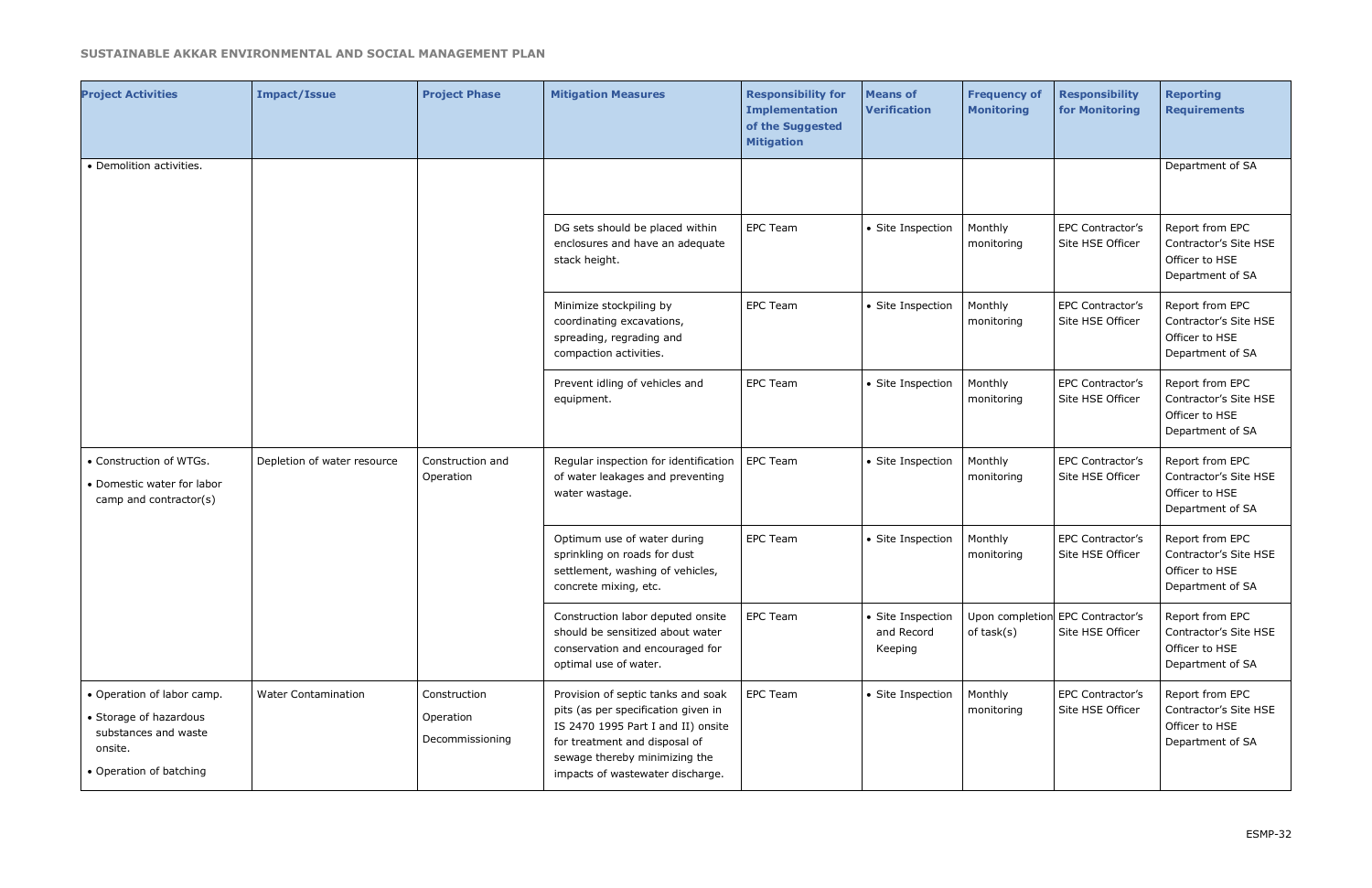| Project Activities | Impact/Issue | Project Phase | Mitigation Measures | Responsibility for Implementation of the Suggested Mitigation | Means of Verification | Frequency of Monitoring | Responsibility for Monitoring | Reporting Requirements |
|---|---|---|---|---|---|---|---|---|
| • Demolition activities. | | | | | | | | Department of SA |
| | | | DG sets should be placed within enclosures and have an adequate stack height. | EPC Team | • Site Inspection | Monthly monitoring | EPC Contractor's Site HSE Officer | Report from EPC Contractor's Site HSE Officer to HSE Department of SA |
| | | | Minimize stockpiling by coordinating excavations, spreading, regrading and compaction activities. | EPC Team | • Site Inspection | Monthly monitoring | EPC Contractor's Site HSE Officer | Report from EPC Contractor's Site HSE Officer to HSE Department of SA |
| | | | Prevent idling of vehicles and equipment. | EPC Team | • Site Inspection | Monthly monitoring | EPC Contractor's Site HSE Officer | Report from EPC Contractor's Site HSE Officer to HSE Department of SA |
| • Construction of WTGs.<br>• Domestic water for labor camp and contractor(s) | Depletion of water resource | Construction and Operation | Regular inspection for identification of water leakages and preventing water wastage. | EPC Team | • Site Inspection | Monthly monitoring | EPC Contractor's Site HSE Officer | Report from EPC Contractor's Site HSE Officer to HSE Department of SA |
| | | | Optimum use of water during sprinkling on roads for dust settlement, washing of vehicles, concrete mixing, etc. | EPC Team | • Site Inspection | Monthly monitoring | EPC Contractor's Site HSE Officer | Report from EPC Contractor's Site HSE Officer to HSE Department of SA |
| | | | Construction labor deputed onsite should be sensitized about water conservation and encouraged for optimal use of water. | EPC Team | • Site Inspection and Record Keeping | Upon completion of task(s) | EPC Contractor's Site HSE Officer | Report from EPC Contractor's Site HSE Officer to HSE Department of SA |
| • Operation of labor camp.<br>• Storage of hazardous substances and waste onsite.<br>• Operation of batching | Water Contamination | Construction<br>Operation<br>Decommissioning | Provision of septic tanks and soak pits (as per specification given in IS 2470 1995 Part I and II) onsite for treatment and disposal of sewage thereby minimizing the impacts of wastewater discharge. | EPC Team | • Site Inspection | Monthly monitoring | EPC Contractor's Site HSE Officer | Report from EPC Contractor's Site HSE Officer to HSE Department of SA |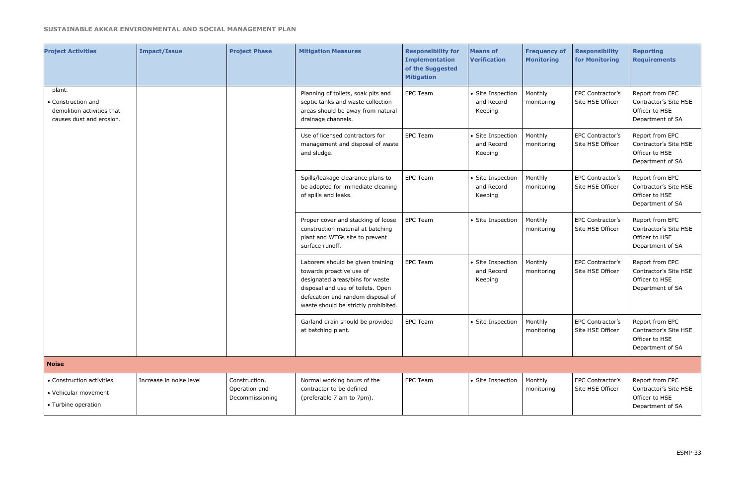| Project Activities | Impact/Issue | Project Phase | Mitigation Measures | Responsibility for Implementation of the Suggested Mitigation | Means of Verification | Frequency of Monitoring | Responsibility for Monitoring | Reporting Requirements |
|---|---|---|---|---|---|---|---|---|
| plant.<br>• Construction and demolition activities that causes dust and erosion. | | | Planning of toilets, soak pits and septic tanks and waste collection areas should be away from natural drainage channels. | EPC Team | • Site Inspection and Record Keeping | Monthly monitoring | EPC Contractor's Site HSE Officer | Report from EPC Contractor's Site HSE Officer to HSE Department of SA |
| | | | Use of licensed contractors for management and disposal of waste and sludge. | EPC Team | • Site Inspection and Record Keeping | Monthly monitoring | EPC Contractor's Site HSE Officer | Report from EPC Contractor's Site HSE Officer to HSE Department of SA |
| | | | Spills/leakage clearance plans to be adopted for immediate cleaning of spills and leaks. | EPC Team | • Site Inspection and Record Keeping | Monthly monitoring | EPC Contractor's Site HSE Officer | Report from EPC Contractor's Site HSE Officer to HSE Department of SA |
| | | | Proper cover and stacking of loose construction material at batching plant and WTGs site to prevent surface runoff. | EPC Team | • Site Inspection | Monthly monitoring | EPC Contractor's Site HSE Officer | Report from EPC Contractor's Site HSE Officer to HSE Department of SA |
| | | | Laborers should be given training towards proactive use of designated areas/bins for waste disposal and use of toilets. Open defecation and random disposal of waste should be strictly prohibited. | EPC Team | • Site Inspection and Record Keeping | Monthly monitoring | EPC Contractor's Site HSE Officer | Report from EPC Contractor's Site HSE Officer to HSE Department of SA |
| | | | Garland drain should be provided at batching plant. | EPC Team | • Site Inspection | Monthly monitoring | EPC Contractor's Site HSE Officer | Report from EPC Contractor's Site HSE Officer to HSE Department of SA |
| **Noise** | | | | | | | | |
| • Construction activities<br>• Vehicular movement<br>• Turbine operation | Increase in noise level | Construction, Operation and Decommissioning | Normal working hours of the contractor to be defined (preferable 7 am to 7pm). | EPC Team | • Site Inspection | Monthly monitoring | EPC Contractor's Site HSE Officer | Report from EPC Contractor's Site HSE Officer to HSE Department of SA |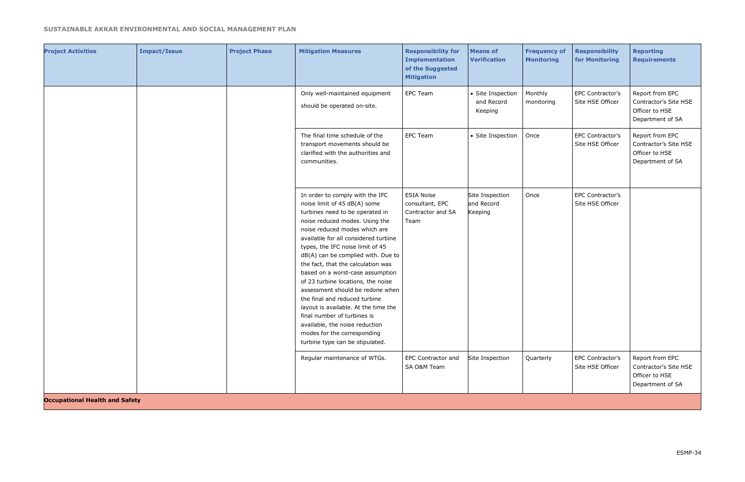| Project Activities | Impact/Issue | Project Phase | Mitigation Measures | Responsibility for Implementation of the Suggested Mitigation | Means of Verification | Frequency of Monitoring | Responsibility for Monitoring | Reporting Requirements |
|---|---|---|---|---|---|---|---|---|
| | | | Only well-maintained equipment should be operated on-site. | EPC Team | • Site Inspection and Record Keeping | Monthly monitoring | EPC Contractor's Site HSE Officer | Report from EPC Contractor's Site HSE Officer to HSE Department of SA |
| | | | The final time schedule of the transport movements should be clarified with the authorities and communities. | EPC Team | • Site Inspection | Once | EPC Contractor's Site HSE Officer | Report from EPC Contractor's Site HSE Officer to HSE Department of SA |
| | | | In order to comply with the IFC noise limit of 45 dB(A) some turbines need to be operated in noise reduced modes. Using the noise reduced modes which are available for all considered turbine types, the IFC noise limit of 45 dB(A) can be complied with. Due to the fact, that the calculation was based on a worst-case assumption of 23 turbine locations, the noise assessment should be redone when the final and reduced turbine layout is available. At the time the final number of turbines is available, the noise reduction modes for the corresponding turbine type can be stipulated. | ESIA Noise consultant, EPC Contractor and SA Team | Site Inspection and Record Keeping | Once | EPC Contractor's Site HSE Officer | |
| | | | Regular maintenance of WTGs. | EPC Contractor and SA O&M Team | Site Inspection | Quarterly | EPC Contractor's Site HSE Officer | Report from EPC Contractor's Site HSE Officer to HSE Department of SA |
| **Occupational Health and Safety** | | | | | | | | |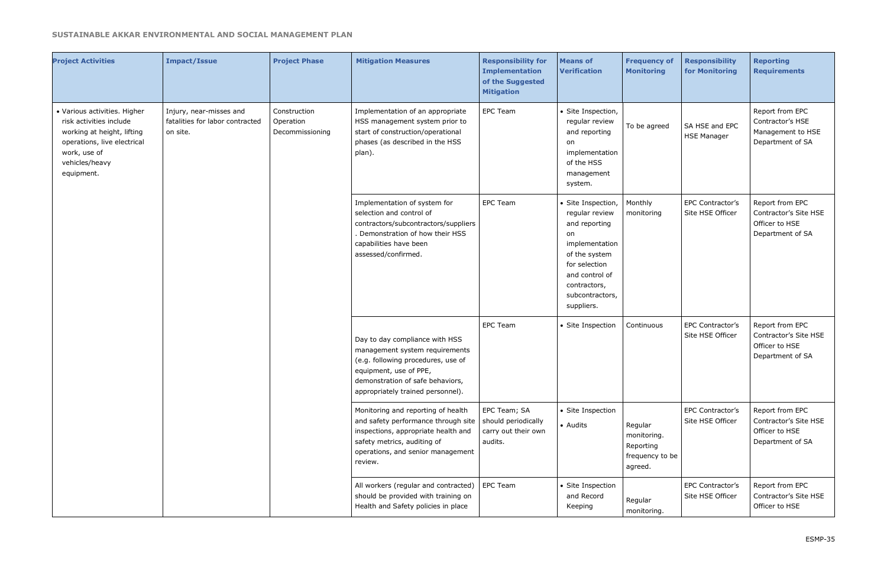| Project Activities | Impact/Issue | Project Phase | Mitigation Measures | Responsibility for Implementation of the Suggested Mitigation | Means of Verification | Frequency of Monitoring | Responsibility for Monitoring | Reporting Requirements |
|---|---|---|---|---|---|---|---|---|
| • Various activities. Higher risk activities include working at height, lifting operations, live electrical work, use of vehicles/heavy equipment. | Injury, near-misses and fatalities for labor contracted on site. | Construction Operation Decommissioning | Implementation of an appropriate HSS management system prior to start of construction/operational phases (as described in the HSS plan). | EPC Team | • Site Inspection, regular review and reporting on implementation of the HSS management system. | To be agreed | SA HSE and EPC HSE Manager | Report from EPC Contractor's HSE Management to HSE Department of SA |
| | | | Implementation of system for selection and control of contractors/subcontractors/suppliers. Demonstration of how their HSS capabilities have been assessed/confirmed. | EPC Team | • Site Inspection, regular review and reporting on implementation of the system for selection and control of contractors, subcontractors, suppliers. | Monthly monitoring | EPC Contractor's Site HSE Officer | Report from EPC Contractor's Site HSE Officer to HSE Department of SA |
| | | | Day to day compliance with HSS management system requirements (e.g. following procedures, use of equipment, use of PPE, demonstration of safe behaviors, appropriately trained personnel). | EPC Team | • Site Inspection | Continuous | EPC Contractor's Site HSE Officer | Report from EPC Contractor's Site HSE Officer to HSE Department of SA |
| | | | Monitoring and reporting of health and safety performance through site inspections, appropriate health and safety metrics, auditing of operations, and senior management review. | EPC Team; SA should periodically carry out their own audits. | • Site Inspection<br>• Audits | Regular monitoring. Reporting frequency to be agreed. | EPC Contractor's Site HSE Officer | Report from EPC Contractor's Site HSE Officer to HSE Department of SA |
| | | | All workers (regular and contracted) should be provided with training on Health and Safety policies in place | EPC Team | • Site Inspection and Record Keeping | Regular monitoring. | EPC Contractor's Site HSE Officer | Report from EPC Contractor's Site HSE Officer to HSE |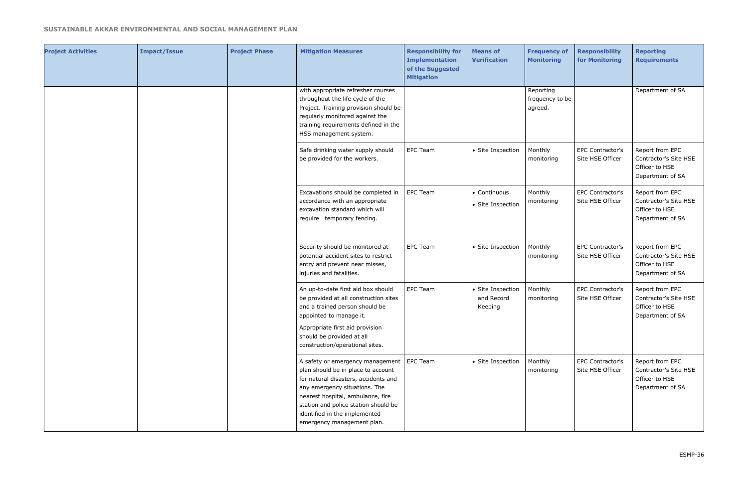| Project Activities | Impact/Issue | Project Phase | Mitigation Measures | Responsibility for Implementation of the Suggested Mitigation | Means of Verification | Frequency of Monitoring | Responsibility for Monitoring | Reporting Requirements |
|---|---|---|---|---|---|---|---|---|
| | | | with appropriate refresher courses throughout the life cycle of the Project. Training provision should be regularly monitored against the training requirements defined in the HSS management system. | | | Reporting frequency to be agreed. | | Department of SA |
| | | | Safe drinking water supply should be provided for the workers. | EPC Team | • Site Inspection | Monthly monitoring | EPC Contractor's Site HSE Officer | Report from EPC Contractor's Site HSE Officer to HSE Department of SA |
| | | | Excavations should be completed in accordance with an appropriate excavation standard which will require temporary fencing. | EPC Team | • Continuous<br>• Site Inspection | Monthly monitoring | EPC Contractor's Site HSE Officer | Report from EPC Contractor's Site HSE Officer to HSE Department of SA |
| | | | Security should be monitored at potential accident sites to restrict entry and prevent near misses, injuries and fatalities. | EPC Team | • Site Inspection | Monthly monitoring | EPC Contractor's Site HSE Officer | Report from EPC Contractor's Site HSE Officer to HSE Department of SA |
| | | | An up-to-date first aid box should be provided at all construction sites and a trained person should be appointed to manage it.<br>Appropriate first aid provision should be provided at all construction/operational sites. | EPC Team | • Site Inspection and Record Keeping | Monthly monitoring | EPC Contractor's Site HSE Officer | Report from EPC Contractor's Site HSE Officer to HSE Department of SA |
| | | | A safety or emergency management plan should be in place to account for natural disasters, accidents and any emergency situations. The nearest hospital, ambulance, fire station and police station should be identified in the implemented emergency management plan. | EPC Team | • Site Inspection | Monthly monitoring | EPC Contractor's Site HSE Officer | Report from EPC Contractor's Site HSE Officer to HSE Department of SA |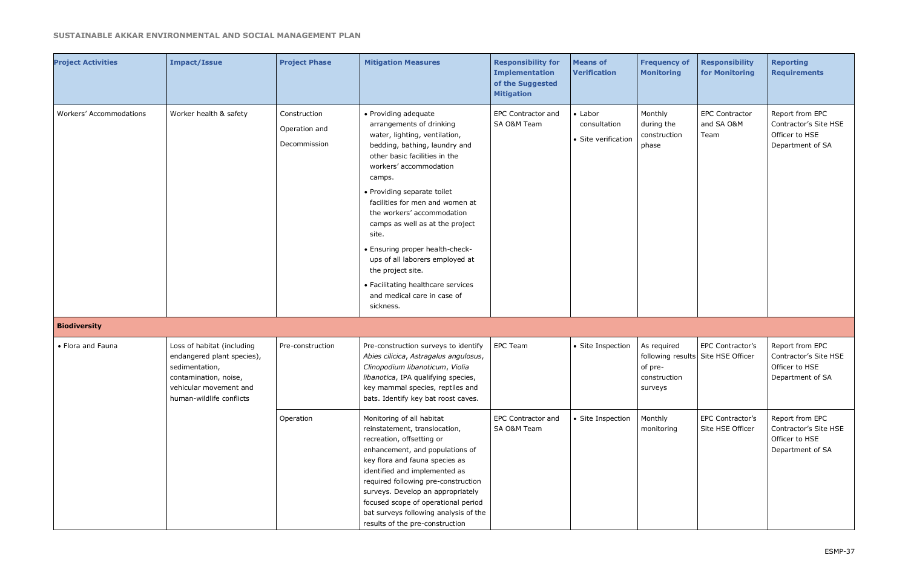| Project Activities | Impact/Issue | Project Phase | Mitigation Measures | Responsibility for Implementation of the Suggested Mitigation | Means of Verification | Frequency of Monitoring | Responsibility for Monitoring | Reporting Requirements |
|---|---|---|---|---|---|---|---|---|
| Workers' Accommodations | Worker health & safety | Construction<br>Operation and<br>Decommission | • Providing adequate arrangements of drinking water, lighting, ventilation, bedding, bathing, laundry and other basic facilities in the workers' accommodation camps.<br>• Providing separate toilet facilities for men and women at the workers' accommodation camps as well as at the project site.<br>• Ensuring proper health-check-ups of all laborers employed at the project site.<br>• Facilitating healthcare services and medical care in case of sickness. | EPC Contractor and SA O&M Team | • Labor consultation<br>• Site verification | Monthly during the construction phase | EPC Contractor and SA O&M Team | Report from EPC Contractor's Site HSE Officer to HSE Department of SA |
| **Biodiversity** | | | | | | | | |
| • Flora and Fauna | Loss of habitat (including endangered plant species), sedimentation, contamination, noise, vehicular movement and human-wildlife conflicts | Pre-construction | Pre-construction surveys to identify *Abies cilicica*, *Astragalus angulosus*, *Clinopodium libanoticum*, *Violia libanotica*, IPA qualifying species, key mammal species, reptiles and bats. Identify key bat roost caves. | EPC Team | • Site Inspection | As required following results of pre-construction surveys | EPC Contractor's Site HSE Officer | Report from EPC Contractor's Site HSE Officer to HSE Department of SA |
| | | Operation | Monitoring of all habitat reinstatement, translocation, recreation, offsetting or enhancement, and populations of key flora and fauna species as identified and implemented as required following pre-construction surveys. Develop an appropriately focused scope of operational period bat surveys following analysis of the results of the pre-construction | EPC Contractor and SA O&M Team | • Site Inspection | Monthly monitoring | EPC Contractor's Site HSE Officer | Report from EPC Contractor's Site HSE Officer to HSE Department of SA |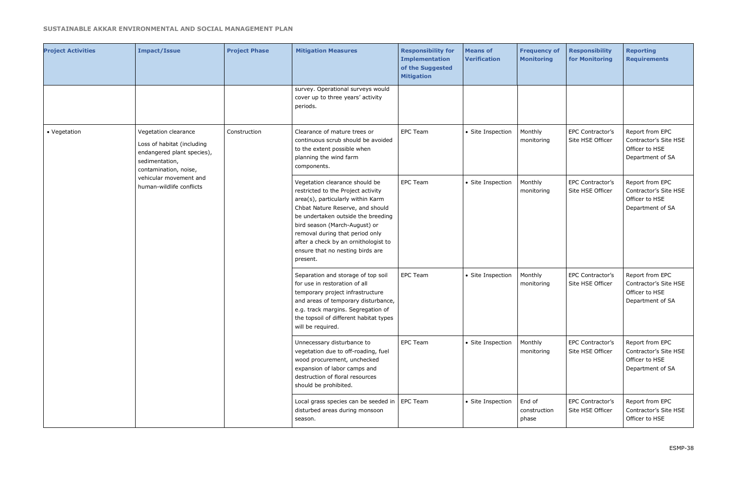| Project Activities | Impact/Issue | Project Phase | Mitigation Measures | Responsibility for Implementation of the Suggested Mitigation | Means of Verification | Frequency of Monitoring | Responsibility for Monitoring | Reporting Requirements |
|---|---|---|---|---|---|---|---|---|
| | | | survey. Operational surveys would cover up to three years' activity periods. | | | | | |
| • Vegetation | Vegetation clearance Loss of habitat (including endangered plant species), sedimentation, contamination, noise, vehicular movement and human-wildlife conflicts | Construction | Clearance of mature trees or continuous scrub should be avoided to the extent possible when planning the wind farm components. | EPC Team | • Site Inspection | Monthly monitoring | EPC Contractor's Site HSE Officer | Report from EPC Contractor's Site HSE Officer to HSE Department of SA |
| | | | Vegetation clearance should be restricted to the Project activity area(s), particularly within Karm Chbat Nature Reserve, and should be undertaken outside the breeding bird season (March-August) or removal during that period only after a check by an ornithologist to ensure that no nesting birds are present. | EPC Team | • Site Inspection | Monthly monitoring | EPC Contractor's Site HSE Officer | Report from EPC Contractor's Site HSE Officer to HSE Department of SA |
| | | | Separation and storage of top soil for use in restoration of all temporary project infrastructure and areas of temporary disturbance, e.g. track margins. Segregation of the topsoil of different habitat types will be required. | EPC Team | • Site Inspection | Monthly monitoring | EPC Contractor's Site HSE Officer | Report from EPC Contractor's Site HSE Officer to HSE Department of SA |
| | | | Unnecessary disturbance to vegetation due to off-roading, fuel wood procurement, unchecked expansion of labor camps and destruction of floral resources should be prohibited. | EPC Team | • Site Inspection | Monthly monitoring | EPC Contractor's Site HSE Officer | Report from EPC Contractor's Site HSE Officer to HSE Department of SA |
| | | | Local grass species can be seeded in disturbed areas during monsoon season. | EPC Team | • Site Inspection | End of construction phase | EPC Contractor's Site HSE Officer | Report from EPC Contractor's Site HSE Officer to HSE |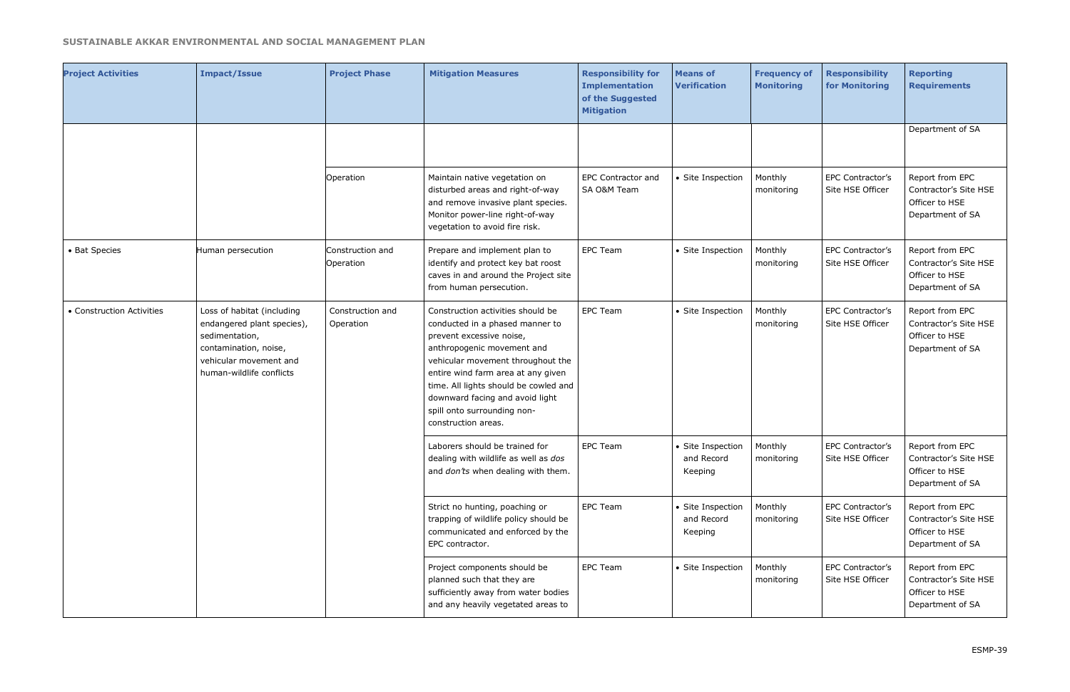| Project Activities | Impact/Issue | Project Phase | Mitigation Measures | Responsibility for Implementation of the Suggested Mitigation | Means of Verification | Frequency of Monitoring | Responsibility for Monitoring | Reporting Requirements |
|---|---|---|---|---|---|---|---|---|
| | | | | | | | | Department of SA |
| | | Operation | Maintain native vegetation on disturbed areas and right-of-way and remove invasive plant species. Monitor power-line right-of-way vegetation to avoid fire risk. | EPC Contractor and SA O&M Team | • Site Inspection | Monthly monitoring | EPC Contractor's Site HSE Officer | Report from EPC Contractor's Site HSE Officer to HSE Department of SA |
| • Bat Species | Human persecution | Construction and Operation | Prepare and implement plan to identify and protect key bat roost caves in and around the Project site from human persecution. | EPC Team | • Site Inspection | Monthly monitoring | EPC Contractor's Site HSE Officer | Report from EPC Contractor's Site HSE Officer to HSE Department of SA |
| • Construction Activities | Loss of habitat (including endangered plant species), sedimentation, contamination, noise, vehicular movement and human-wildlife conflicts | Construction and Operation | Construction activities should be conducted in a phased manner to prevent excessive noise, anthropogenic movement and vehicular movement throughout the entire wind farm area at any given time. All lights should be cowled and downward facing and avoid light spill onto surrounding non-construction areas. | EPC Team | • Site Inspection | Monthly monitoring | EPC Contractor's Site HSE Officer | Report from EPC Contractor's Site HSE Officer to HSE Department of SA |
| | | | Laborers should be trained for dealing with wildlife as well as *dos* and *don'ts* when dealing with them. | EPC Team | • Site Inspection and Record Keeping | Monthly monitoring | EPC Contractor's Site HSE Officer | Report from EPC Contractor's Site HSE Officer to HSE Department of SA |
| | | | Strict no hunting, poaching or trapping of wildlife policy should be communicated and enforced by the EPC contractor. | EPC Team | • Site Inspection and Record Keeping | Monthly monitoring | EPC Contractor's Site HSE Officer | Report from EPC Contractor's Site HSE Officer to HSE Department of SA |
| | | | Project components should be planned such that they are sufficiently away from water bodies and any heavily vegetated areas to | EPC Team | • Site Inspection | Monthly monitoring | EPC Contractor's Site HSE Officer | Report from EPC Contractor's Site HSE Officer to HSE Department of SA |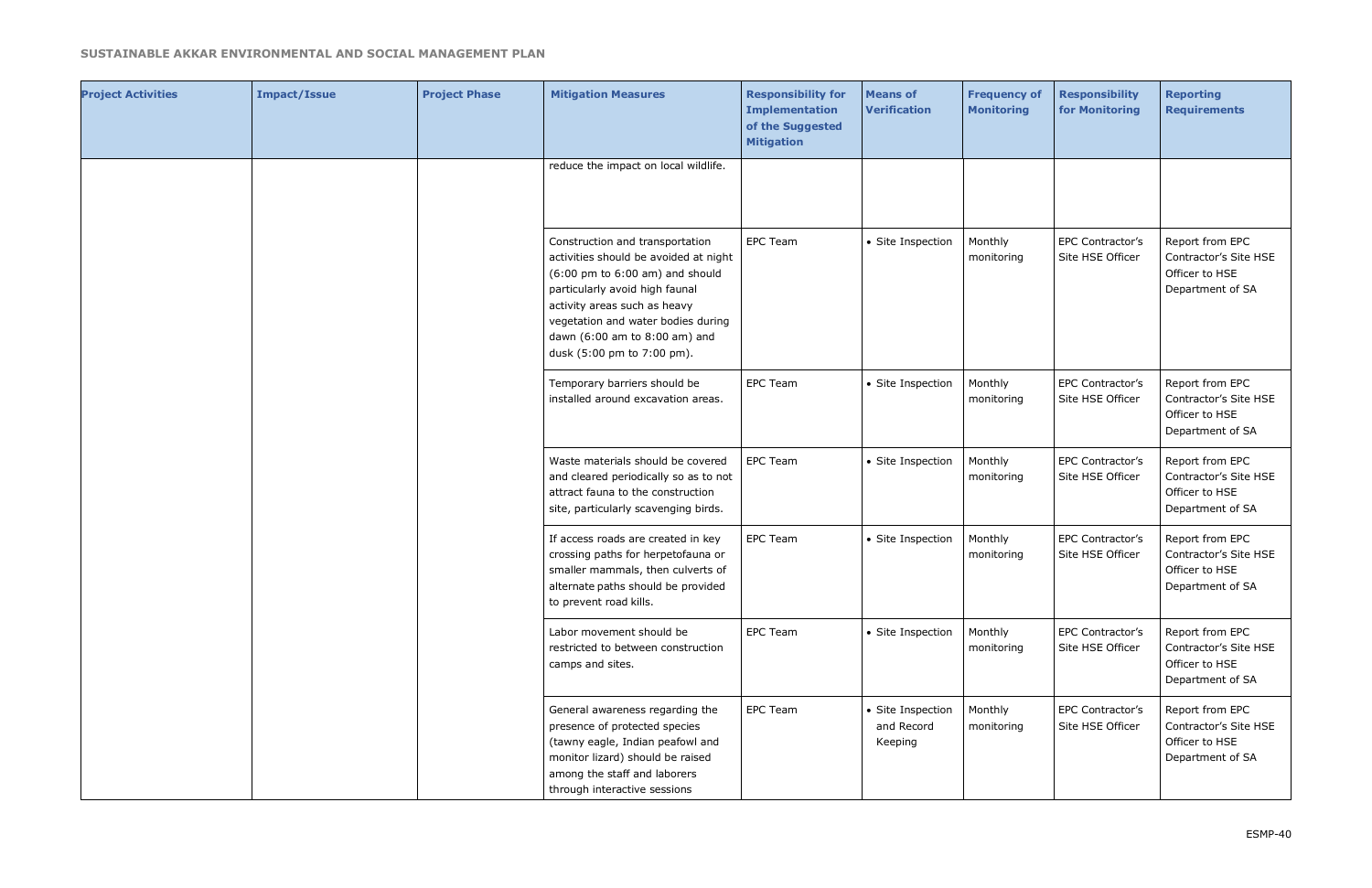| Project Activities | Impact/Issue | Project Phase | Mitigation Measures | Responsibility for Implementation of the Suggested Mitigation | Means of Verification | Frequency of Monitoring | Responsibility for Monitoring | Reporting Requirements |
|---|---|---|---|---|---|---|---|---|
| | | | reduce the impact on local wildlife. | | | | | |
| | | | Construction and transportation activities should be avoided at night (6:00 pm to 6:00 am) and should particularly avoid high faunal activity areas such as heavy vegetation and water bodies during dawn (6:00 am to 8:00 am) and dusk (5:00 pm to 7:00 pm). | EPC Team | • Site Inspection | Monthly monitoring | EPC Contractor's Site HSE Officer | Report from EPC Contractor's Site HSE Officer to HSE Department of SA |
| | | | Temporary barriers should be installed around excavation areas. | EPC Team | • Site Inspection | Monthly monitoring | EPC Contractor's Site HSE Officer | Report from EPC Contractor's Site HSE Officer to HSE Department of SA |
| | | | Waste materials should be covered and cleared periodically so as to not attract fauna to the construction site, particularly scavenging birds. | EPC Team | • Site Inspection | Monthly monitoring | EPC Contractor's Site HSE Officer | Report from EPC Contractor's Site HSE Officer to HSE Department of SA |
| | | | If access roads are created in key crossing paths for herpetofauna or smaller mammals, then culverts of alternate paths should be provided to prevent road kills. | EPC Team | • Site Inspection | Monthly monitoring | EPC Contractor's Site HSE Officer | Report from EPC Contractor's Site HSE Officer to HSE Department of SA |
| | | | Labor movement should be restricted to between construction camps and sites. | EPC Team | • Site Inspection | Monthly monitoring | EPC Contractor's Site HSE Officer | Report from EPC Contractor's Site HSE Officer to HSE Department of SA |
| | | | General awareness regarding the presence of protected species (tawny eagle, Indian peafowl and monitor lizard) should be raised among the staff and laborers through interactive sessions | EPC Team | • Site Inspection and Record Keeping | Monthly monitoring | EPC Contractor's Site HSE Officer | Report from EPC Contractor's Site HSE Officer to HSE Department of SA |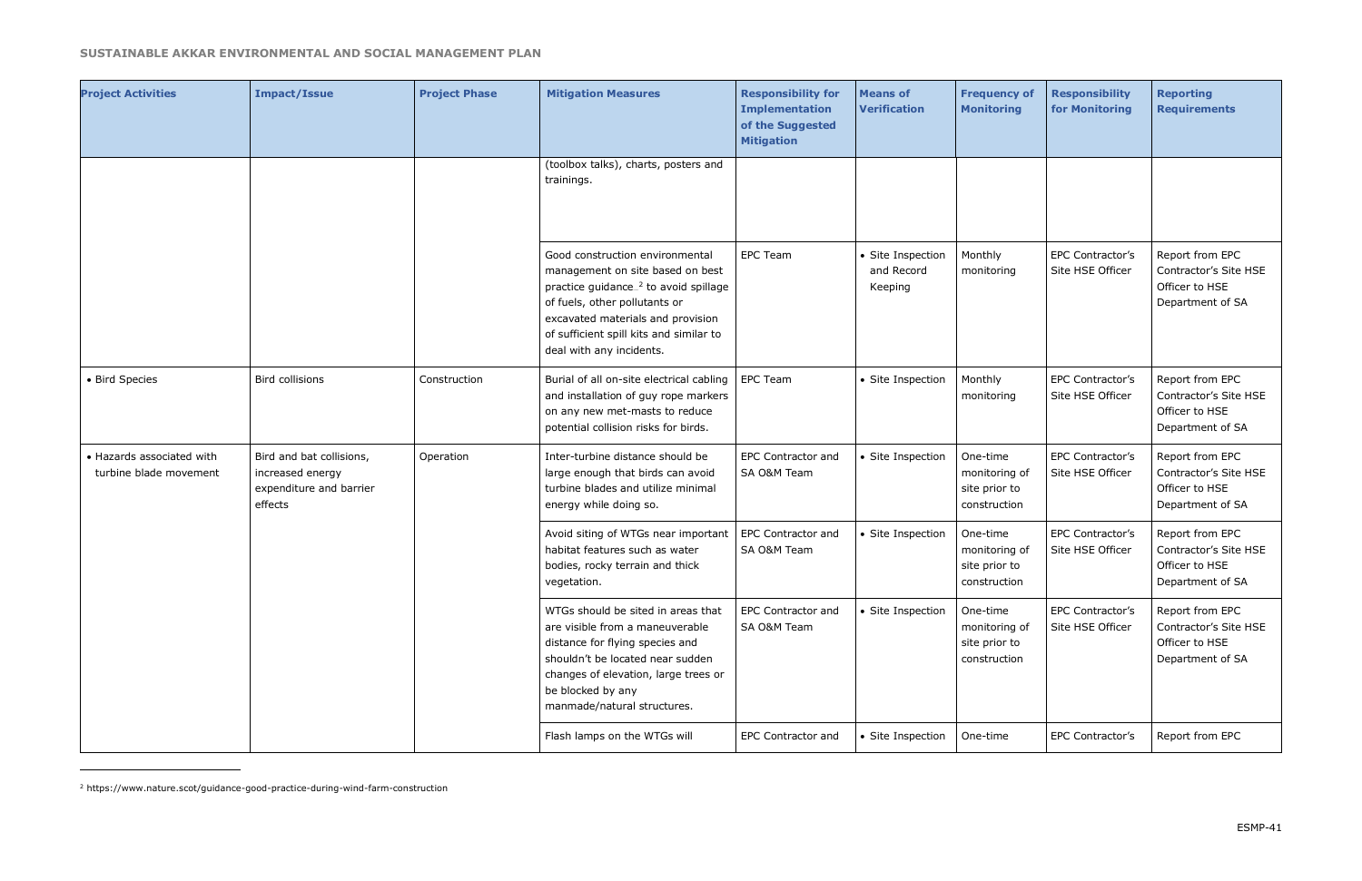| Project Activities | Impact/Issue | Project Phase | Mitigation Measures | Responsibility for Implementation of the Suggested Mitigation | Means of Verification | Frequency of Monitoring | Responsibility for Monitoring | Reporting Requirements |
|---|---|---|---|---|---|---|---|---|
| | | | (toolbox talks), charts, posters and trainings. | | | | | |
| | | | Good construction environmental management on site based on best practice guidance [2] to avoid spillage of fuels, other pollutants or excavated materials and provision of sufficient spill kits and similar to deal with any incidents. | EPC Team | • Site Inspection and Record Keeping | Monthly monitoring | EPC Contractor's Site HSE Officer | Report from EPC Contractor's Site HSE Officer to HSE Department of SA |
| • Bird Species | Bird collisions | Construction | Burial of all on-site electrical cabling and installation of guy rope markers on any new met-masts to reduce potential collision risks for birds. | EPC Team | • Site Inspection | Monthly monitoring | EPC Contractor's Site HSE Officer | Report from EPC Contractor's Site HSE Officer to HSE Department of SA |
| • Hazards associated with turbine blade movement | Bird and bat collisions, increased energy expenditure and barrier effects | Operation | Inter-turbine distance should be large enough that birds can avoid turbine blades and utilize minimal energy while doing so. | EPC Contractor and SA O&M Team | • Site Inspection | One-time monitoring of site prior to construction | EPC Contractor's Site HSE Officer | Report from EPC Contractor's Site HSE Officer to HSE Department of SA |
| | | | Avoid siting of WTGs near important habitat features such as water bodies, rocky terrain and thick vegetation. | EPC Contractor and SA O&M Team | • Site Inspection | One-time monitoring of site prior to construction | EPC Contractor's Site HSE Officer | Report from EPC Contractor's Site HSE Officer to HSE Department of SA |
| | | | WTGs should be sited in areas that are visible from a maneuverable distance for flying species and shouldn't be located near sudden changes of elevation, large trees or be blocked by any manmade/natural structures. | EPC Contractor and SA O&M Team | • Site Inspection | One-time monitoring of site prior to construction | EPC Contractor's Site HSE Officer | Report from EPC Contractor's Site HSE Officer to HSE Department of SA |
| | | | Flash lamps on the WTGs will | EPC Contractor and | • Site Inspection | One-time | EPC Contractor's | Report from EPC |

[2] https://www.nature.scot/guidance-good-practice-during-wind-farm-construction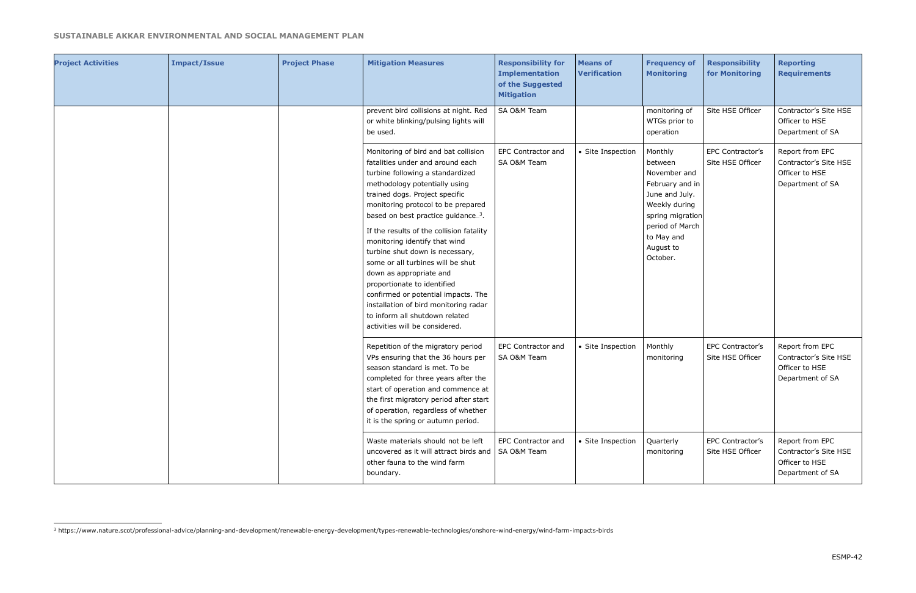| Project Activities | Impact/Issue | Project Phase | Mitigation Measures | Responsibility for Implementation of the Suggested Mitigation | Means of Verification | Frequency of Monitoring | Responsibility for Monitoring | Reporting Requirements |
|---|---|---|---|---|---|---|---|---|
| | | | prevent bird collisions at night. Red or white blinking/pulsing lights will be used. | SA O&M Team | | monitoring of WTGs prior to operation | Site HSE Officer | Contractor's Site HSE Officer to HSE Department of SA |
| | | | Monitoring of bird and bat collision fatalities under and around each turbine following a standardized methodology potentially using trained dogs. Project specific monitoring protocol to be prepared based on best practice guidance [3]. If the results of the collision fatality monitoring identify that wind turbine shut down is necessary, some or all turbines will be shut down as appropriate and proportionate to identified confirmed or potential impacts. The installation of bird monitoring radar to inform all shutdown related activities will be considered. | EPC Contractor and SA O&M Team | • Site Inspection | Monthly between November and February and in June and July. Weekly during spring migration period of March to May and August to October. | EPC Contractor's Site HSE Officer | Report from EPC Contractor's Site HSE Officer to HSE Department of SA |
| | | | Repetition of the migratory period VPs ensuring that the 36 hours per season standard is met. To be completed for three years after the start of operation and commence at the first migratory period after start of operation, regardless of whether it is the spring or autumn period. | EPC Contractor and SA O&M Team | • Site Inspection | Monthly monitoring | EPC Contractor's Site HSE Officer | Report from EPC Contractor's Site HSE Officer to HSE Department of SA |
| | | | Waste materials should not be left uncovered as it will attract birds and other fauna to the wind farm boundary. | EPC Contractor and SA O&M Team | • Site Inspection | Quarterly monitoring | EPC Contractor's Site HSE Officer | Report from EPC Contractor's Site HSE Officer to HSE Department of SA |

[3] https://www.nature.scot/professional-advice/planning-and-development/renewable-energy-development/types-renewable-technologies/onshore-wind-energy/wind-farm-impacts-birds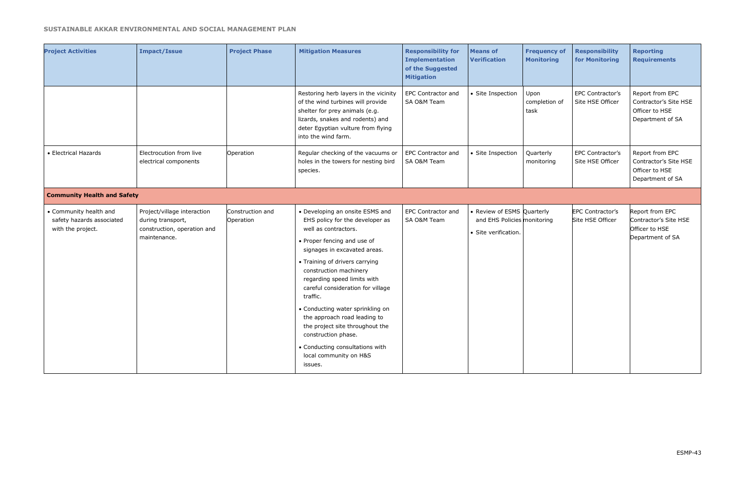| Project Activities | Impact/Issue | Project Phase | Mitigation Measures | Responsibility for Implementation of the Suggested Mitigation | Means of Verification | Frequency of Monitoring | Responsibility for Monitoring | Reporting Requirements |
|---|---|---|---|---|---|---|---|---|
| | | | Restoring herb layers in the vicinity of the wind turbines will provide shelter for prey animals (e.g. lizards, snakes and rodents) and deter Egyptian vulture from flying into the wind farm. | EPC Contractor and SA O&M Team | • Site Inspection | Upon completion of task | EPC Contractor's Site HSE Officer | Report from EPC Contractor's Site HSE Officer to HSE Department of SA |
| • Electrical Hazards | Electrocution from live electrical components | Operation | Regular checking of the vacuums or holes in the towers for nesting bird species. | EPC Contractor and SA O&M Team | • Site Inspection | Quarterly monitoring | EPC Contractor's Site HSE Officer | Report from EPC Contractor's Site HSE Officer to HSE Department of SA |
| **Community Health and Safety** | | | | | | | | |
| • Community health and safety hazards associated with the project. | Project/village interaction during transport, construction, operation and maintenance. | Construction and Operation | • Developing an onsite ESMS and EHS policy for the developer as well as contractors.<br>• Proper fencing and use of signages in excavated areas.<br>• Training of drivers carrying construction machinery regarding speed limits with careful consideration for village traffic.<br>• Conducting water sprinkling on the approach road leading to the project site throughout the construction phase.<br>• Conducting consultations with local community on H&S issues. | EPC Contractor and SA O&M Team | • Review of ESMS and EHS Policies<br>• Site verification. | Quarterly monitoring | EPC Contractor's Site HSE Officer | Report from EPC Contractor's Site HSE Officer to HSE Department of SA |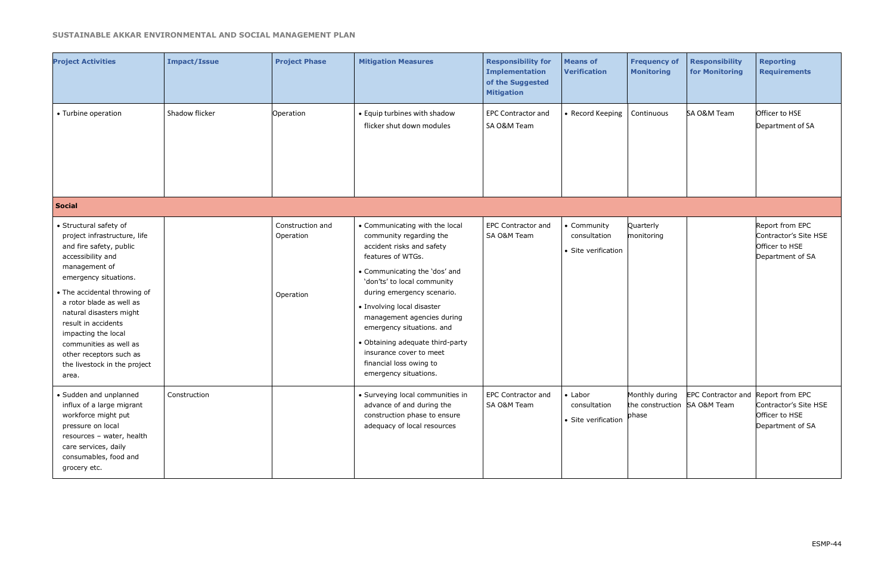| Project Activities | Impact/Issue | Project Phase | Mitigation Measures | Responsibility for Implementation of the Suggested Mitigation | Means of Verification | Frequency of Monitoring | Responsibility for Monitoring | Reporting Requirements |
|---|---|---|---|---|---|---|---|---|
| • Turbine operation | Shadow flicker | Operation | • Equip turbines with shadow flicker shut down modules | EPC Contractor and SA O&M Team | • Record Keeping | Continuous | SA O&M Team | Officer to HSE Department of SA |
| **Social** | | | | | | | | |
| • Structural safety of project infrastructure, life and fire safety, public accessibility and management of emergency situations.<br>• The accidental throwing of a rotor blade as well as natural disasters might result in accidents impacting the local communities as well as other receptors such as the livestock in the project area. | | Construction and Operation<br><br>Operation | • Communicating with the local community regarding the accident risks and safety features of WTGs.<br>• Communicating the 'dos' and 'don'ts' to local community during emergency scenario.<br>• Involving local disaster management agencies during emergency situations. and<br>• Obtaining adequate third-party insurance cover to meet financial loss owing to emergency situations. | EPC Contractor and SA O&M Team | • Community consultation<br>• Site verification | Quarterly monitoring | | Report from EPC Contractor's Site HSE Officer to HSE Department of SA |
| • Sudden and unplanned influx of a large migrant workforce might put pressure on local resources – water, health care services, daily consumables, food and grocery etc. | Construction | | • Surveying local communities in advance of and during the construction phase to ensure adequacy of local resources | EPC Contractor and SA O&M Team | • Labor consultation<br>• Site verification | Monthly during the construction phase | EPC Contractor and SA O&M Team | Report from EPC Contractor's Site HSE Officer to HSE Department of SA |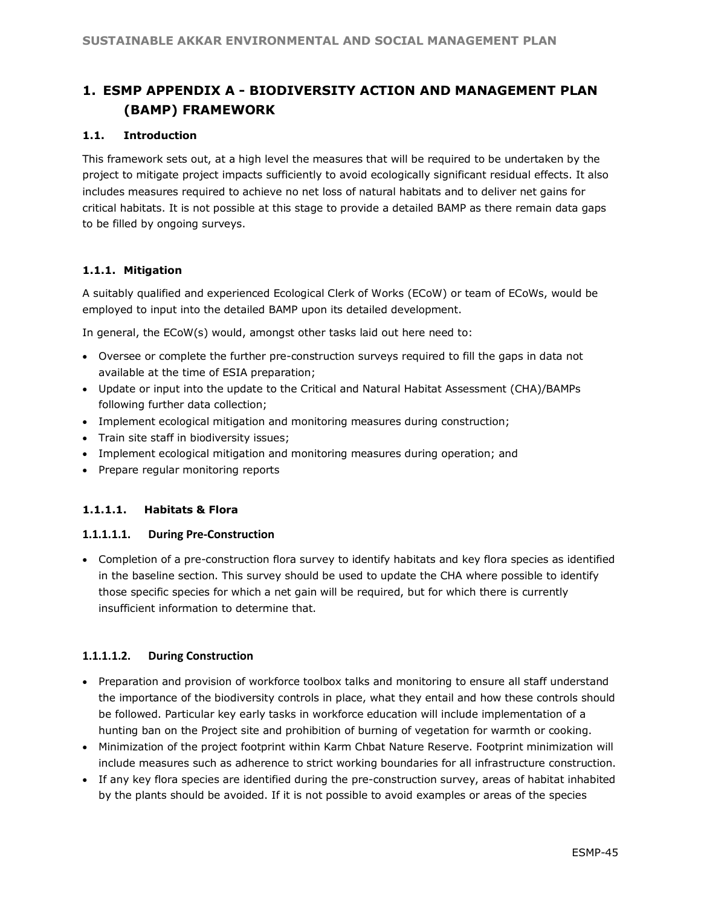# 1. ESMP APPENDIX A - BIODIVERSITY ACTION AND MANAGEMENT PLAN (BAMP) FRAMEWORK

## 1.1. Introduction

This framework sets out, at a high level the measures that will be required to be undertaken by the project to mitigate project impacts sufficiently to avoid ecologically significant residual effects. It also includes measures required to achieve no net loss of natural habitats and to deliver net gains for critical habitats. It is not possible at this stage to provide a detailed BAMP as there remain data gaps to be filled by ongoing surveys.

### 1.1.1. Mitigation

A suitably qualified and experienced Ecological Clerk of Works (ECoW) or team of ECoWs, would be employed to input into the detailed BAMP upon its detailed development.

In general, the ECoW(s) would, amongst other tasks laid out here need to:

- Oversee or complete the further pre-construction surveys required to fill the gaps in data not available at the time of ESIA preparation;
- Update or input into the update to the Critical and Natural Habitat Assessment (CHA)/BAMPs following further data collection;
- Implement ecological mitigation and monitoring measures during construction;
- Train site staff in biodiversity issues;
- Implement ecological mitigation and monitoring measures during operation; and
- Prepare regular monitoring reports

#### 1.1.1.1. Habitats & Flora

##### 1.1.1.1.1. During Pre-Construction

- Completion of a pre-construction flora survey to identify habitats and key flora species as identified in the baseline section. This survey should be used to update the CHA where possible to identify those specific species for which a net gain will be required, but for which there is currently insufficient information to determine that.

##### 1.1.1.1.2. During Construction

- Preparation and provision of workforce toolbox talks and monitoring to ensure all staff understand the importance of the biodiversity controls in place, what they entail and how these controls should be followed. Particular key early tasks in workforce education will include implementation of a hunting ban on the Project site and prohibition of burning of vegetation for warmth or cooking.
- Minimization of the project footprint within Karm Chbat Nature Reserve. Footprint minimization will include measures such as adherence to strict working boundaries for all infrastructure construction.
- If any key flora species are identified during the pre-construction survey, areas of habitat inhabited by the plants should be avoided. If it is not possible to avoid examples or areas of the species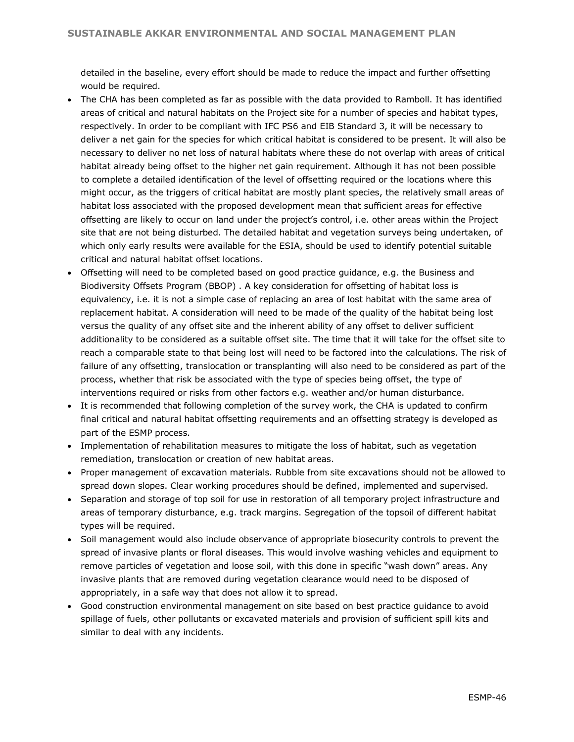detailed in the baseline, every effort should be made to reduce the impact and further offsetting would be required.

- The CHA has been completed as far as possible with the data provided to Ramboll. It has identified areas of critical and natural habitats on the Project site for a number of species and habitat types, respectively. In order to be compliant with IFC PS6 and EIB Standard 3, it will be necessary to deliver a net gain for the species for which critical habitat is considered to be present. It will also be necessary to deliver no net loss of natural habitats where these do not overlap with areas of critical habitat already being offset to the higher net gain requirement. Although it has not been possible to complete a detailed identification of the level of offsetting required or the locations where this might occur, as the triggers of critical habitat are mostly plant species, the relatively small areas of habitat loss associated with the proposed development mean that sufficient areas for effective offsetting are likely to occur on land under the project's control, i.e. other areas within the Project site that are not being disturbed. The detailed habitat and vegetation surveys being undertaken, of which only early results were available for the ESIA, should be used to identify potential suitable critical and natural habitat offset locations.
- Offsetting will need to be completed based on good practice guidance, e.g. the Business and Biodiversity Offsets Program (BBOP) . A key consideration for offsetting of habitat loss is equivalency, i.e. it is not a simple case of replacing an area of lost habitat with the same area of replacement habitat. A consideration will need to be made of the quality of the habitat being lost versus the quality of any offset site and the inherent ability of any offset to deliver sufficient additionality to be considered as a suitable offset site. The time that it will take for the offset site to reach a comparable state to that being lost will need to be factored into the calculations. The risk of failure of any offsetting, translocation or transplanting will also need to be considered as part of the process, whether that risk be associated with the type of species being offset, the type of interventions required or risks from other factors e.g. weather and/or human disturbance.
- It is recommended that following completion of the survey work, the CHA is updated to confirm final critical and natural habitat offsetting requirements and an offsetting strategy is developed as part of the ESMP process.
- Implementation of rehabilitation measures to mitigate the loss of habitat, such as vegetation remediation, translocation or creation of new habitat areas.
- Proper management of excavation materials. Rubble from site excavations should not be allowed to spread down slopes. Clear working procedures should be defined, implemented and supervised.
- Separation and storage of top soil for use in restoration of all temporary project infrastructure and areas of temporary disturbance, e.g. track margins. Segregation of the topsoil of different habitat types will be required.
- Soil management would also include observance of appropriate biosecurity controls to prevent the spread of invasive plants or floral diseases. This would involve washing vehicles and equipment to remove particles of vegetation and loose soil, with this done in specific "wash down" areas. Any invasive plants that are removed during vegetation clearance would need to be disposed of appropriately, in a safe way that does not allow it to spread.
- Good construction environmental management on site based on best practice guidance to avoid spillage of fuels, other pollutants or excavated materials and provision of sufficient spill kits and similar to deal with any incidents.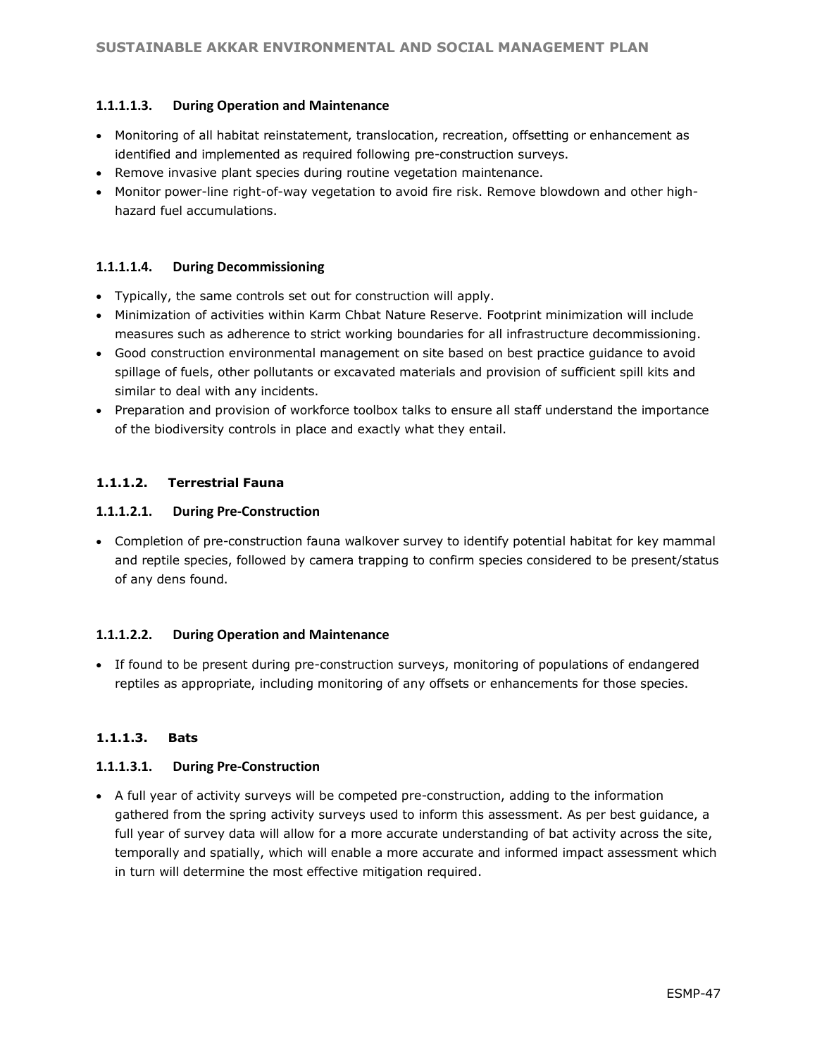#### 1.1.1.1.3. During Operation and Maintenance

- Monitoring of all habitat reinstatement, translocation, recreation, offsetting or enhancement as identified and implemented as required following pre-construction surveys.
- Remove invasive plant species during routine vegetation maintenance.
- Monitor power-line right-of-way vegetation to avoid fire risk. Remove blowdown and other high-hazard fuel accumulations.

#### 1.1.1.1.4. During Decommissioning

- Typically, the same controls set out for construction will apply.
- Minimization of activities within Karm Chbat Nature Reserve. Footprint minimization will include measures such as adherence to strict working boundaries for all infrastructure decommissioning.
- Good construction environmental management on site based on best practice guidance to avoid spillage of fuels, other pollutants or excavated materials and provision of sufficient spill kits and similar to deal with any incidents.
- Preparation and provision of workforce toolbox talks to ensure all staff understand the importance of the biodiversity controls in place and exactly what they entail.

### 1.1.1.2. Terrestrial Fauna

#### 1.1.1.2.1. During Pre-Construction

- Completion of pre-construction fauna walkover survey to identify potential habitat for key mammal and reptile species, followed by camera trapping to confirm species considered to be present/status of any dens found.

#### 1.1.1.2.2. During Operation and Maintenance

- If found to be present during pre-construction surveys, monitoring of populations of endangered reptiles as appropriate, including monitoring of any offsets or enhancements for those species.

### 1.1.1.3. Bats

#### 1.1.1.3.1. During Pre-Construction

- A full year of activity surveys will be competed pre-construction, adding to the information gathered from the spring activity surveys used to inform this assessment. As per best guidance, a full year of survey data will allow for a more accurate understanding of bat activity across the site, temporally and spatially, which will enable a more accurate and informed impact assessment which in turn will determine the most effective mitigation required.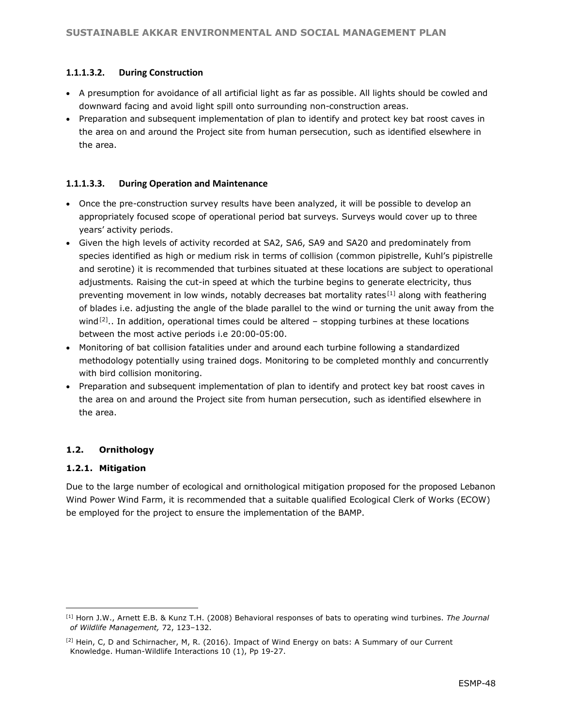#### 1.1.1.3.2. During Construction

- A presumption for avoidance of all artificial light as far as possible. All lights should be cowled and downward facing and avoid light spill onto surrounding non-construction areas.
- Preparation and subsequent implementation of plan to identify and protect key bat roost caves in the area on and around the Project site from human persecution, such as identified elsewhere in the area.

#### 1.1.1.3.3. During Operation and Maintenance

- Once the pre-construction survey results have been analyzed, it will be possible to develop an appropriately focused scope of operational period bat surveys. Surveys would cover up to three years' activity periods.
- Given the high levels of activity recorded at SA2, SA6, SA9 and SA20 and predominately from species identified as high or medium risk in terms of collision (common pipistrelle, Kuhl's pipistrelle and serotine) it is recommended that turbines situated at these locations are subject to operational adjustments. Raising the cut-in speed at which the turbine begins to generate electricity, thus preventing movement in low winds, notably decreases bat mortality rates[1] along with feathering of blades i.e. adjusting the angle of the blade parallel to the wind or turning the unit away from the wind[2].. In addition, operational times could be altered – stopping turbines at these locations between the most active periods i.e 20:00-05:00.
- Monitoring of bat collision fatalities under and around each turbine following a standardized methodology potentially using trained dogs. Monitoring to be completed monthly and concurrently with bird collision monitoring.
- Preparation and subsequent implementation of plan to identify and protect key bat roost caves in the area on and around the Project site from human persecution, such as identified elsewhere in the area.

## 1.2. Ornithology

### 1.2.1. Mitigation

Due to the large number of ecological and ornithological mitigation proposed for the proposed Lebanon Wind Power Wind Farm, it is recommended that a suitable qualified Ecological Clerk of Works (ECOW) be employed for the project to ensure the implementation of the BAMP.

---

[1] Horn J.W., Arnett E.B. & Kunz T.H. (2008) Behavioral responses of bats to operating wind turbines. *The Journal of Wildlife Management,* 72, 123–132.

[2] Hein, C, D and Schirnacher, M, R. (2016). Impact of Wind Energy on bats: A Summary of our Current Knowledge. Human-Wildlife Interactions 10 (1), Pp 19-27.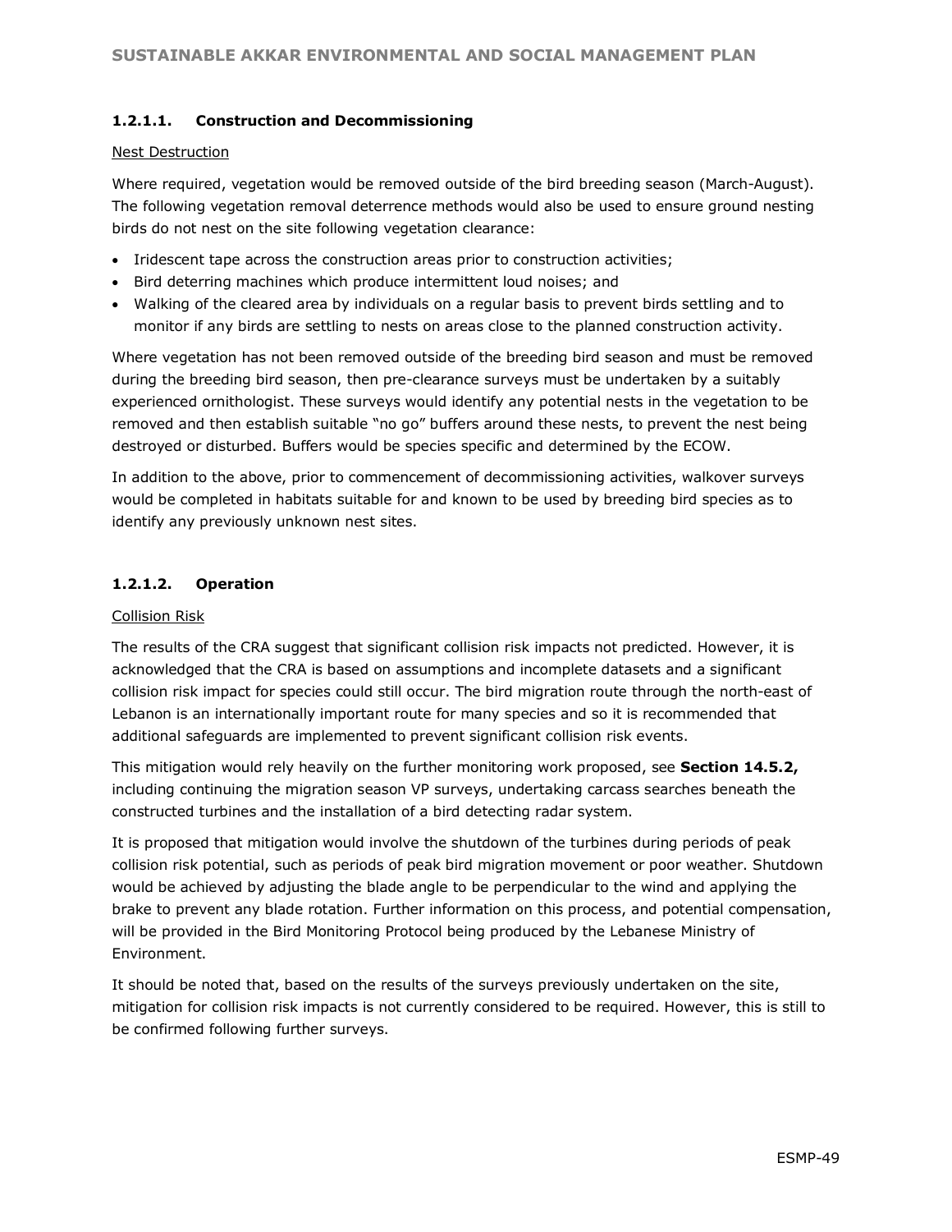#### 1.2.1.1. Construction and Decommissioning

Nest Destruction

Where required, vegetation would be removed outside of the bird breeding season (March-August). The following vegetation removal deterrence methods would also be used to ensure ground nesting birds do not nest on the site following vegetation clearance:

- Iridescent tape across the construction areas prior to construction activities;
- Bird deterring machines which produce intermittent loud noises; and
- Walking of the cleared area by individuals on a regular basis to prevent birds settling and to monitor if any birds are settling to nests on areas close to the planned construction activity.

Where vegetation has not been removed outside of the breeding bird season and must be removed during the breeding bird season, then pre-clearance surveys must be undertaken by a suitably experienced ornithologist. These surveys would identify any potential nests in the vegetation to be removed and then establish suitable "no go" buffers around these nests, to prevent the nest being destroyed or disturbed. Buffers would be species specific and determined by the ECOW.

In addition to the above, prior to commencement of decommissioning activities, walkover surveys would be completed in habitats suitable for and known to be used by breeding bird species as to identify any previously unknown nest sites.

#### 1.2.1.2. Operation

Collision Risk

The results of the CRA suggest that significant collision risk impacts not predicted. However, it is acknowledged that the CRA is based on assumptions and incomplete datasets and a significant collision risk impact for species could still occur. The bird migration route through the north-east of Lebanon is an internationally important route for many species and so it is recommended that additional safeguards are implemented to prevent significant collision risk events.

This mitigation would rely heavily on the further monitoring work proposed, see **Section 14.5.2,** including continuing the migration season VP surveys, undertaking carcass searches beneath the constructed turbines and the installation of a bird detecting radar system.

It is proposed that mitigation would involve the shutdown of the turbines during periods of peak collision risk potential, such as periods of peak bird migration movement or poor weather. Shutdown would be achieved by adjusting the blade angle to be perpendicular to the wind and applying the brake to prevent any blade rotation. Further information on this process, and potential compensation, will be provided in the Bird Monitoring Protocol being produced by the Lebanese Ministry of Environment.

It should be noted that, based on the results of the surveys previously undertaken on the site, mitigation for collision risk impacts is not currently considered to be required. However, this is still to be confirmed following further surveys.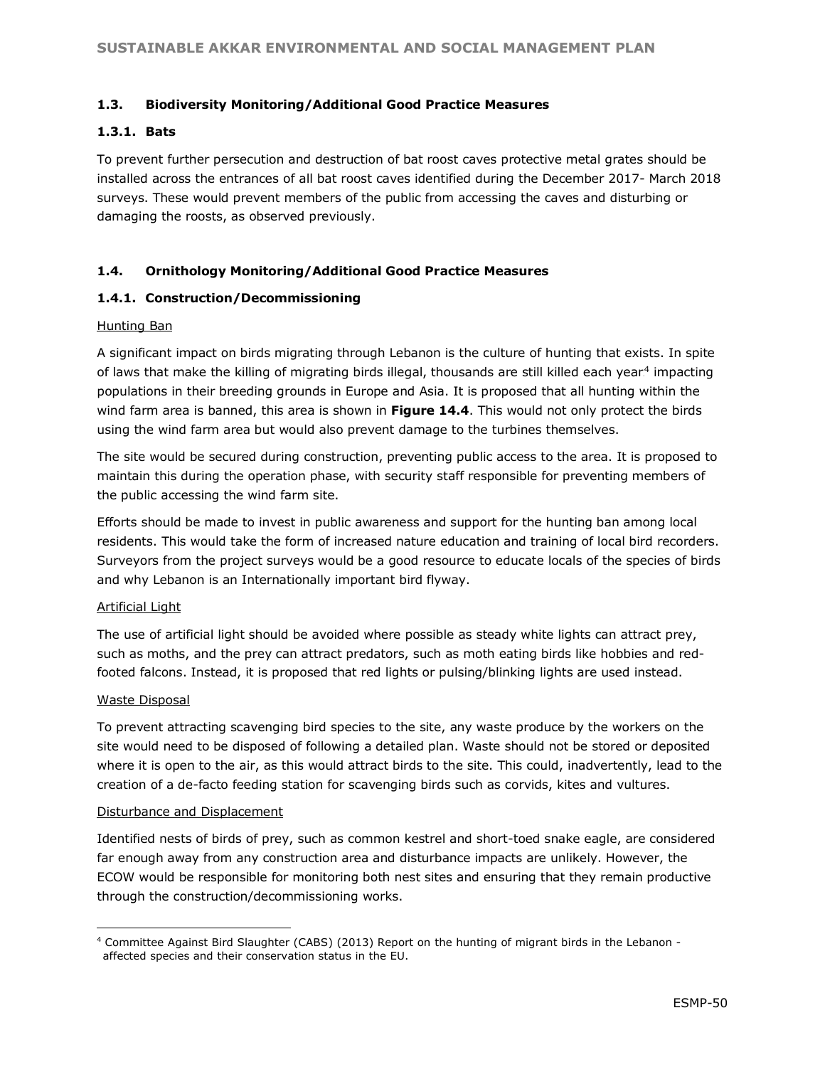## 1.3. Biodiversity Monitoring/Additional Good Practice Measures

### 1.3.1. Bats

To prevent further persecution and destruction of bat roost caves protective metal grates should be installed across the entrances of all bat roost caves identified during the December 2017- March 2018 surveys. These would prevent members of the public from accessing the caves and disturbing or damaging the roosts, as observed previously.

## 1.4. Ornithology Monitoring/Additional Good Practice Measures

### 1.4.1. Construction/Decommissioning

Hunting Ban

A significant impact on birds migrating through Lebanon is the culture of hunting that exists. In spite of laws that make the killing of migrating birds illegal, thousands are still killed each year[4] impacting populations in their breeding grounds in Europe and Asia. It is proposed that all hunting within the wind farm area is banned, this area is shown in **Figure 14.4**. This would not only protect the birds using the wind farm area but would also prevent damage to the turbines themselves.

The site would be secured during construction, preventing public access to the area. It is proposed to maintain this during the operation phase, with security staff responsible for preventing members of the public accessing the wind farm site.

Efforts should be made to invest in public awareness and support for the hunting ban among local residents. This would take the form of increased nature education and training of local bird recorders. Surveyors from the project surveys would be a good resource to educate locals of the species of birds and why Lebanon is an Internationally important bird flyway.

Artificial Light

The use of artificial light should be avoided where possible as steady white lights can attract prey, such as moths, and the prey can attract predators, such as moth eating birds like hobbies and red-footed falcons. Instead, it is proposed that red lights or pulsing/blinking lights are used instead.

Waste Disposal

To prevent attracting scavenging bird species to the site, any waste produce by the workers on the site would need to be disposed of following a detailed plan. Waste should not be stored or deposited where it is open to the air, as this would attract birds to the site. This could, inadvertently, lead to the creation of a de-facto feeding station for scavenging birds such as corvids, kites and vultures.

Disturbance and Displacement

Identified nests of birds of prey, such as common kestrel and short-toed snake eagle, are considered far enough away from any construction area and disturbance impacts are unlikely. However, the ECOW would be responsible for monitoring both nest sites and ensuring that they remain productive through the construction/decommissioning works.

---

[4] Committee Against Bird Slaughter (CABS) (2013) Report on the hunting of migrant birds in the Lebanon - affected species and their conservation status in the EU.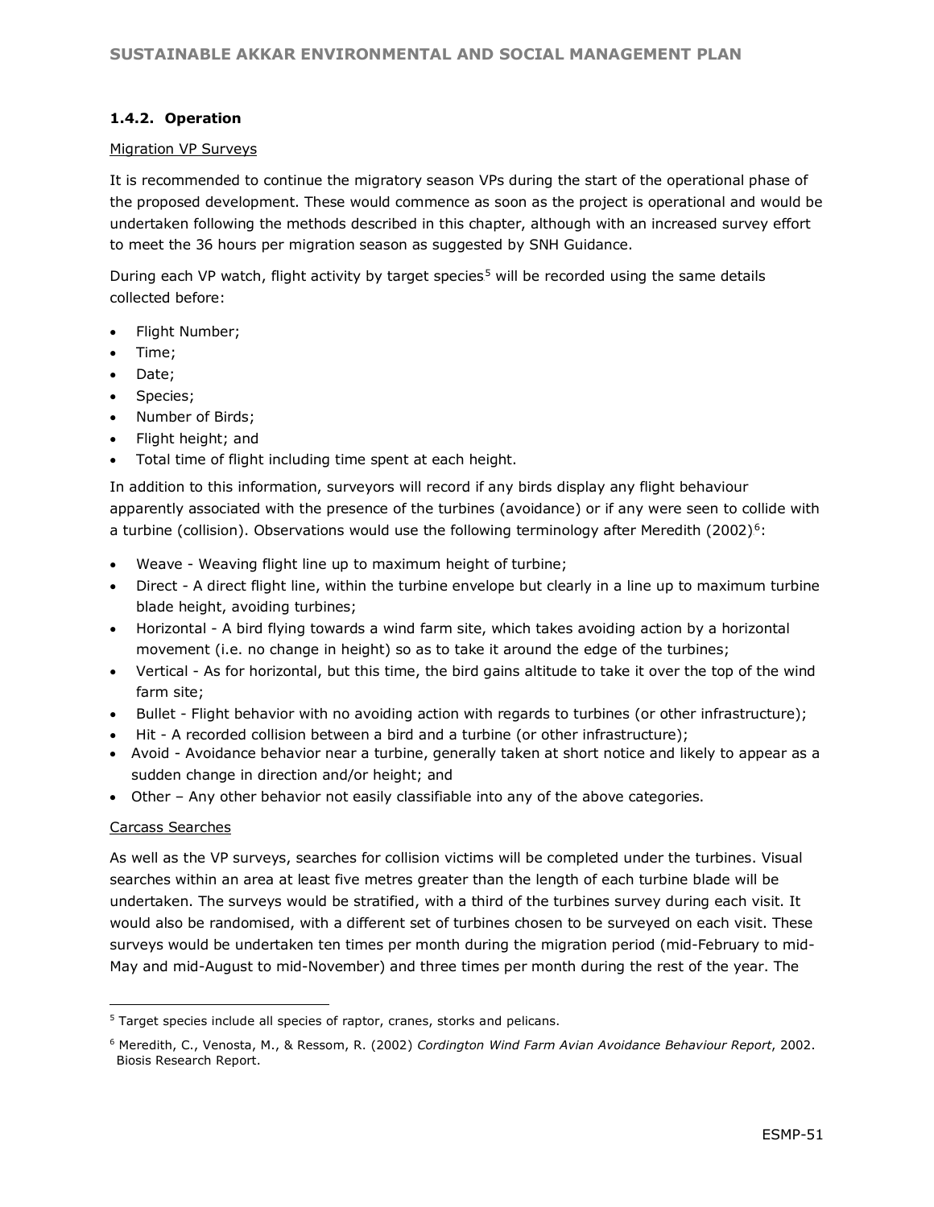### 1.4.2. Operation

Migration VP Surveys

It is recommended to continue the migratory season VPs during the start of the operational phase of the proposed development. These would commence as soon as the project is operational and would be undertaken following the methods described in this chapter, although with an increased survey effort to meet the 36 hours per migration season as suggested by SNH Guidance.

During each VP watch, flight activity by target species[5] will be recorded using the same details collected before:

- Flight Number;
- Time;
- Date;
- Species;
- Number of Birds;
- Flight height; and
- Total time of flight including time spent at each height.

In addition to this information, surveyors will record if any birds display any flight behaviour apparently associated with the presence of the turbines (avoidance) or if any were seen to collide with a turbine (collision). Observations would use the following terminology after Meredith (2002)[6]:

- Weave - Weaving flight line up to maximum height of turbine;
- Direct - A direct flight line, within the turbine envelope but clearly in a line up to maximum turbine blade height, avoiding turbines;
- Horizontal - A bird flying towards a wind farm site, which takes avoiding action by a horizontal movement (i.e. no change in height) so as to take it around the edge of the turbines;
- Vertical - As for horizontal, but this time, the bird gains altitude to take it over the top of the wind farm site;
- Bullet - Flight behavior with no avoiding action with regards to turbines (or other infrastructure);
- Hit - A recorded collision between a bird and a turbine (or other infrastructure);
- Avoid - Avoidance behavior near a turbine, generally taken at short notice and likely to appear as a sudden change in direction and/or height; and
- Other – Any other behavior not easily classifiable into any of the above categories.

Carcass Searches

As well as the VP surveys, searches for collision victims will be completed under the turbines. Visual searches within an area at least five metres greater than the length of each turbine blade will be undertaken. The surveys would be stratified, with a third of the turbines survey during each visit. It would also be randomised, with a different set of turbines chosen to be surveyed on each visit. These surveys would be undertaken ten times per month during the migration period (mid-February to mid-May and mid-August to mid-November) and three times per month during the rest of the year. The

---

[5] Target species include all species of raptor, cranes, storks and pelicans.

[6] Meredith, C., Venosta, M., & Ressom, R. (2002) *Cordington Wind Farm Avian Avoidance Behaviour Report*, 2002. Biosis Research Report.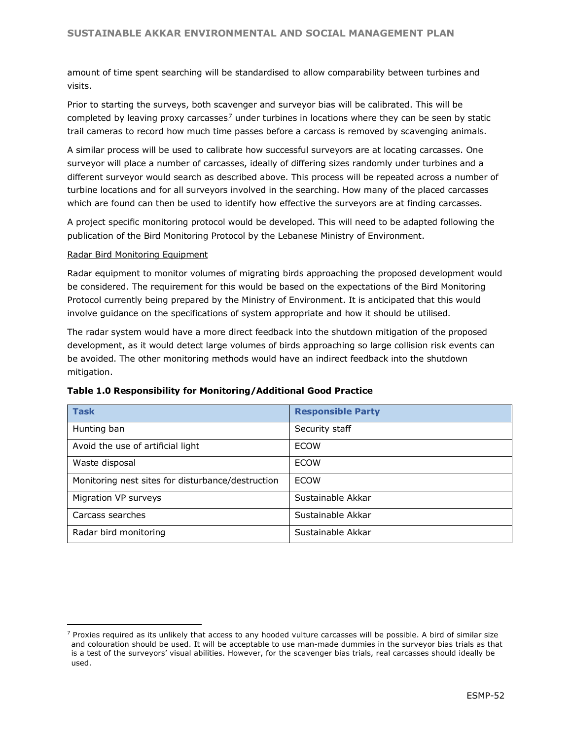amount of time spent searching will be standardised to allow comparability between turbines and visits.

Prior to starting the surveys, both scavenger and surveyor bias will be calibrated. This will be completed by leaving proxy carcasses[7] under turbines in locations where they can be seen by static trail cameras to record how much time passes before a carcass is removed by scavenging animals.

A similar process will be used to calibrate how successful surveyors are at locating carcasses. One surveyor will place a number of carcasses, ideally of differing sizes randomly under turbines and a different surveyor would search as described above. This process will be repeated across a number of turbine locations and for all surveyors involved in the searching. How many of the placed carcasses which are found can then be used to identify how effective the surveyors are at finding carcasses.

A project specific monitoring protocol would be developed. This will need to be adapted following the publication of the Bird Monitoring Protocol by the Lebanese Ministry of Environment.

Radar Bird Monitoring Equipment

Radar equipment to monitor volumes of migrating birds approaching the proposed development would be considered. The requirement for this would be based on the expectations of the Bird Monitoring Protocol currently being prepared by the Ministry of Environment. It is anticipated that this would involve guidance on the specifications of system appropriate and how it should be utilised.

The radar system would have a more direct feedback into the shutdown mitigation of the proposed development, as it would detect large volumes of birds approaching so large collision risk events can be avoided. The other monitoring methods would have an indirect feedback into the shutdown mitigation.

**Table 1.0 Responsibility for Monitoring/Additional Good Practice**

| Task | Responsible Party |
| --- | --- |
| Hunting ban | Security staff |
| Avoid the use of artificial light | ECOW |
| Waste disposal | ECOW |
| Monitoring nest sites for disturbance/destruction | ECOW |
| Migration VP surveys | Sustainable Akkar |
| Carcass searches | Sustainable Akkar |
| Radar bird monitoring | Sustainable Akkar |

[7] Proxies required as its unlikely that access to any hooded vulture carcasses will be possible. A bird of similar size and colouration should be used. It will be acceptable to use man-made dummies in the surveyor bias trials as that is a test of the surveyors' visual abilities. However, for the scavenger bias trials, real carcasses should ideally be used.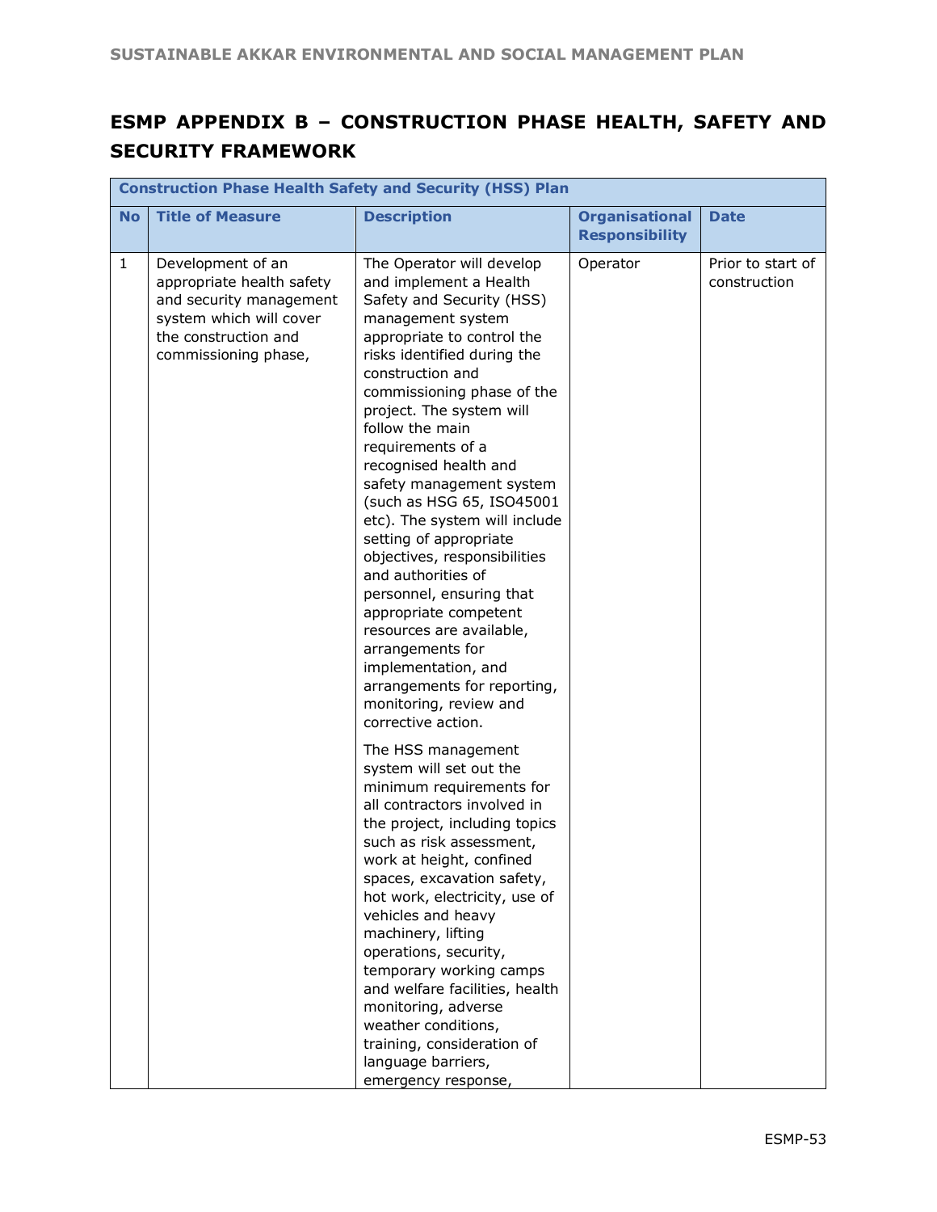## ESMP APPENDIX B – CONSTRUCTION PHASE HEALTH, SAFETY AND SECURITY FRAMEWORK

| Construction Phase Health Safety and Security (HSS) Plan | | | | |
|---|---|---|---|---|
| **No** | **Title of Measure** | **Description** | **Organisational Responsibility** | **Date** |
| 1 | Development of an appropriate health safety and security management system which will cover the construction and commissioning phase, | The Operator will develop and implement a Health Safety and Security (HSS) management system appropriate to control the risks identified during the construction and commissioning phase of the project. The system will follow the main requirements of a recognised health and safety management system (such as HSG 65, ISO45001 etc). The system will include setting of appropriate objectives, responsibilities and authorities of personnel, ensuring that appropriate competent resources are available, arrangements for implementation, and arrangements for reporting, monitoring, review and corrective action.<br><br>The HSS management system will set out the minimum requirements for all contractors involved in the project, including topics such as risk assessment, work at height, confined spaces, excavation safety, hot work, electricity, use of vehicles and heavy machinery, lifting operations, security, temporary working camps and welfare facilities, health monitoring, adverse weather conditions, training, consideration of language barriers, emergency response, | Operator | Prior to start of construction |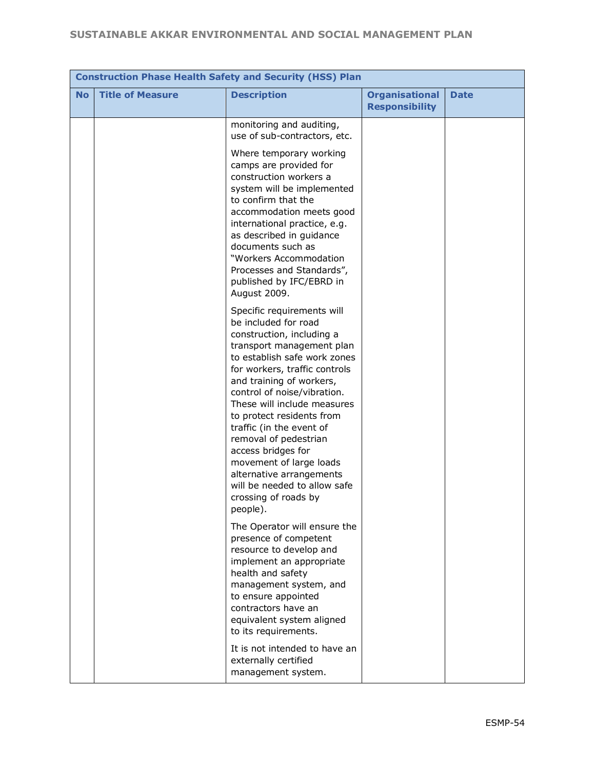| Construction Phase Health Safety and Security (HSS) Plan | | | | |
|---|---|---|---|---|
| **No** | **Title of Measure** | **Description** | **Organisational Responsibility** | **Date** |
| | | monitoring and auditing, use of sub-contractors, etc.<br><br>Where temporary working camps are provided for construction workers a system will be implemented to confirm that the accommodation meets good international practice, e.g. as described in guidance documents such as "Workers Accommodation Processes and Standards", published by IFC/EBRD in August 2009.<br><br>Specific requirements will be included for road construction, including a transport management plan to establish safe work zones for workers, traffic controls and training of workers, control of noise/vibration. These will include measures to protect residents from traffic (in the event of removal of pedestrian access bridges for movement of large loads alternative arrangements will be needed to allow safe crossing of roads by people).<br><br>The Operator will ensure the presence of competent resource to develop and implement an appropriate health and safety management system, and to ensure appointed contractors have an equivalent system aligned to its requirements.<br><br>It is not intended to have an externally certified management system. | | |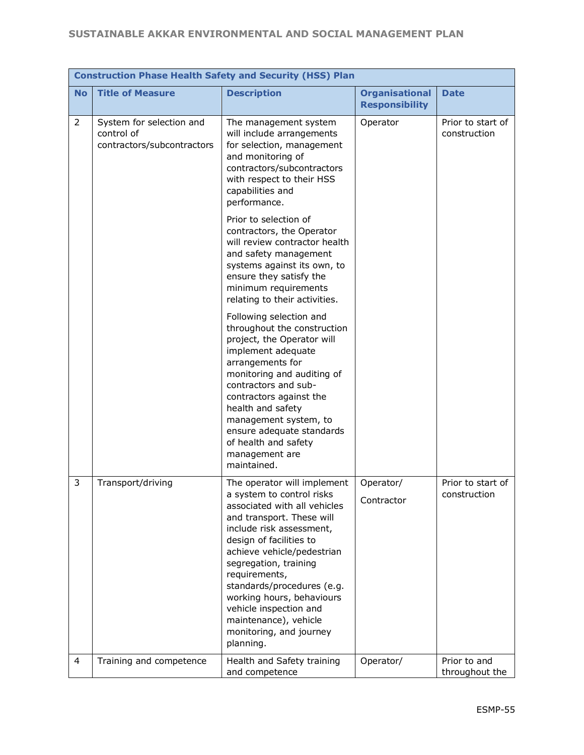| Construction Phase Health Safety and Security (HSS) Plan | | | | |
|---|---|---|---|---|
| **No** | **Title of Measure** | **Description** | **Organisational Responsibility** | **Date** |
| 2 | System for selection and control of contractors/subcontractors | The management system will include arrangements for selection, management and monitoring of contractors/subcontractors with respect to their HSS capabilities and performance.<br><br>Prior to selection of contractors, the Operator will review contractor health and safety management systems against its own, to ensure they satisfy the minimum requirements relating to their activities.<br><br>Following selection and throughout the construction project, the Operator will implement adequate arrangements for monitoring and auditing of contractors and sub-contractors against the health and safety management system, to ensure adequate standards of health and safety management are maintained. | Operator | Prior to start of construction |
| 3 | Transport/driving | The operator will implement a system to control risks associated with all vehicles and transport. These will include risk assessment, design of facilities to achieve vehicle/pedestrian segregation, training requirements, standards/procedures (e.g. working hours, behaviours vehicle inspection and maintenance), vehicle monitoring, and journey planning. | Operator/<br>Contractor | Prior to start of construction |
| 4 | Training and competence | Health and Safety training and competence | Operator/ | Prior to and throughout the |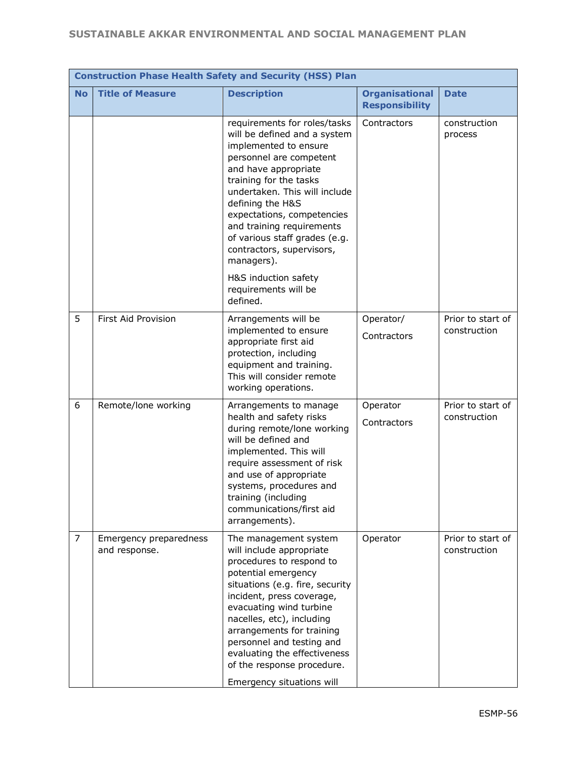| Construction Phase Health Safety and Security (HSS) Plan | | | | |
|---|---|---|---|---|
| **No** | **Title of Measure** | **Description** | **Organisational Responsibility** | **Date** |
| | | requirements for roles/tasks will be defined and a system implemented to ensure personnel are competent and have appropriate training for the tasks undertaken. This will include defining the H&S expectations, competencies and training requirements of various staff grades (e.g. contractors, supervisors, managers).<br><br>H&S induction safety requirements will be defined. | Contractors | construction process |
| 5 | First Aid Provision | Arrangements will be implemented to ensure appropriate first aid protection, including equipment and training. This will consider remote working operations. | Operator/<br>Contractors | Prior to start of construction |
| 6 | Remote/lone working | Arrangements to manage health and safety risks during remote/lone working will be defined and implemented. This will require assessment of risk and use of appropriate systems, procedures and training (including communications/first aid arrangements). | Operator<br>Contractors | Prior to start of construction |
| 7 | Emergency preparedness and response. | The management system will include appropriate procedures to respond to potential emergency situations (e.g. fire, security incident, press coverage, evacuating wind turbine nacelles, etc), including arrangements for training personnel and testing and evaluating the effectiveness of the response procedure.<br><br>Emergency situations will | Operator | Prior to start of construction |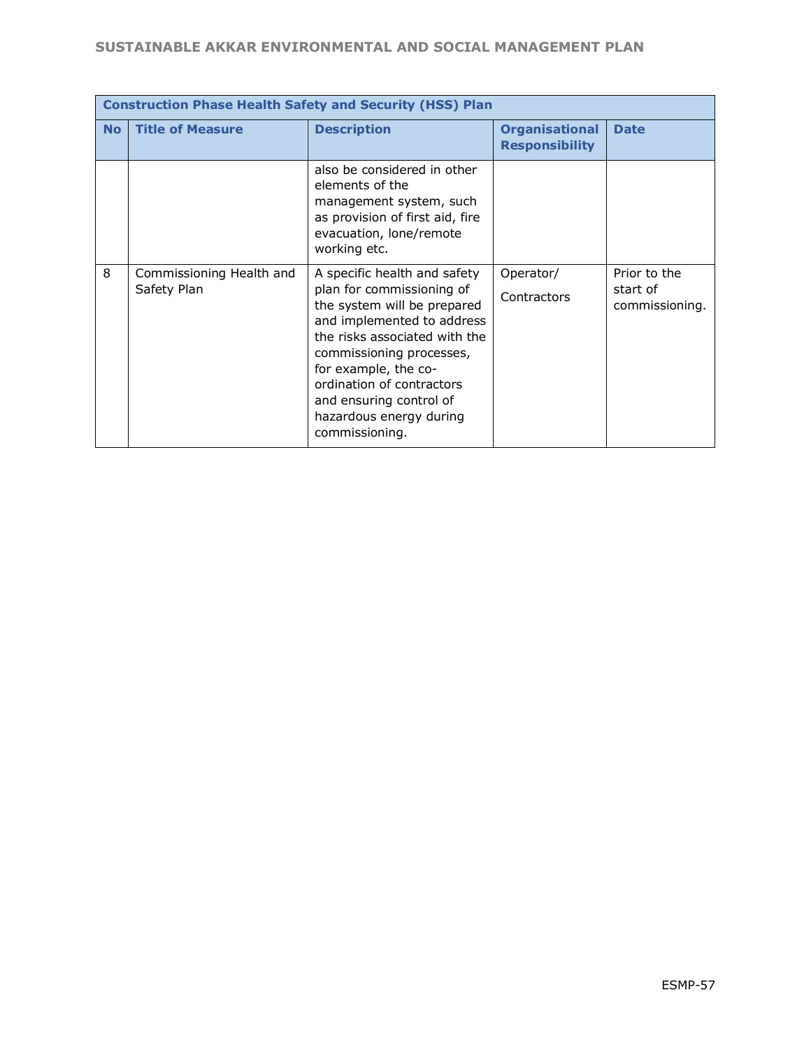| Construction Phase Health Safety and Security (HSS) Plan | | | | |
|---|---|---|---|---|
| **No** | **Title of Measure** | **Description** | **Organisational Responsibility** | **Date** |
| | | also be considered in other elements of the management system, such as provision of first aid, fire evacuation, lone/remote working etc. | | |
| 8 | Commissioning Health and Safety Plan | A specific health and safety plan for commissioning of the system will be prepared and implemented to address the risks associated with the commissioning processes, for example, the co-ordination of contractors and ensuring control of hazardous energy during commissioning. | Operator/ Contractors | Prior to the start of commissioning. |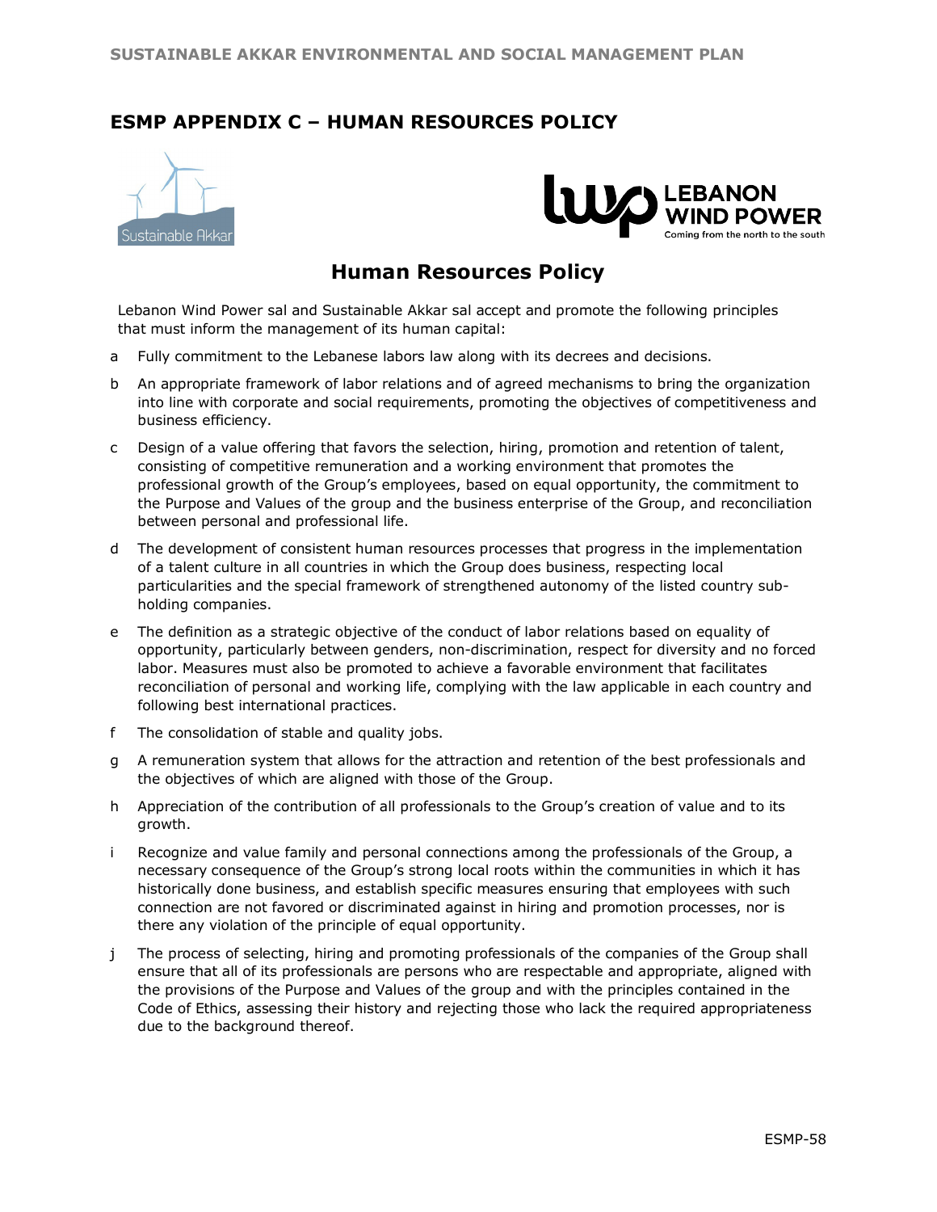## ESMP APPENDIX C – HUMAN RESOURCES POLICY

# Human Resources Policy

Lebanon Wind Power sal and Sustainable Akkar sal accept and promote the following principles that must inform the management of its human capital:

a Fully commitment to the Lebanese labors law along with its decrees and decisions.

b An appropriate framework of labor relations and of agreed mechanisms to bring the organization into line with corporate and social requirements, promoting the objectives of competitiveness and business efficiency.

c Design of a value offering that favors the selection, hiring, promotion and retention of talent, consisting of competitive remuneration and a working environment that promotes the professional growth of the Group's employees, based on equal opportunity, the commitment to the Purpose and Values of the group and the business enterprise of the Group, and reconciliation between personal and professional life.

d The development of consistent human resources processes that progress in the implementation of a talent culture in all countries in which the Group does business, respecting local particularities and the special framework of strengthened autonomy of the listed country sub-holding companies.

e The definition as a strategic objective of the conduct of labor relations based on equality of opportunity, particularly between genders, non-discrimination, respect for diversity and no forced labor. Measures must also be promoted to achieve a favorable environment that facilitates reconciliation of personal and working life, complying with the law applicable in each country and following best international practices.

f The consolidation of stable and quality jobs.

g A remuneration system that allows for the attraction and retention of the best professionals and the objectives of which are aligned with those of the Group.

h Appreciation of the contribution of all professionals to the Group's creation of value and to its growth.

i Recognize and value family and personal connections among the professionals of the Group, a necessary consequence of the Group's strong local roots within the communities in which it has historically done business, and establish specific measures ensuring that employees with such connection are not favored or discriminated against in hiring and promotion processes, nor is there any violation of the principle of equal opportunity.

j The process of selecting, hiring and promoting professionals of the companies of the Group shall ensure that all of its professionals are persons who are respectable and appropriate, aligned with the provisions of the Purpose and Values of the group and with the principles contained in the Code of Ethics, assessing their history and rejecting those who lack the required appropriateness due to the background thereof.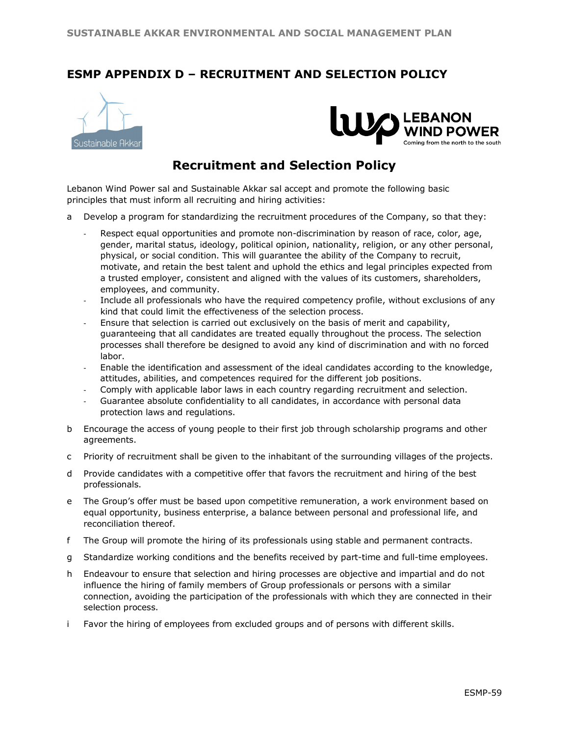## ESMP APPENDIX D – RECRUITMENT AND SELECTION POLICY

# Recruitment and Selection Policy

Lebanon Wind Power sal and Sustainable Akkar sal accept and promote the following basic principles that must inform all recruiting and hiring activities:

a Develop a program for standardizing the recruitment procedures of the Company, so that they:

- Respect equal opportunities and promote non-discrimination by reason of race, color, age, gender, marital status, ideology, political opinion, nationality, religion, or any other personal, physical, or social condition. This will guarantee the ability of the Company to recruit, motivate, and retain the best talent and uphold the ethics and legal principles expected from a trusted employer, consistent and aligned with the values of its customers, shareholders, employees, and community.
- Include all professionals who have the required competency profile, without exclusions of any kind that could limit the effectiveness of the selection process.
- Ensure that selection is carried out exclusively on the basis of merit and capability, guaranteeing that all candidates are treated equally throughout the process. The selection processes shall therefore be designed to avoid any kind of discrimination and with no forced labor.
- Enable the identification and assessment of the ideal candidates according to the knowledge, attitudes, abilities, and competences required for the different job positions.
- Comply with applicable labor laws in each country regarding recruitment and selection.
- Guarantee absolute confidentiality to all candidates, in accordance with personal data protection laws and regulations.

b Encourage the access of young people to their first job through scholarship programs and other agreements.

c Priority of recruitment shall be given to the inhabitant of the surrounding villages of the projects.

d Provide candidates with a competitive offer that favors the recruitment and hiring of the best professionals.

e The Group's offer must be based upon competitive remuneration, a work environment based on equal opportunity, business enterprise, a balance between personal and professional life, and reconciliation thereof.

f The Group will promote the hiring of its professionals using stable and permanent contracts.

g Standardize working conditions and the benefits received by part-time and full-time employees.

h Endeavour to ensure that selection and hiring processes are objective and impartial and do not influence the hiring of family members of Group professionals or persons with a similar connection, avoiding the participation of the professionals with which they are connected in their selection process.

i Favor the hiring of employees from excluded groups and of persons with different skills.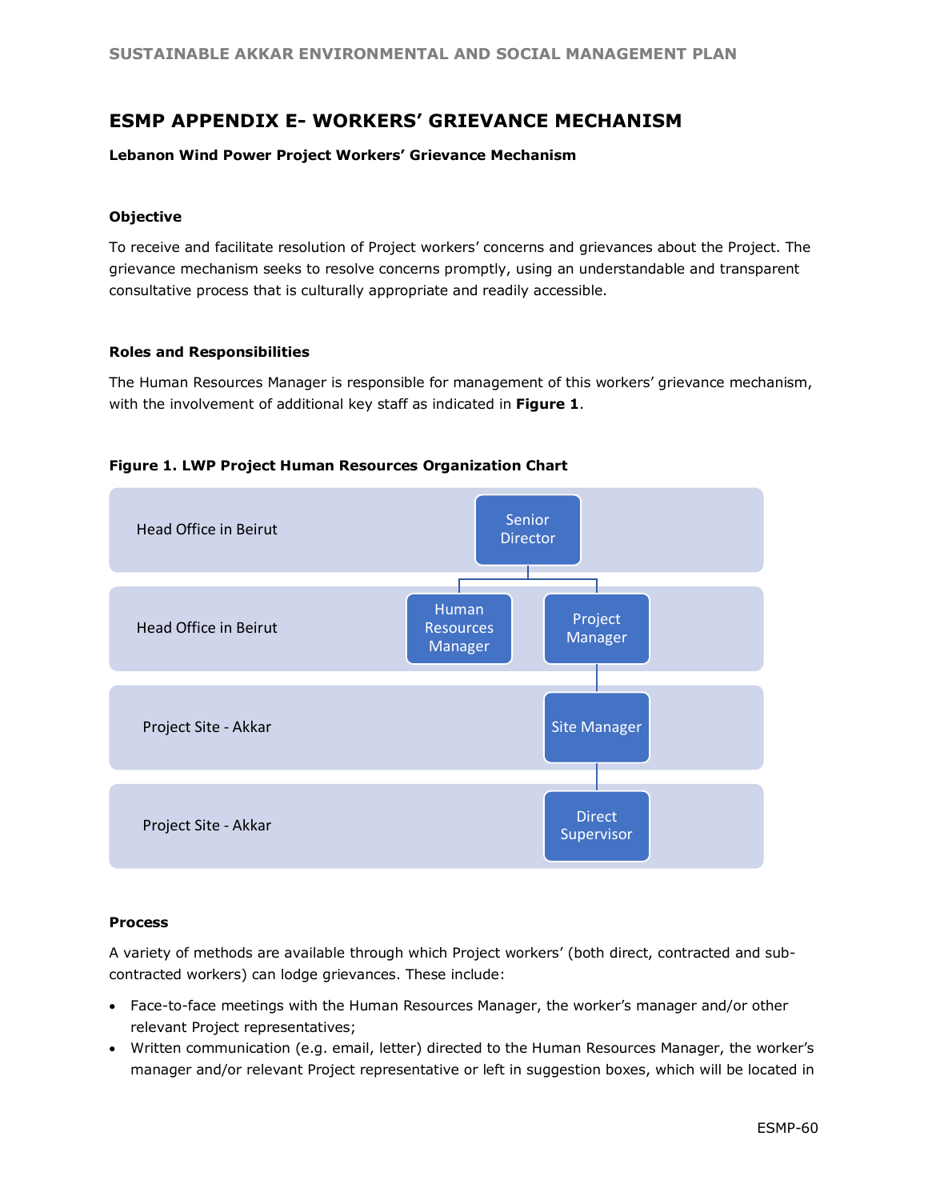## ESMP APPENDIX E- WORKERS' GRIEVANCE MECHANISM

**Lebanon Wind Power Project Workers' Grievance Mechanism**

### Objective

To receive and facilitate resolution of Project workers' concerns and grievances about the Project. The grievance mechanism seeks to resolve concerns promptly, using an understandable and transparent consultative process that is culturally appropriate and readily accessible.

### Roles and Responsibilities

The Human Resources Manager is responsible for management of this workers' grievance mechanism, with the involvement of additional key staff as indicated in **Figure 1**.

**Figure 1. LWP Project Human Resources Organization Chart**

| Location | Position(s) |
|---|---|
| Head Office in Beirut | Senior Director |
| Head Office in Beirut | Human Resources Manager; Project Manager |
| Project Site - Akkar | Site Manager |
| Project Site - Akkar | Direct Supervisor |

### Process

A variety of methods are available through which Project workers' (both direct, contracted and sub-contracted workers) can lodge grievances. These include:

- Face-to-face meetings with the Human Resources Manager, the worker's manager and/or other relevant Project representatives;
- Written communication (e.g. email, letter) directed to the Human Resources Manager, the worker's manager and/or relevant Project representative or left in suggestion boxes, which will be located in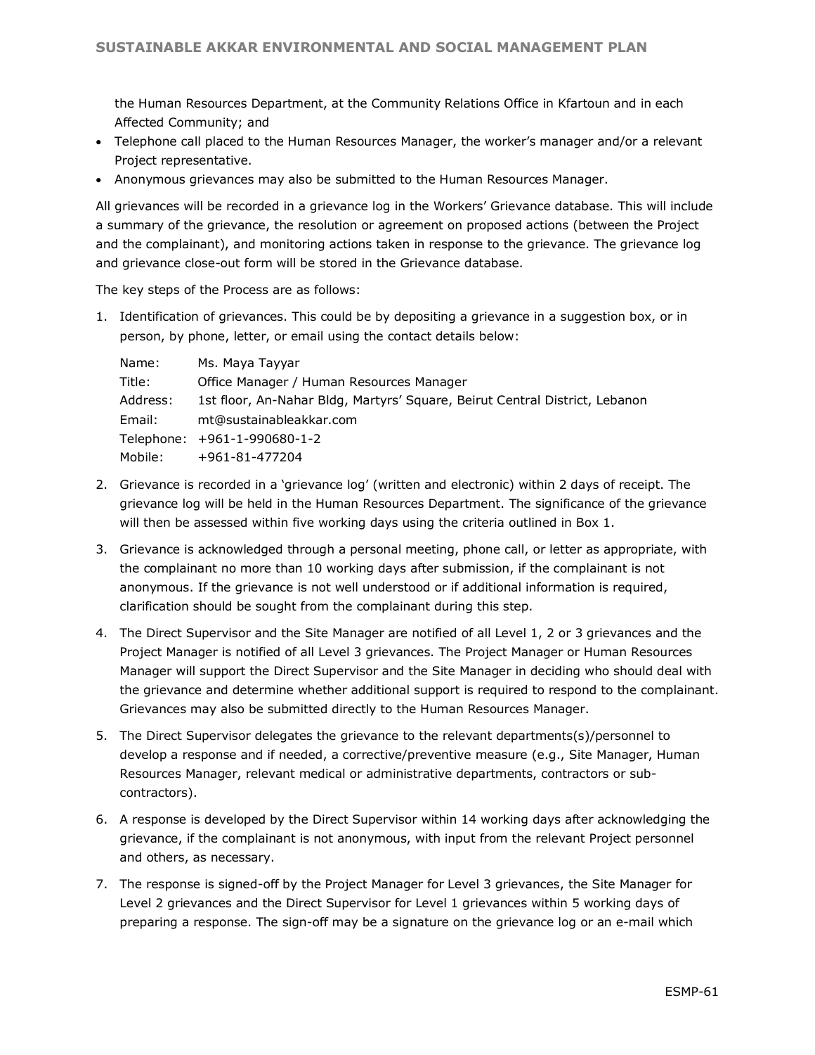the Human Resources Department, at the Community Relations Office in Kfartoun and in each Affected Community; and

- Telephone call placed to the Human Resources Manager, the worker's manager and/or a relevant Project representative.
- Anonymous grievances may also be submitted to the Human Resources Manager.

All grievances will be recorded in a grievance log in the Workers' Grievance database. This will include a summary of the grievance, the resolution or agreement on proposed actions (between the Project and the complainant), and monitoring actions taken in response to the grievance. The grievance log and grievance close-out form will be stored in the Grievance database.

The key steps of the Process are as follows:

1. Identification of grievances. This could be by depositing a grievance in a suggestion box, or in person, by phone, letter, or email using the contact details below:

   Name: Ms. Maya Tayyar
   Title: Office Manager / Human Resources Manager
   Address: 1st floor, An-Nahar Bldg, Martyrs' Square, Beirut Central District, Lebanon
   Email: mt@sustainableakkar.com
   Telephone: +961-1-990680-1-2
   Mobile: +961-81-477204

2. Grievance is recorded in a 'grievance log' (written and electronic) within 2 days of receipt. The grievance log will be held in the Human Resources Department. The significance of the grievance will then be assessed within five working days using the criteria outlined in Box 1.

3. Grievance is acknowledged through a personal meeting, phone call, or letter as appropriate, with the complainant no more than 10 working days after submission, if the complainant is not anonymous. If the grievance is not well understood or if additional information is required, clarification should be sought from the complainant during this step.

4. The Direct Supervisor and the Site Manager are notified of all Level 1, 2 or 3 grievances and the Project Manager is notified of all Level 3 grievances. The Project Manager or Human Resources Manager will support the Direct Supervisor and the Site Manager in deciding who should deal with the grievance and determine whether additional support is required to respond to the complainant. Grievances may also be submitted directly to the Human Resources Manager.

5. The Direct Supervisor delegates the grievance to the relevant departments(s)/personnel to develop a response and if needed, a corrective/preventive measure (e.g., Site Manager, Human Resources Manager, relevant medical or administrative departments, contractors or sub-contractors).

6. A response is developed by the Direct Supervisor within 14 working days after acknowledging the grievance, if the complainant is not anonymous, with input from the relevant Project personnel and others, as necessary.

7. The response is signed-off by the Project Manager for Level 3 grievances, the Site Manager for Level 2 grievances and the Direct Supervisor for Level 1 grievances within 5 working days of preparing a response. The sign-off may be a signature on the grievance log or an e-mail which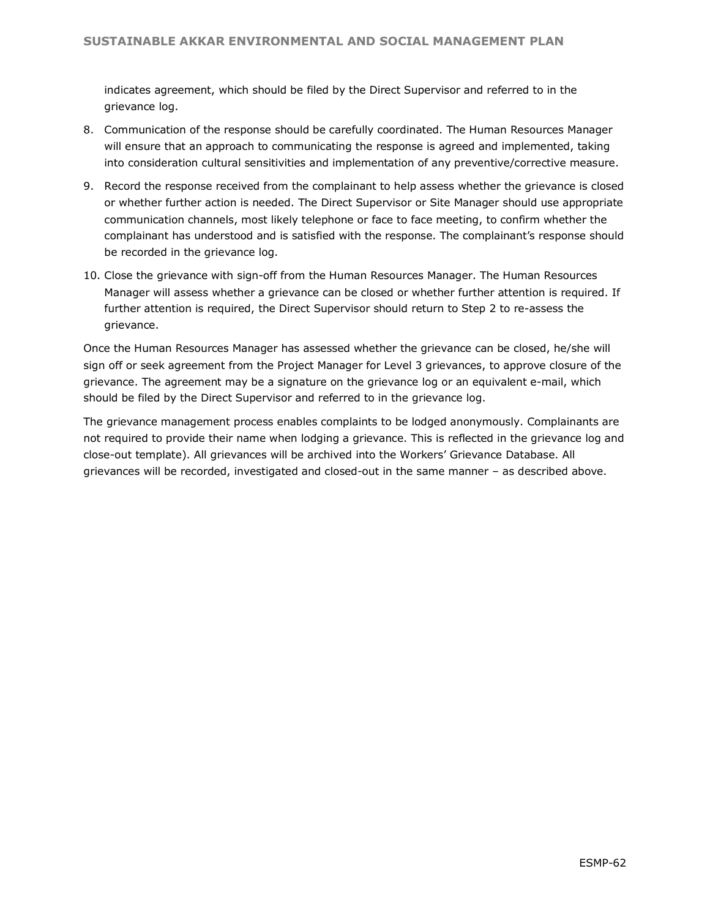indicates agreement, which should be filed by the Direct Supervisor and referred to in the grievance log.

8. Communication of the response should be carefully coordinated. The Human Resources Manager will ensure that an approach to communicating the response is agreed and implemented, taking into consideration cultural sensitivities and implementation of any preventive/corrective measure.
9. Record the response received from the complainant to help assess whether the grievance is closed or whether further action is needed. The Direct Supervisor or Site Manager should use appropriate communication channels, most likely telephone or face to face meeting, to confirm whether the complainant has understood and is satisfied with the response. The complainant's response should be recorded in the grievance log.
10. Close the grievance with sign-off from the Human Resources Manager. The Human Resources Manager will assess whether a grievance can be closed or whether further attention is required. If further attention is required, the Direct Supervisor should return to Step 2 to re-assess the grievance.

Once the Human Resources Manager has assessed whether the grievance can be closed, he/she will sign off or seek agreement from the Project Manager for Level 3 grievances, to approve closure of the grievance. The agreement may be a signature on the grievance log or an equivalent e-mail, which should be filed by the Direct Supervisor and referred to in the grievance log.

The grievance management process enables complaints to be lodged anonymously. Complainants are not required to provide their name when lodging a grievance. This is reflected in the grievance log and close-out template). All grievances will be archived into the Workers' Grievance Database. All grievances will be recorded, investigated and closed-out in the same manner – as described above.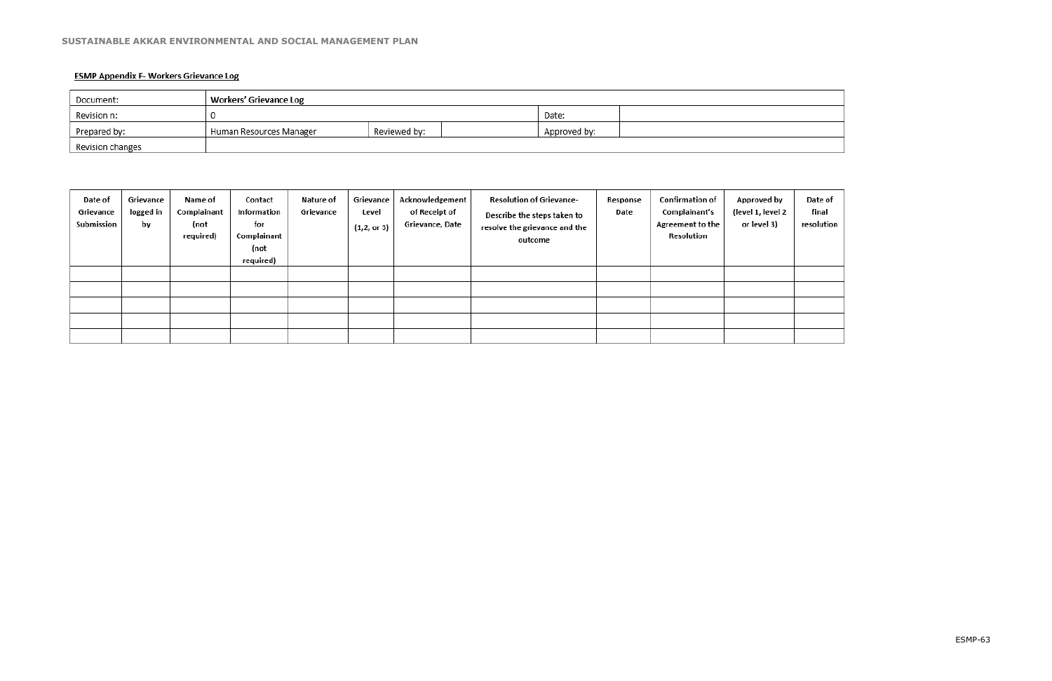**ESMP Appendix F- Workers Grievance Log**

| Document: | Workers' Grievance Log | | | | |
|---|---|---|---|---|---|
| Revision n: | 0 | | | Date: | |
| Prepared by: | Human Resources Manager | Reviewed by: | | Approved by: | |
| Revision changes | | | | | |

| Date of Grievance Submission | Grievance logged in by | Name of Complainant (not required) | Contact Information for Complainant (not required) | Nature of Grievance | Grievance Level (1,2, or 3) | Acknowledgement of Receipt of Grievance, Date | Resolution of Grievance- Describe the steps taken to resolve the grievance and the outcome | Response Date | Confirmation of Complainant's Agreement to the Resolution | Approved by (level 1, level 2 or level 3) | Date of final resolution |
|---|---|---|---|---|---|---|---|---|---|---|---|
| | | | | | | | | | | | |
| | | | | | | | | | | | |
| | | | | | | | | | | | |
| | | | | | | | | | | | |
| | | | | | | | | | | | |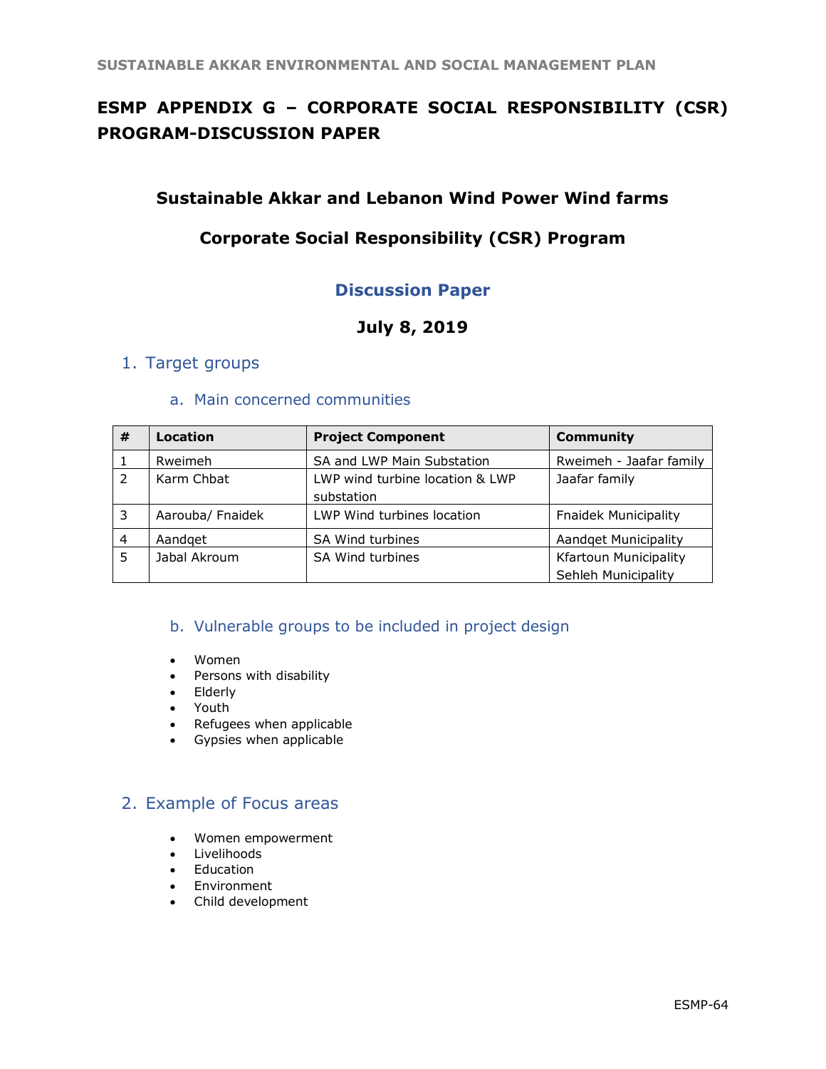# ESMP APPENDIX G – CORPORATE SOCIAL RESPONSIBILITY (CSR) PROGRAM-DISCUSSION PAPER

## Sustainable Akkar and Lebanon Wind Power Wind farms

## Corporate Social Responsibility (CSR) Program

## Discussion Paper

**July 8, 2019**

## 1. Target groups

### a. Main concerned communities

| # | Location | Project Component | Community |
|---|---|---|---|
| 1 | Rweimeh | SA and LWP Main Substation | Rweimeh - Jaafar family |
| 2 | Karm Chbat | LWP wind turbine location & LWP substation | Jaafar family |
| 3 | Aarouba/ Fnaidek | LWP Wind turbines location | Fnaidek Municipality |
| 4 | Aandqet | SA Wind turbines | Aandqet Municipality |
| 5 | Jabal Akroum | SA Wind turbines | Kfartoun Municipality<br>Sehleh Municipality |

### b. Vulnerable groups to be included in project design

- Women
- Persons with disability
- Elderly
- Youth
- Refugees when applicable
- Gypsies when applicable

## 2. Example of Focus areas

- Women empowerment
- Livelihoods
- Education
- Environment
- Child development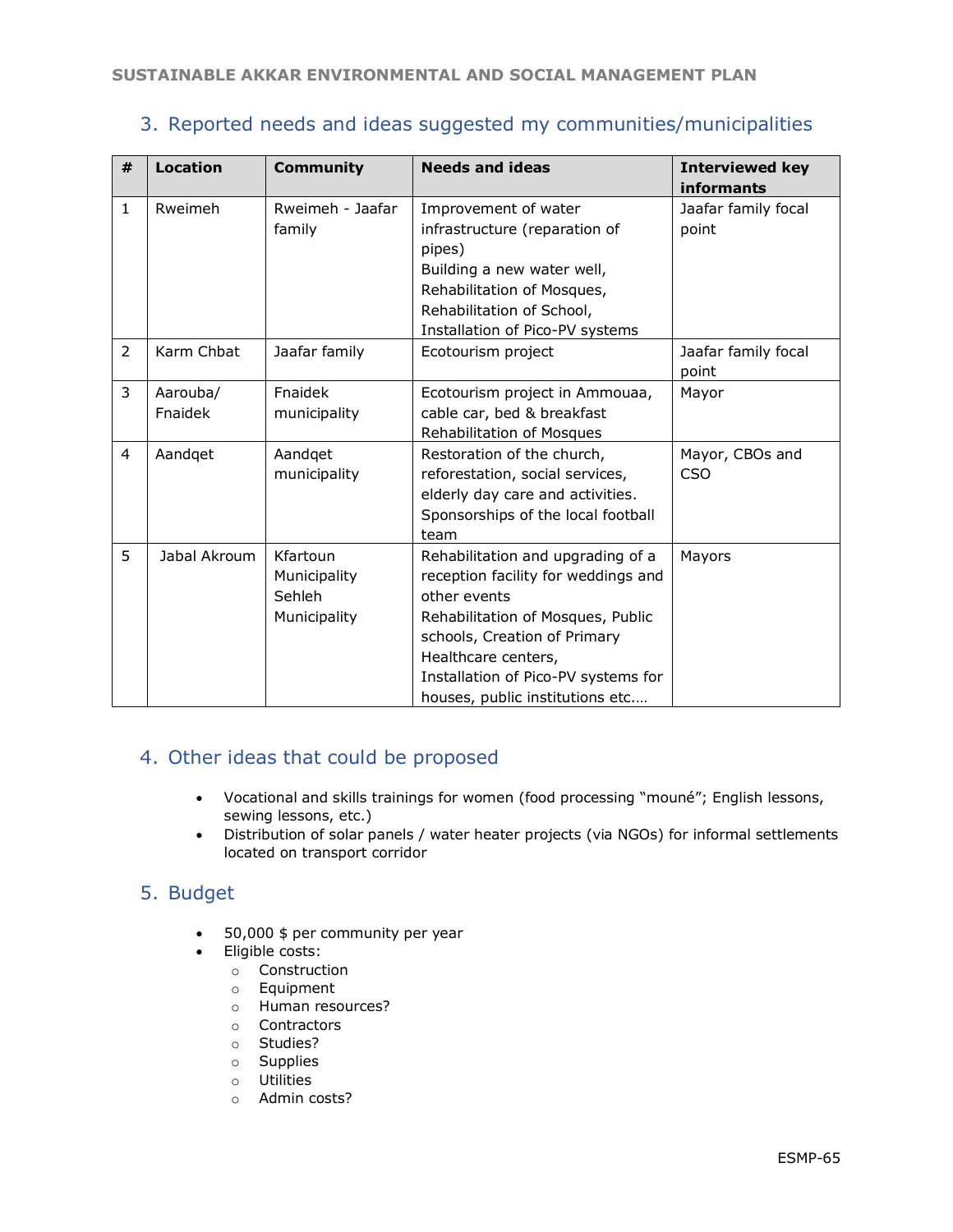## 3. Reported needs and ideas suggested my communities/municipalities

| # | Location | Community | Needs and ideas | Interviewed key informants |
|---|---|---|---|---|
| 1 | Rweimeh | Rweimeh - Jaafar family | Improvement of water infrastructure (reparation of pipes)<br>Building a new water well,<br>Rehabilitation of Mosques,<br>Rehabilitation of School,<br>Installation of Pico-PV systems | Jaafar family focal point |
| 2 | Karm Chbat | Jaafar family | Ecotourism project | Jaafar family focal point |
| 3 | Aarouba/ Fnaidek | Fnaidek municipality | Ecotourism project in Ammouaa, cable car, bed & breakfast<br>Rehabilitation of Mosques | Mayor |
| 4 | Aandqet | Aandqet municipality | Restoration of the church, reforestation, social services, elderly day care and activities.<br>Sponsorships of the local football team | Mayor, CBOs and CSO |
| 5 | Jabal Akroum | Kfartoun Municipality<br>Sehleh Municipality | Rehabilitation and upgrading of a reception facility for weddings and other events<br>Rehabilitation of Mosques, Public schools, Creation of Primary Healthcare centers,<br>Installation of Pico-PV systems for houses, public institutions etc.… | Mayors |

## 4. Other ideas that could be proposed

- Vocational and skills trainings for women (food processing "mouné"; English lessons, sewing lessons, etc.)
- Distribution of solar panels / water heater projects (via NGOs) for informal settlements located on transport corridor

## 5. Budget

- 50,000 $ per community per year
- Eligible costs:
  - Construction
  - Equipment
  - Human resources?
  - Contractors
  - Studies?
  - Supplies
  - Utilities
  - Admin costs?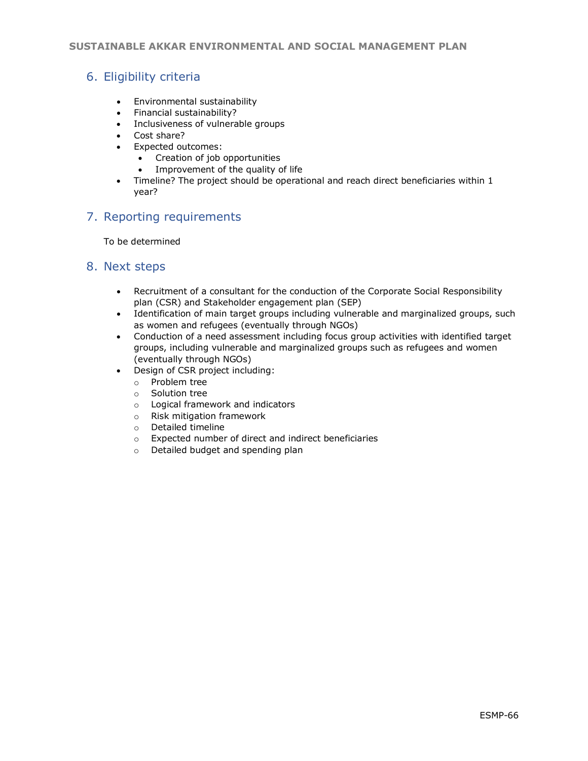## 6. Eligibility criteria

- Environmental sustainability
- Financial sustainability?
- Inclusiveness of vulnerable groups
- Cost share?
- Expected outcomes:
  - Creation of job opportunities
  - Improvement of the quality of life
- Timeline? The project should be operational and reach direct beneficiaries within 1 year?

## 7. Reporting requirements

To be determined

## 8. Next steps

- Recruitment of a consultant for the conduction of the Corporate Social Responsibility plan (CSR) and Stakeholder engagement plan (SEP)
- Identification of main target groups including vulnerable and marginalized groups, such as women and refugees (eventually through NGOs)
- Conduction of a need assessment including focus group activities with identified target groups, including vulnerable and marginalized groups such as refugees and women (eventually through NGOs)
- Design of CSR project including:
  - Problem tree
  - Solution tree
  - Logical framework and indicators
  - Risk mitigation framework
  - Detailed timeline
  - Expected number of direct and indirect beneficiaries
  - Detailed budget and spending plan